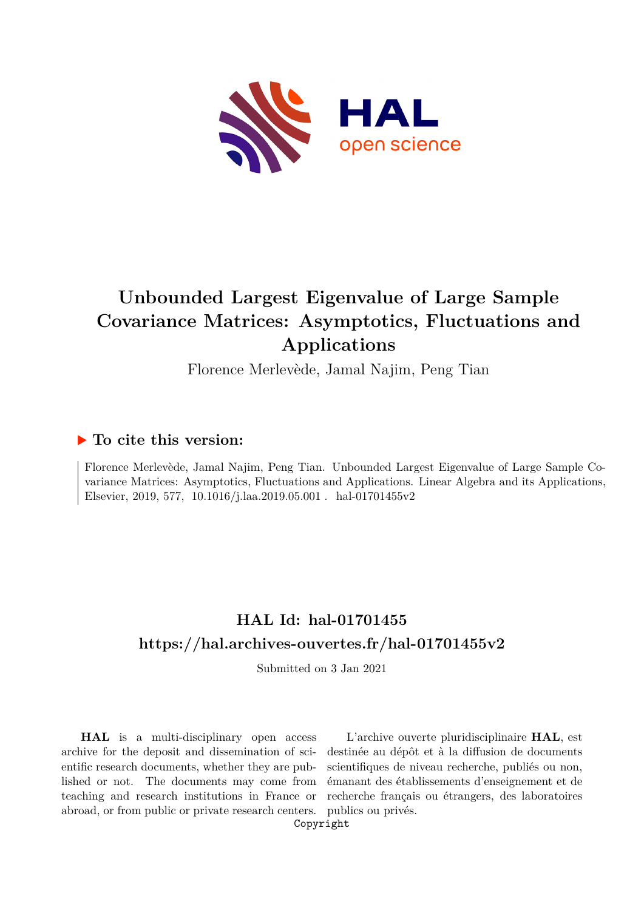# Unbounded Largest Eigenvalue of Large Sample Covariance Matrices: Asymptotics, Fluctuations and Applications

Florence Merlevède, Jamal Najim, Peng Tian

## ▶ To cite this version:

Florence Merlevède, Jamal Najim, Peng Tian. Unbounded Largest Eigenvalue of Large Sample Covariance Matrices: Asymptotics, Fluctuations and Applications. Linear Algebra and its Applications, Elsevier, 2019, 577, 10.1016/j.laa.2019.05.001 . hal-01701455v2

## HAL Id: hal-01701455

## https://hal.archives-ouvertes.fr/hal-01701455v2

Submitted on 3 Jan 2021

**HAL** is a multi-disciplinary open access archive for the deposit and dissemination of scientific research documents, whether they are published or not. The documents may come from teaching and research institutions in France or abroad, or from public or private research centers.

L'archive ouverte pluridisciplinaire **HAL**, est destinée au dépôt et à la diffusion de documents scientifiques de niveau recherche, publiés ou non, émanant des établissements d'enseignement et de recherche français ou étrangers, des laboratoires publics ou privés.

Copyright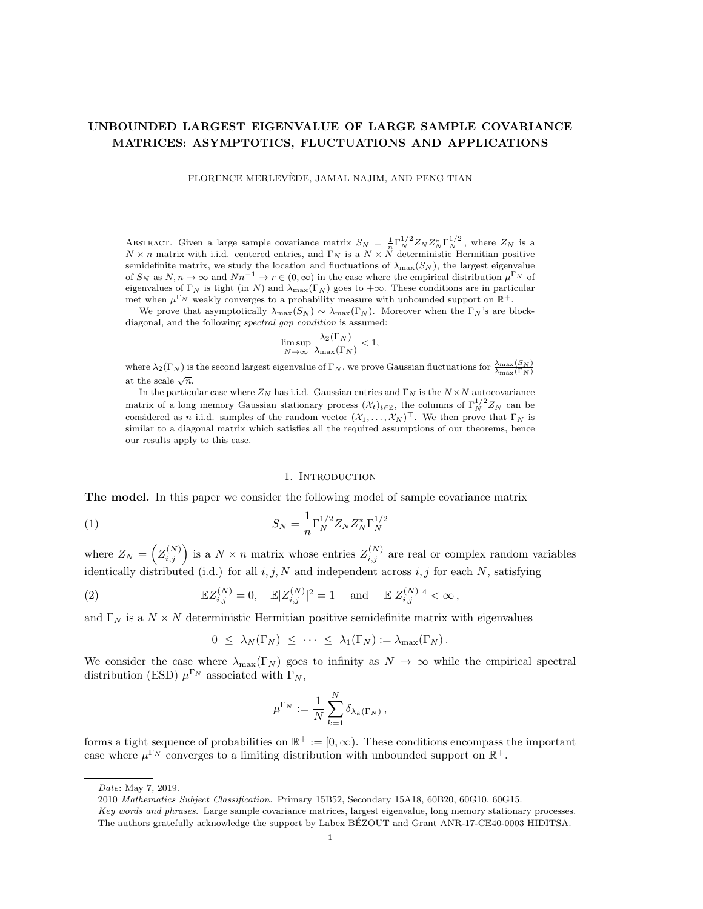# UNBOUNDED LARGEST EIGENVALUE OF LARGE SAMPLE COVARIANCE MATRICES: ASYMPTOTICS, FLUCTUATIONS AND APPLICATIONS

FLORENCE MERLEVÈDE, JAMAL NAJIM, AND PENG TIAN

Abstract. Given a large sample covariance matrix $S_N = \frac{1}{n}\Gamma_N^{1/2} Z_N Z_N^* \Gamma_N^{1/2}$, where $Z_N$ is a $N \times n$ matrix with i.i.d. centered entries, and $\Gamma_N$ is a $N \times N$ deterministic Hermitian positive semidefinite matrix, we study the location and fluctuations of $\lambda_{\max}(S_N)$, the largest eigenvalue of $S_N$ as $N, n \to \infty$ and $Nn^{-1} \to r \in (0, \infty)$ in the case where the empirical distribution $\mu^{\Gamma_N}$ of eigenvalues of $\Gamma_N$ is tight (in $N$) and $\lambda_{\max}(\Gamma_N)$ goes to $+\infty$. These conditions are in particular met when $\mu^{\Gamma_N}$ weakly converges to a probability measure with unbounded support on $\mathbb{R}^+$.

We prove that asymptotically $\lambda_{\max}(S_N) \sim \lambda_{\max}(\Gamma_N)$. Moreover when the $\Gamma_N$'s are block-diagonal, and the following *spectral gap condition* is assumed:

$$\limsup_{N\to\infty} \frac{\lambda_2(\Gamma_N)}{\lambda_{\max}(\Gamma_N)} < 1,$$

where $\lambda_2(\Gamma_N)$ is the second largest eigenvalue of $\Gamma_N$, we prove Gaussian fluctuations for $\frac{\lambda_{\max}(S_N)}{\lambda_{\max}(\Gamma_N)}$ at the scale $\sqrt{n}$.

In the particular case where $Z_N$ has i.i.d. Gaussian entries and $\Gamma_N$ is the $N\times N$ autocovariance matrix of a long memory Gaussian stationary process $(\mathcal{X}_t)_{t\in\mathbb{Z}}$, the columns of $\Gamma_N^{1/2} Z_N$ can be considered as $n$ i.i.d. samples of the random vector $(\mathcal{X}_1, \dots, \mathcal{X}_N)^\top$. We then prove that $\Gamma_N$ is similar to a diagonal matrix which satisfies all the required assumptions of our theorems, hence our results apply to this case.

## 1. Introduction

**The model.** In this paper we consider the following model of sample covariance matrix

$$S_N = \frac{1}{n}\Gamma_N^{1/2} Z_N Z_N^* \Gamma_N^{1/2} \tag{1}$$

where $Z_N = \left(Z_{i,j}^{(N)}\right)$ is a $N \times n$ matrix whose entries $Z_{i,j}^{(N)}$ are real or complex random variables identically distributed (i.d.) for all $i, j, N$ and independent across $i, j$ for each $N$, satisfying

$$\mathbb{E} Z_{i,j}^{(N)} = 0, \quad \mathbb{E}|Z_{i,j}^{(N)}|^2 = 1 \quad \text{and} \quad \mathbb{E}|Z_{i,j}^{(N)}|^4 < \infty\,, \tag{2}$$

and $\Gamma_N$ is a $N \times N$ deterministic Hermitian positive semidefinite matrix with eigenvalues

$$0 \ \le\ \lambda_N(\Gamma_N) \ \le\ \cdots\ \le\ \lambda_1(\Gamma_N) := \lambda_{\max}(\Gamma_N)\,.$$

We consider the case where $\lambda_{\max}(\Gamma_N)$ goes to infinity as $N \to \infty$ while the empirical spectral distribution (ESD) $\mu^{\Gamma_N}$ associated with $\Gamma_N$,

$$\mu^{\Gamma_N} := \frac{1}{N}\sum_{k=1}^{N} \delta_{\lambda_k(\Gamma_N)}\,,$$

forms a tight sequence of probabilities on $\mathbb{R}^+ := [0, \infty)$. These conditions encompass the important case where $\mu^{\Gamma_N}$ converges to a limiting distribution with unbounded support on $\mathbb{R}^+$.

---

*Date*: May 7, 2019.

2010 *Mathematics Subject Classification.* Primary 15B52, Secondary 15A18, 60B20, 60G10, 60G15.

*Key words and phrases.* Large sample covariance matrices, largest eigenvalue, long memory stationary processes.

The authors gratefully acknowledge the support by Labex BÉZOUT and Grant ANR-17-CE40-0003 HIDITSA.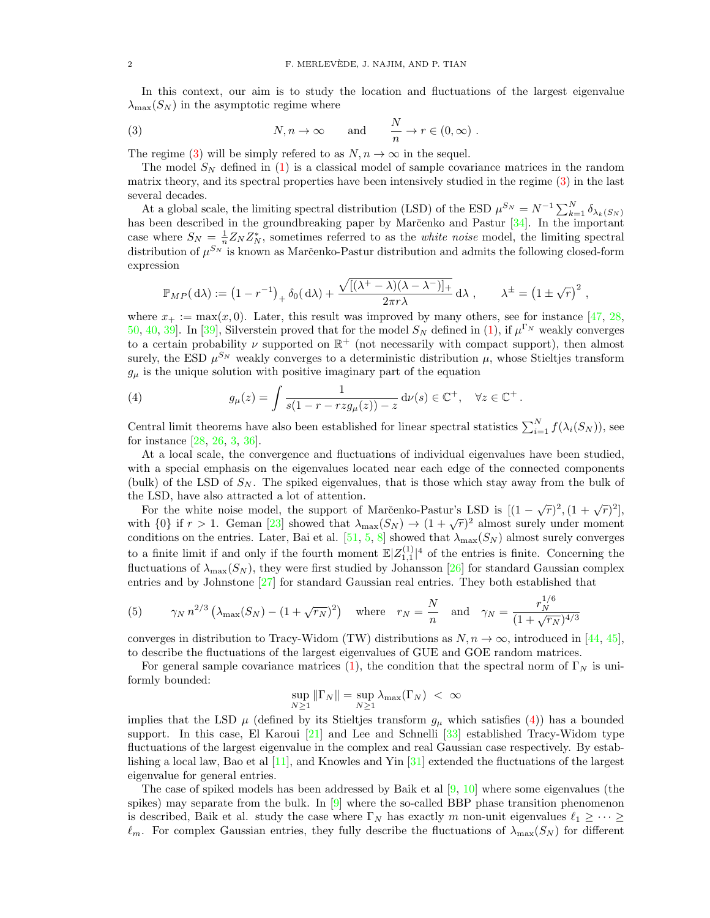In this context, our aim is to study the location and fluctuations of the largest eigenvalue $\lambda_{\max}(S_N)$ in the asymptotic regime where

$$N, n \to \infty \qquad \text{and} \qquad \frac{N}{n} \to r \in (0, \infty)\ . \tag{3}$$

The regime (3) will be simply refered to as $N, n \to \infty$ in the sequel.

The model $S_N$ defined in (1) is a classical model of sample covariance matrices in the random matrix theory, and its spectral properties have been intensively studied in the regime (3) in the last several decades.

At a global scale, the limiting spectral distribution (LSD) of the ESD $\mu^{S_N} = N^{-1} \sum_{k=1}^N \delta_{\lambda_k(S_N)}$ has been described in the groundbreaking paper by Marčenko and Pastur [34]. In the important case where $S_N = \frac{1}{n} Z_N Z_N^*$, sometimes referred to as the *white noise* model, the limiting spectral distribution of $\mu^{S_N}$ is known as Marčenko-Pastur distribution and admits the following closed-form expression

$$\mathbb{P}_{MP}(\,\mathrm{d}\lambda) := \left(1 - r^{-1}\right)_+ \delta_0(\,\mathrm{d}\lambda) + \frac{\sqrt{[(\lambda^+ - \lambda)(\lambda - \lambda^-)]_+}}{2\pi r \lambda}\,\mathrm{d}\lambda\ , \qquad \lambda^{\pm} = \left(1 \pm \sqrt{r}\right)^2\ ,$$

where $x_+ := \max(x, 0)$. Later, this result was improved by many others, see for instance [47, 28, 50, 40, 39]. In [39], Silverstein proved that for the model $S_N$ defined in (1), if $\mu^{\Gamma_N}$ weakly converges to a certain probability $\nu$ supported on $\mathbb{R}^+$ (not necessarily with compact support), then almost surely, the ESD $\mu^{S_N}$ weakly converges to a deterministic distribution $\mu$, whose Stieltjes transform $g_\mu$ is the unique solution with positive imaginary part of the equation

$$g_\mu(z) = \int \frac{1}{s(1 - r - rzg_\mu(z)) - z}\,\mathrm{d}\nu(s) \in \mathbb{C}^+, \quad \forall z \in \mathbb{C}^+\,. \tag{4}$$

Central limit theorems have also been established for linear spectral statistics $\sum_{i=1}^N f(\lambda_i(S_N))$, see for instance [28, 26, 3, 36].

At a local scale, the convergence and fluctuations of individual eigenvalues have been studied, with a special emphasis on the eigenvalues located near each edge of the connected components (bulk) of the LSD of $S_N$. The spiked eigenvalues, that is those which stay away from the bulk of the LSD, have also attracted a lot of attention.

For the white noise model, the support of Marčenko-Pastur's LSD is $[(1 - \sqrt{r})^2, (1 + \sqrt{r})^2]$, with $\{0\}$ if $r > 1$. Geman [23] showed that $\lambda_{\max}(S_N) \to (1 + \sqrt{r})^2$ almost surely under moment conditions on the entries. Later, Bai et al. [51, 5, 8] showed that $\lambda_{\max}(S_N)$ almost surely converges to a finite limit if and only if the fourth moment $\mathbb{E}|Z_{1,1}^{(1)}|^4$ of the entries is finite. Concerning the fluctuations of $\lambda_{\max}(S_N)$, they were first studied by Johansson [26] for standard Gaussian complex entries and by Johnstone [27] for standard Gaussian real entries. They both established that

$$\gamma_N\, n^{2/3} \left(\lambda_{\max}(S_N) - (1 + \sqrt{r_N})^2\right) \quad \text{where} \quad r_N = \frac{N}{n} \quad \text{and} \quad \gamma_N = \frac{r_N^{1/6}}{(1 + \sqrt{r_N})^{4/3}} \tag{5}$$

converges in distribution to Tracy-Widom (TW) distributions as $N, n \to \infty$, introduced in [44, 45], to describe the fluctuations of the largest eigenvalues of GUE and GOE random matrices.

For general sample covariance matrices (1), the condition that the spectral norm of $\Gamma_N$ is uniformly bounded:

$$\sup_{N \geq 1} \|\Gamma_N\| = \sup_{N \geq 1} \lambda_{\max}(\Gamma_N)\ <\ \infty$$

implies that the LSD $\mu$ (defined by its Stieltjes transform $g_\mu$ which satisfies (4)) has a bounded support. In this case, El Karoui [21] and Lee and Schnelli [33] established Tracy-Widom type fluctuations of the largest eigenvalue in the complex and real Gaussian case respectively. By establishing a local law, Bao et al [11], and Knowles and Yin [31] extended the fluctuations of the largest eigenvalue for general entries.

The case of spiked models has been addressed by Baik et al [9, 10] where some eigenvalues (the spikes) may separate from the bulk. In [9] where the so-called BBP phase transition phenomenon is described, Baik et al. study the case where $\Gamma_N$ has exactly $m$ non-unit eigenvalues $\ell_1 \geq \cdots \geq \ell_m$. For complex Gaussian entries, they fully describe the fluctuations of $\lambda_{\max}(S_N)$ for different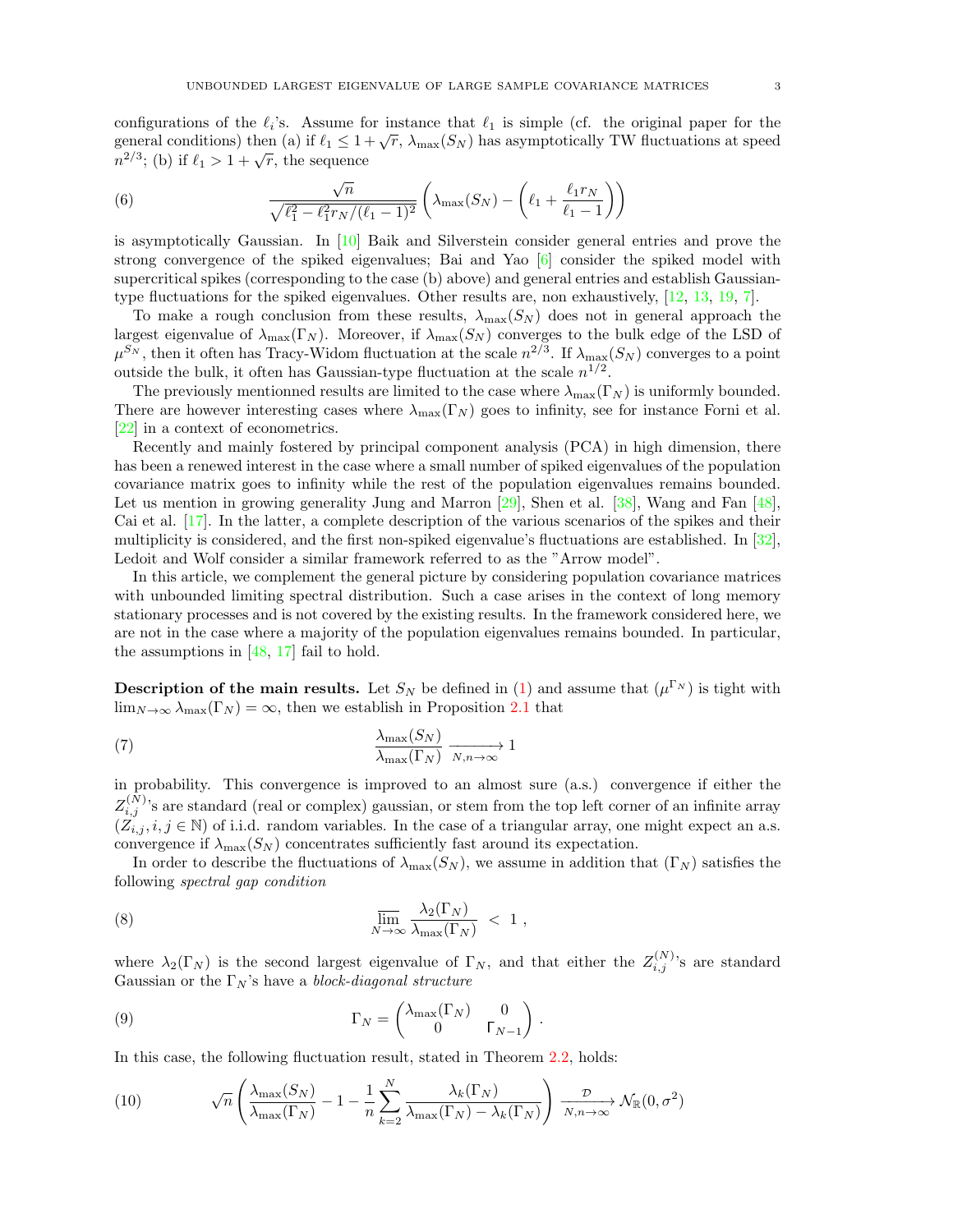configurations of the $\ell_i$'s. Assume for instance that $\ell_1$ is simple (cf. the original paper for the general conditions) then (a) if $\ell_1 \leq 1+\sqrt{r}$, $\lambda_{\max}(S_N)$ has asymptotically TW fluctuations at speed $n^{2/3}$; (b) if $\ell_1 > 1+\sqrt{r}$, the sequence

$$\frac{\sqrt{n}}{\sqrt{\ell_1^2 - \ell_1^2 r_N/(\ell_1-1)^2}}\left(\lambda_{\max}(S_N) - \left(\ell_1 + \frac{\ell_1 r_N}{\ell_1 - 1}\right)\right) \tag{6}$$

is asymptotically Gaussian. In [10] Baik and Silverstein consider general entries and prove the strong convergence of the spiked eigenvalues; Bai and Yao [6] consider the spiked model with supercritical spikes (corresponding to the case (b) above) and general entries and establish Gaussian-type fluctuations for the spiked eigenvalues. Other results are, non exhaustively, [12, 13, 19, 7].

To make a rough conclusion from these results, $\lambda_{\max}(S_N)$ does not in general approach the largest eigenvalue of $\lambda_{\max}(\Gamma_N)$. Moreover, if $\lambda_{\max}(S_N)$ converges to the bulk edge of the LSD of $\mu^{S_N}$, then it often has Tracy-Widom fluctuation at the scale $n^{2/3}$. If $\lambda_{\max}(S_N)$ converges to a point outside the bulk, it often has Gaussian-type fluctuation at the scale $n^{1/2}$.

The previously mentionned results are limited to the case where $\lambda_{\max}(\Gamma_N)$ is uniformly bounded. There are however interesting cases where $\lambda_{\max}(\Gamma_N)$ goes to infinity, see for instance Forni et al. [22] in a context of econometrics.

Recently and mainly fostered by principal component analysis (PCA) in high dimension, there has been a renewed interest in the case where a small number of spiked eigenvalues of the population covariance matrix goes to infinity while the rest of the population eigenvalues remains bounded. Let us mention in growing generality Jung and Marron [29], Shen et al. [38], Wang and Fan [48], Cai et al. [17]. In the latter, a complete description of the various scenarios of the spikes and their multiplicity is considered, and the first non-spiked eigenvalue's fluctuations are established. In [32], Ledoit and Wolf consider a similar framework referred to as the "Arrow model".

In this article, we complement the general picture by considering population covariance matrices with unbounded limiting spectral distribution. Such a case arises in the context of long memory stationary processes and is not covered by the existing results. In the framework considered here, we are not in the case where a majority of the population eigenvalues remains bounded. In particular, the assumptions in [48, 17] fail to hold.

**Description of the main results.** Let $S_N$ be defined in (1) and assume that $(\mu^{\Gamma_N})$ is tight with $\lim_{N\to\infty} \lambda_{\max}(\Gamma_N) = \infty$, then we establish in Proposition 2.1 that

$$\frac{\lambda_{\max}(S_N)}{\lambda_{\max}(\Gamma_N)} \xrightarrow[N,n\to\infty]{} 1 \tag{7}$$

in probability. This convergence is improved to an almost sure (a.s.) convergence if either the $Z_{i,j}^{(N)}$'s are standard (real or complex) gaussian, or stem from the top left corner of an infinite array $(Z_{i,j}, i, j \in \mathbb{N})$ of i.i.d. random variables. In the case of a triangular array, one might expect an a.s. convergence if $\lambda_{\max}(S_N)$ concentrates sufficiently fast around its expectation.

In order to describe the fluctuations of $\lambda_{\max}(S_N)$, we assume in addition that $(\Gamma_N)$ satisfies the following *spectral gap condition*

$$\varlimsup_{N\to\infty} \frac{\lambda_2(\Gamma_N)}{\lambda_{\max}(\Gamma_N)} < 1 , \tag{8}$$

where $\lambda_2(\Gamma_N)$ is the second largest eigenvalue of $\Gamma_N$, and that either the $Z_{i,j}^{(N)}$'s are standard Gaussian or the $\Gamma_N$'s have a *block-diagonal structure*

$$\Gamma_N = \begin{pmatrix} \lambda_{\max}(\Gamma_N) & 0 \\ 0 & \mathsf{\Gamma}_{N-1} \end{pmatrix} . \tag{9}$$

In this case, the following fluctuation result, stated in Theorem 2.2, holds:

$$\sqrt{n}\left(\frac{\lambda_{\max}(S_N)}{\lambda_{\max}(\Gamma_N)} - 1 - \frac{1}{n}\sum_{k=2}^{N} \frac{\lambda_k(\Gamma_N)}{\lambda_{\max}(\Gamma_N) - \lambda_k(\Gamma_N)}\right) \xrightarrow[N,n\to\infty]{\mathcal{D}} \mathcal{N}_{\mathbb{R}}(0,\sigma^2) \tag{10}$$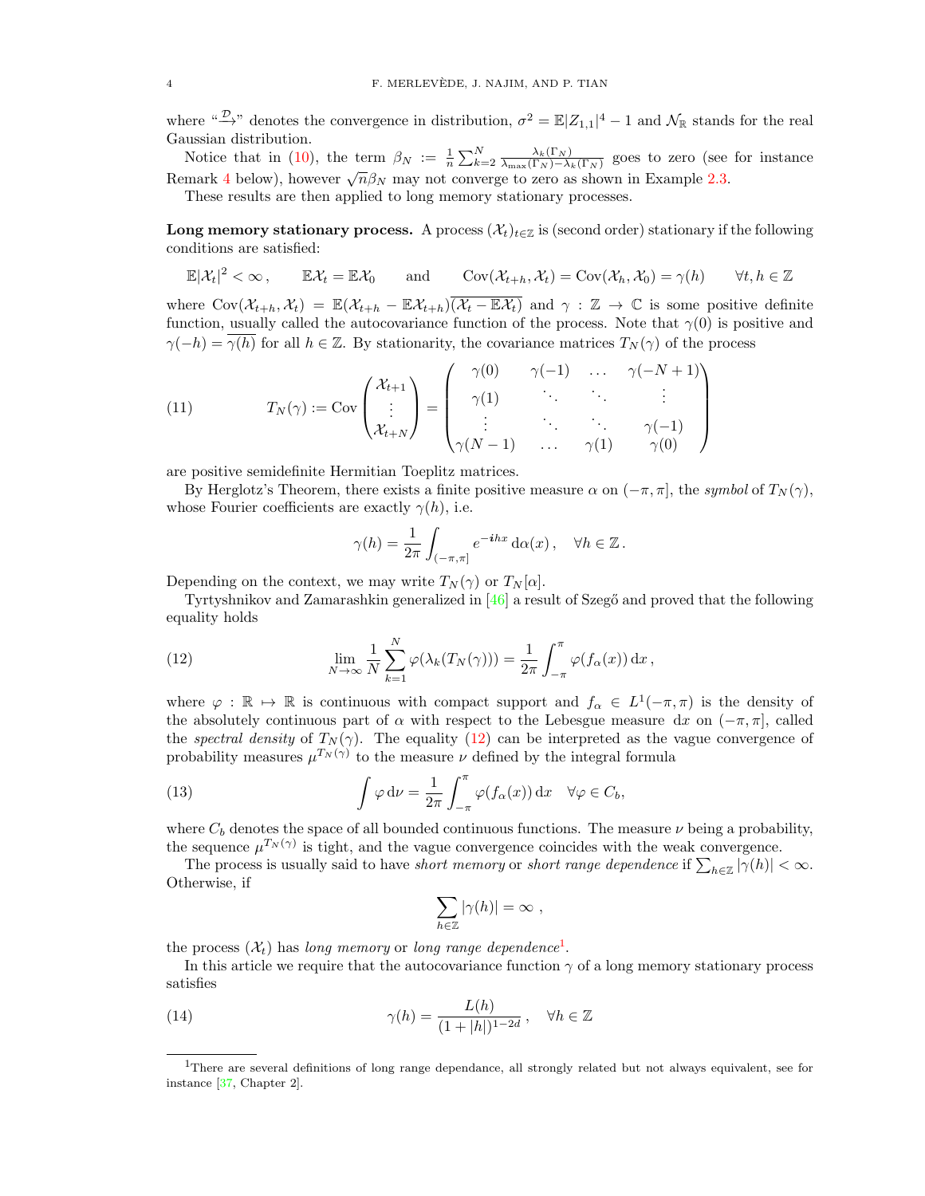where "$\xrightarrow{\mathcal{D}}$" denotes the convergence in distribution, $\sigma^2 = \mathbb{E}|Z_{1,1}|^4 - 1$ and $\mathcal{N}_{\mathbb{R}}$ stands for the real Gaussian distribution.

Notice that in (10), the term $\beta_N := \frac{1}{n}\sum_{k=2}^N \frac{\lambda_k(\Gamma_N)}{\lambda_{\max}(\Gamma_N) - \lambda_k(\Gamma_N)}$ goes to zero (see for instance Remark 4 below), however $\sqrt{n}\beta_N$ may not converge to zero as shown in Example 2.3.

These results are then applied to long memory stationary processes.

**Long memory stationary process.** A process $(\mathcal{X}_t)_{t\in\mathbb{Z}}$ is (second order) stationary if the following conditions are satisfied:

$$\mathbb{E}|\mathcal{X}_t|^2 < \infty\,, \qquad \mathbb{E}\mathcal{X}_t = \mathbb{E}\mathcal{X}_0 \qquad \text{and} \qquad \operatorname{Cov}(\mathcal{X}_{t+h}, \mathcal{X}_t) = \operatorname{Cov}(\mathcal{X}_h, \mathcal{X}_0) = \gamma(h) \qquad \forall t, h \in \mathbb{Z}$$

where $\operatorname{Cov}(\mathcal{X}_{t+h}, \mathcal{X}_t) = \mathbb{E}(\mathcal{X}_{t+h} - \mathbb{E}\mathcal{X}_{t+h})\overline{(\mathcal{X}_t - \mathbb{E}\mathcal{X}_t)}$ and $\gamma : \mathbb{Z} \to \mathbb{C}$ is some positive definite function, usually called the autocovariance function of the process. Note that $\gamma(0)$ is positive and $\gamma(-h) = \overline{\gamma(h)}$ for all $h \in \mathbb{Z}$. By stationarity, the covariance matrices $T_N(\gamma)$ of the process

$$T_N(\gamma) := \operatorname{Cov}\begin{pmatrix}\mathcal{X}_{t+1}\\ \vdots \\ \mathcal{X}_{t+N}\end{pmatrix} = \begin{pmatrix} \gamma(0) & \gamma(-1) & \dots & \gamma(-N+1) \\ \gamma(1) & \ddots & \ddots & \vdots \\ \vdots & \ddots & \ddots & \gamma(-1) \\ \gamma(N-1) & \dots & \gamma(1) & \gamma(0)\end{pmatrix} \tag{11}$$

are positive semidefinite Hermitian Toeplitz matrices.

By Herglotz's Theorem, there exists a finite positive measure $\alpha$ on $(-\pi, \pi]$, the *symbol* of $T_N(\gamma)$, whose Fourier coefficients are exactly $\gamma(h)$, i.e.

$$\gamma(h) = \frac{1}{2\pi}\int_{(-\pi,\pi]} e^{-\boldsymbol{i}hx}\,\mathrm{d}\alpha(x)\,, \quad \forall h \in \mathbb{Z}\,.$$

Depending on the context, we may write $T_N(\gamma)$ or $T_N[\alpha]$.

Tyrtyshnikov and Zamarashkin generalized in [46] a result of Szegő and proved that the following equality holds

$$\lim_{N\to\infty} \frac{1}{N}\sum_{k=1}^N \varphi(\lambda_k(T_N(\gamma))) = \frac{1}{2\pi}\int_{-\pi}^{\pi} \varphi(f_\alpha(x))\,\mathrm{d}x\,, \tag{12}$$

where $\varphi : \mathbb{R} \mapsto \mathbb{R}$ is continuous with compact support and $f_\alpha \in L^1(-\pi,\pi)$ is the density of the absolutely continuous part of $\alpha$ with respect to the Lebesgue measure $\mathrm{d}x$ on $(-\pi, \pi]$, called the *spectral density* of $T_N(\gamma)$. The equality (12) can be interpreted as the vague convergence of probability measures $\mu^{T_N(\gamma)}$ to the measure $\nu$ defined by the integral formula

$$\int \varphi\,\mathrm{d}\nu = \frac{1}{2\pi}\int_{-\pi}^{\pi}\varphi(f_\alpha(x))\,\mathrm{d}x \quad \forall \varphi \in C_b, \tag{13}$$

where $C_b$ denotes the space of all bounded continuous functions. The measure $\nu$ being a probability, the sequence $\mu^{T_N(\gamma)}$ is tight, and the vague convergence coincides with the weak convergence.

The process is usually said to have *short memory* or *short range dependence* if $\sum_{h\in\mathbb{Z}}|\gamma(h)| < \infty$. Otherwise, if

$$\sum_{h\in\mathbb{Z}}|\gamma(h)| = \infty\ ,$$

the process $(\mathcal{X}_t)$ has *long memory* or *long range dependence*[1].

In this article we require that the autocovariance function $\gamma$ of a long memory stationary process satisfies

$$\gamma(h) = \frac{L(h)}{(1+|h|)^{1-2d}}\,, \quad \forall h \in \mathbb{Z} \tag{14}$$

[1] There are several definitions of long range dependance, all strongly related but not always equivalent, see for instance [37, Chapter 2].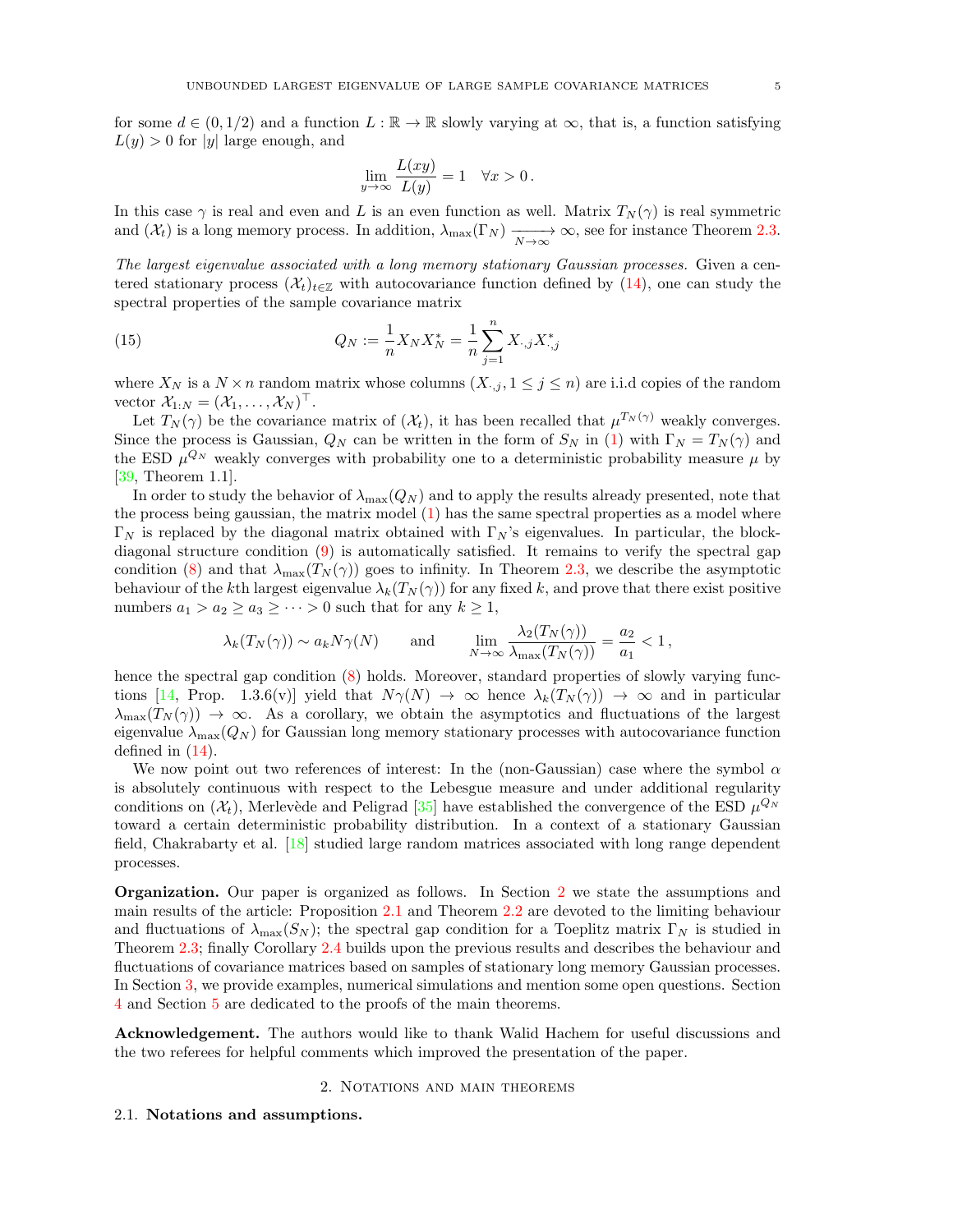for some $d \in (0, 1/2)$ and a function $L : \mathbb{R} \to \mathbb{R}$ slowly varying at $\infty$, that is, a function satisfying $L(y) > 0$ for $|y|$ large enough, and

$$\lim_{y\to\infty} \frac{L(xy)}{L(y)} = 1 \quad \forall x > 0\,.$$

In this case $\gamma$ is real and even and $L$ is an even function as well. Matrix $T_N(\gamma)$ is real symmetric and $(\mathcal{X}_t)$ is a long memory process. In addition, $\lambda_{\max}(\Gamma_N) \xrightarrow[N\to\infty]{} \infty$, see for instance Theorem 2.3.

*The largest eigenvalue associated with a long memory stationary Gaussian processes.* Given a centered stationary process $(\mathcal{X}_t)_{t\in\mathbb{Z}}$ with autocovariance function defined by (14), one can study the spectral properties of the sample covariance matrix

$$Q_N := \frac{1}{n} X_N X_N^* = \frac{1}{n}\sum_{j=1}^{n} X_{\cdot,j} X_{\cdot,j}^* \tag{15}$$

where $X_N$ is a $N \times n$ random matrix whose columns $(X_{\cdot,j}, 1 \le j \le n)$ are i.i.d copies of the random vector $\mathcal{X}_{1:N} = (\mathcal{X}_1, \dots, \mathcal{X}_N)^\top$.

Let $T_N(\gamma)$ be the covariance matrix of $(\mathcal{X}_t)$, it has been recalled that $\mu^{T_N(\gamma)}$ weakly converges. Since the process is Gaussian, $Q_N$ can be written in the form of $S_N$ in (1) with $\Gamma_N = T_N(\gamma)$ and the ESD $\mu^{Q_N}$ weakly converges with probability one to a deterministic probability measure $\mu$ by [39, Theorem 1.1].

In order to study the behavior of $\lambda_{\max}(Q_N)$ and to apply the results already presented, note that the process being gaussian, the matrix model (1) has the same spectral properties as a model where $\Gamma_N$ is replaced by the diagonal matrix obtained with $\Gamma_N$'s eigenvalues. In particular, the block-diagonal structure condition (9) is automatically satisfied. It remains to verify the spectral gap condition (8) and that $\lambda_{\max}(T_N(\gamma))$ goes to infinity. In Theorem 2.3, we describe the asymptotic behaviour of the $k$th largest eigenvalue $\lambda_k(T_N(\gamma))$ for any fixed $k$, and prove that there exist positive numbers $a_1 > a_2 \ge a_3 \ge \cdots > 0$ such that for any $k \ge 1$,

$$\lambda_k(T_N(\gamma)) \sim a_k N\gamma(N) \qquad \text{and} \qquad \lim_{N\to\infty} \frac{\lambda_2(T_N(\gamma))}{\lambda_{\max}(T_N(\gamma))} = \frac{a_2}{a_1} < 1\,,$$

hence the spectral gap condition (8) holds. Moreover, standard properties of slowly varying functions [14, Prop. 1.3.6(v)] yield that $N\gamma(N) \to \infty$ hence $\lambda_k(T_N(\gamma)) \to \infty$ and in particular $\lambda_{\max}(T_N(\gamma)) \to \infty$. As a corollary, we obtain the asymptotics and fluctuations of the largest eigenvalue $\lambda_{\max}(Q_N)$ for Gaussian long memory stationary processes with autocovariance function defined in (14).

We now point out two references of interest: In the (non-Gaussian) case where the symbol $\alpha$ is absolutely continuous with respect to the Lebesgue measure and under additional regularity conditions on $(\mathcal{X}_t)$, Merlevède and Peligrad [35] have established the convergence of the ESD $\mu^{Q_N}$ toward a certain deterministic probability distribution. In a context of a stationary Gaussian field, Chakrabarty et al. [18] studied large random matrices associated with long range dependent processes.

**Organization.** Our paper is organized as follows. In Section 2 we state the assumptions and main results of the article: Proposition 2.1 and Theorem 2.2 are devoted to the limiting behaviour and fluctuations of $\lambda_{\max}(S_N)$; the spectral gap condition for a Toeplitz matrix $\Gamma_N$ is studied in Theorem 2.3; finally Corollary 2.4 builds upon the previous results and describes the behaviour and fluctuations of covariance matrices based on samples of stationary long memory Gaussian processes. In Section 3, we provide examples, numerical simulations and mention some open questions. Section 4 and Section 5 are dedicated to the proofs of the main theorems.

**Acknowledgement.** The authors would like to thank Walid Hachem for useful discussions and the two referees for helpful comments which improved the presentation of the paper.

## 2. Notations and main theorems

### 2.1. Notations and assumptions.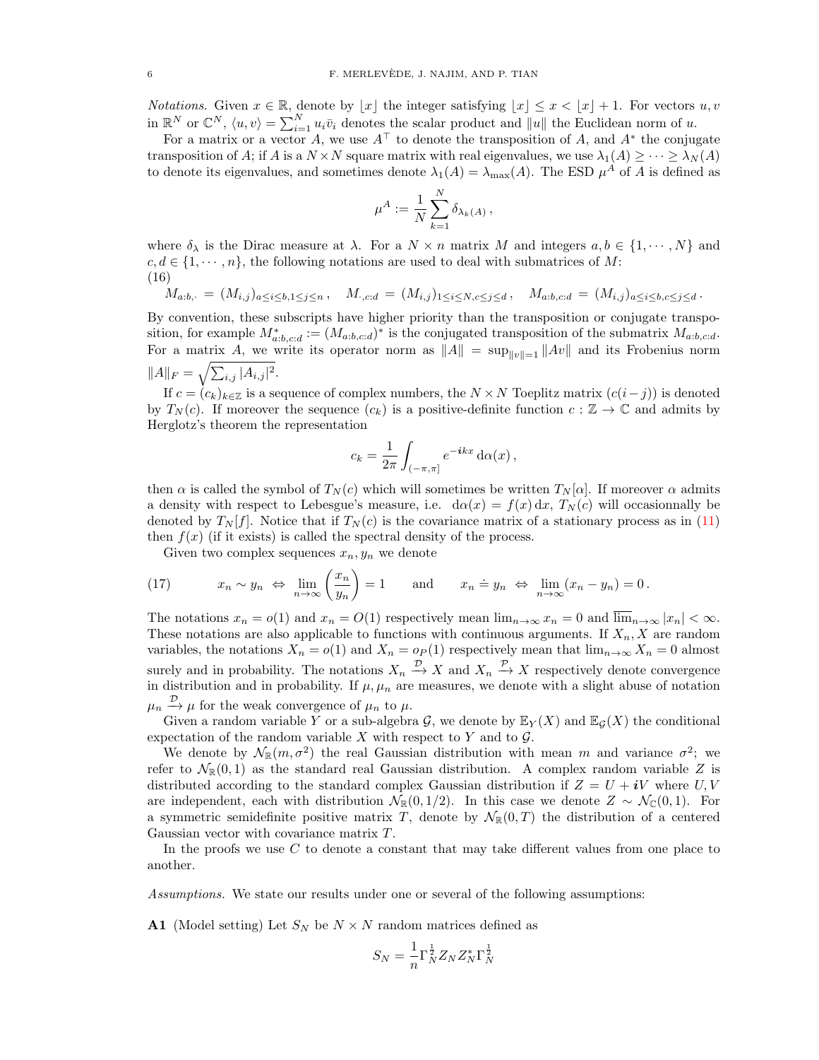*Notations.* Given $x \in \mathbb{R}$, denote by $\lfloor x \rfloor$ the integer satisfying $\lfloor x \rfloor \le x < \lfloor x \rfloor + 1$. For vectors $u, v$ in $\mathbb{R}^N$ or $\mathbb{C}^N$, $\langle u, v\rangle = \sum_{i=1}^N u_i \bar{v}_i$ denotes the scalar product and $\|u\|$ the Euclidean norm of $u$.

For a matrix or a vector $A$, we use $A^\top$ to denote the transposition of $A$, and $A^*$ the conjugate transposition of $A$; if $A$ is a $N \times N$ square matrix with real eigenvalues, we use $\lambda_1(A) \ge \cdots \ge \lambda_N(A)$ to denote its eigenvalues, and sometimes denote $\lambda_1(A) = \lambda_{\max}(A)$. The ESD $\mu^A$ of $A$ is defined as

$$\mu^A := \frac{1}{N}\sum_{k=1}^N \delta_{\lambda_k(A)}\,,$$

where $\delta_\lambda$ is the Dirac measure at $\lambda$. For a $N \times n$ matrix $M$ and integers $a, b \in \{1, \cdots, N\}$ and $c, d \in \{1, \cdots, n\}$, the following notations are used to deal with submatrices of $M$:

(16)
$$M_{a:b,\cdot} = (M_{i,j})_{a\le i\le b, 1\le j\le n}\,,\quad M_{\cdot,c:d} = (M_{i,j})_{1\le i\le N, c\le j\le d}\,,\quad M_{a:b,c:d} = (M_{i,j})_{a\le i\le b, c\le j\le d}\,.$$

By convention, these subscripts have higher priority than the transposition or conjugate transposition, for example $M^*_{a:b,c:d} := (M_{a:b,c:d})^*$ is the conjugated transposition of the submatrix $M_{a:b,c:d}$. For a matrix $A$, we write its operator norm as $\|A\| = \sup_{\|v\|=1}\|Av\|$ and its Frobenius norm $\|A\|_F = \sqrt{\sum_{i,j}|A_{i,j}|^2}$.

If $c = (c_k)_{k\in\mathbb{Z}}$ is a sequence of complex numbers, the $N \times N$ Toeplitz matrix $(c(i-j))$ is denoted by $T_N(c)$. If moreover the sequence $(c_k)$ is a positive-definite function $c : \mathbb{Z} \to \mathbb{C}$ and admits by Herglotz's theorem the representation

$$c_k = \frac{1}{2\pi}\int_{(-\pi,\pi]} e^{-\boldsymbol{i}kx}\,\mathrm{d}\alpha(x)\,,$$

then $\alpha$ is called the symbol of $T_N(c)$ which will sometimes be written $T_N[\alpha]$. If moreover $\alpha$ admits a density with respect to Lebesgue's measure, i.e. $\mathrm{d}\alpha(x) = f(x)\,\mathrm{d}x$, $T_N(c)$ will occasionnally be denoted by $T_N[f]$. Notice that if $T_N(c)$ is the covariance matrix of a stationary process as in (11) then $f(x)$ (if it exists) is called the spectral density of the process.

Given two complex sequences $x_n, y_n$ we denote

(17)
$$x_n \sim y_n \;\Leftrightarrow\; \lim_{n\to\infty}\left(\frac{x_n}{y_n}\right) = 1 \qquad\text{and}\qquad x_n \doteq y_n \;\Leftrightarrow\; \lim_{n\to\infty}(x_n - y_n) = 0\,.$$

The notations $x_n = o(1)$ and $x_n = O(1)$ respectively mean $\lim_{n\to\infty} x_n = 0$ and $\overline{\lim}_{n\to\infty}|x_n| < \infty$. These notations are also applicable to functions with continuous arguments. If $X_n, X$ are random variables, the notations $X_n = o(1)$ and $X_n = o_P(1)$ respectively mean that $\lim_{n\to\infty} X_n = 0$ almost surely and in probability. The notations $X_n \xrightarrow{\mathcal{D}} X$ and $X_n \xrightarrow{\mathcal{P}} X$ respectively denote convergence in distribution and in probability. If $\mu, \mu_n$ are measures, we denote with a slight abuse of notation $\mu_n \xrightarrow{\mathcal{D}} \mu$ for the weak convergence of $\mu_n$ to $\mu$.

Given a random variable $Y$ or a sub-algebra $\mathcal{G}$, we denote by $\mathbb{E}_Y(X)$ and $\mathbb{E}_{\mathcal{G}}(X)$ the conditional expectation of the random variable $X$ with respect to $Y$ and to $\mathcal{G}$.

We denote by $\mathcal{N}_{\mathbb{R}}(m, \sigma^2)$ the real Gaussian distribution with mean $m$ and variance $\sigma^2$; we refer to $\mathcal{N}_{\mathbb{R}}(0,1)$ as the standard real Gaussian distribution. A complex random variable $Z$ is distributed according to the standard complex Gaussian distribution if $Z = U + \boldsymbol{i}V$ where $U, V$ are independent, each with distribution $\mathcal{N}_{\mathbb{R}}(0, 1/2)$. In this case we denote $Z \sim \mathcal{N}_{\mathbb{C}}(0,1)$. For a symmetric semidefinite positive matrix $T$, denote by $\mathcal{N}_{\mathbb{R}}(0, T)$ the distribution of a centered Gaussian vector with covariance matrix $T$.

In the proofs we use $C$ to denote a constant that may take different values from one place to another.

*Assumptions.* We state our results under one or several of the following assumptions:

**A1** (Model setting) Let $S_N$ be $N \times N$ random matrices defined as

$$S_N = \frac{1}{n}\Gamma_N^{\frac{1}{2}} Z_N Z_N^* \Gamma_N^{\frac{1}{2}}$$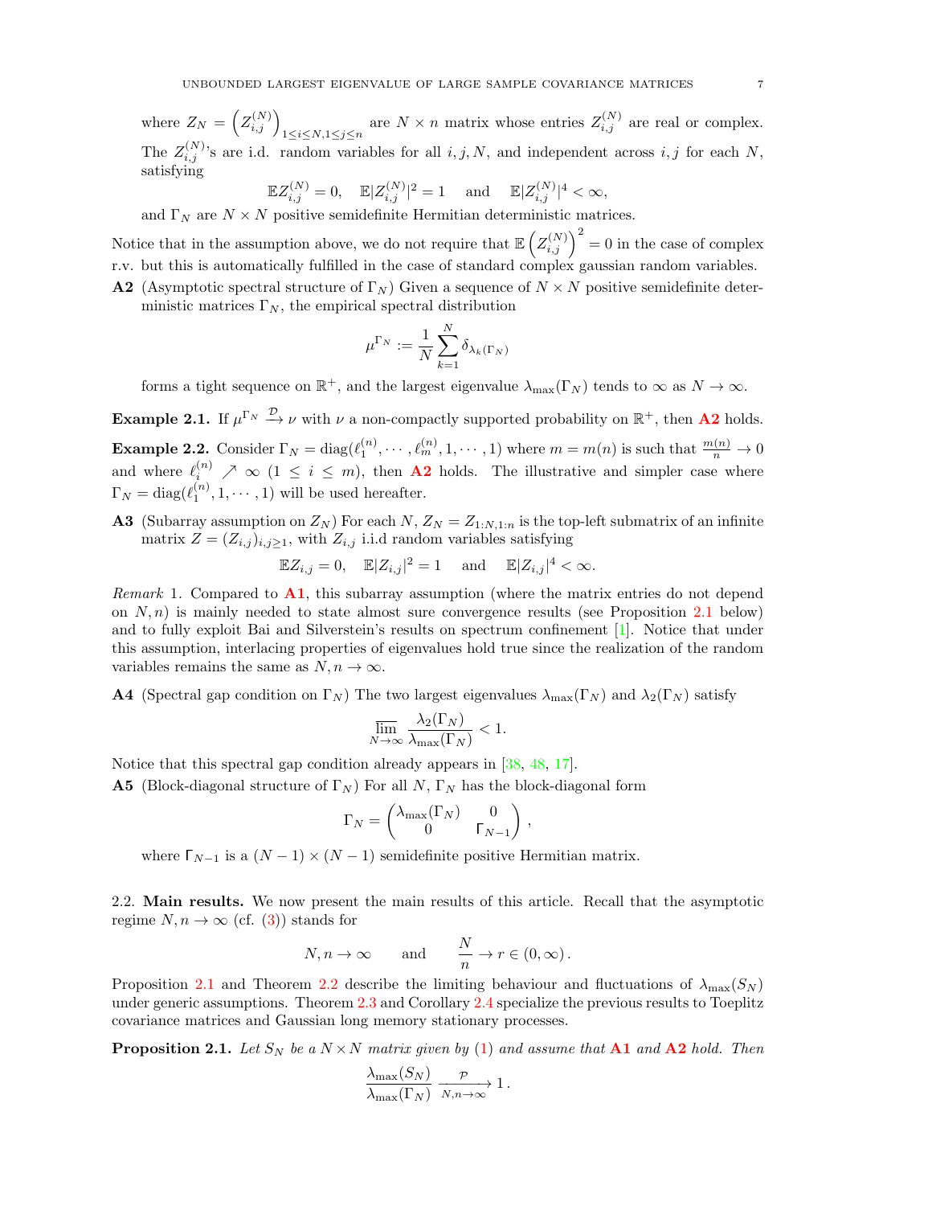where $Z_N = \left(Z_{i,j}^{(N)}\right)_{1\le i\le N, 1\le j\le n}$ are $N \times n$ matrix whose entries $Z_{i,j}^{(N)}$ are real or complex. The $Z_{i,j}^{(N)}$'s are i.d. random variables for all $i, j, N$, and independent across $i, j$ for each $N$, satisfying

$$\mathbb{E}Z_{i,j}^{(N)} = 0, \quad \mathbb{E}|Z_{i,j}^{(N)}|^2 = 1 \quad \text{and} \quad \mathbb{E}|Z_{i,j}^{(N)}|^4 < \infty,$$

and $\Gamma_N$ are $N \times N$ positive semidefinite Hermitian deterministic matrices.

Notice that in the assumption above, we do not require that $\mathbb{E}\left(Z_{i,j}^{(N)}\right)^2 = 0$ in the case of complex r.v. but this is automatically fulfilled in the case of standard complex gaussian random variables.

**A2** (Asymptotic spectral structure of $\Gamma_N$) Given a sequence of $N \times N$ positive semidefinite deterministic matrices $\Gamma_N$, the empirical spectral distribution

$$\mu^{\Gamma_N} := \frac{1}{N}\sum_{k=1}^{N} \delta_{\lambda_k(\Gamma_N)}$$

forms a tight sequence on $\mathbb{R}^+$, and the largest eigenvalue $\lambda_{\max}(\Gamma_N)$ tends to $\infty$ as $N \to \infty$.

**Example 2.1.** If $\mu^{\Gamma_N} \xrightarrow{\mathcal{D}} \nu$ with $\nu$ a non-compactly supported probability on $\mathbb{R}^+$, then **A2** holds.

**Example 2.2.** Consider $\Gamma_N = \mathrm{diag}(\ell_1^{(n)}, \cdots, \ell_m^{(n)}, 1, \cdots, 1)$ where $m = m(n)$ is such that $\frac{m(n)}{n} \to 0$ and where $\ell_i^{(n)} \nearrow \infty$ $(1 \le i \le m)$, then **A2** holds. The illustrative and simpler case where $\Gamma_N = \mathrm{diag}(\ell_1^{(n)}, 1, \cdots, 1)$ will be used hereafter.

**A3** (Subarray assumption on $Z_N$) For each $N$, $Z_N = Z_{1:N,1:n}$ is the top-left submatrix of an infinite matrix $Z = (Z_{i,j})_{i,j\ge 1}$, with $Z_{i,j}$ i.i.d random variables satisfying

$$\mathbb{E}Z_{i,j} = 0, \quad \mathbb{E}|Z_{i,j}|^2 = 1 \quad \text{and} \quad \mathbb{E}|Z_{i,j}|^4 < \infty.$$

*Remark* 1. Compared to **A1**, this subarray assumption (where the matrix entries do not depend on $N, n$) is mainly needed to state almost sure convergence results (see Proposition 2.1 below) and to fully exploit Bai and Silverstein's results on spectrum confinement [1]. Notice that under this assumption, interlacing properties of eigenvalues hold true since the realization of the random variables remains the same as $N, n \to \infty$.

**A4** (Spectral gap condition on $\Gamma_N$) The two largest eigenvalues $\lambda_{\max}(\Gamma_N)$ and $\lambda_2(\Gamma_N)$ satisfy

$$\varlimsup_{N\to\infty} \frac{\lambda_2(\Gamma_N)}{\lambda_{\max}(\Gamma_N)} < 1.$$

Notice that this spectral gap condition already appears in [38, 48, 17].

**A5** (Block-diagonal structure of $\Gamma_N$) For all $N$, $\Gamma_N$ has the block-diagonal form

$$\Gamma_N = \begin{pmatrix} \lambda_{\max}(\Gamma_N) & 0 \\ 0 & \mathsf{\Gamma}_{N-1} \end{pmatrix},$$

where $\mathsf{\Gamma}_{N-1}$ is a $(N-1) \times (N-1)$ semidefinite positive Hermitian matrix.

## 2.2. Main results.

We now present the main results of this article. Recall that the asymptotic regime $N, n \to \infty$ (cf. (3)) stands for

$$N, n \to \infty \qquad \text{and} \qquad \frac{N}{n} \to r \in (0, \infty).$$

Proposition 2.1 and Theorem 2.2 describe the limiting behaviour and fluctuations of $\lambda_{\max}(S_N)$ under generic assumptions. Theorem 2.3 and Corollary 2.4 specialize the previous results to Toeplitz covariance matrices and Gaussian long memory stationary processes.

**Proposition 2.1.** *Let $S_N$ be a $N \times N$ matrix given by (1) and assume that* **A1** *and* **A2** *hold. Then*

$$\frac{\lambda_{\max}(S_N)}{\lambda_{\max}(\Gamma_N)} \xrightarrow[N,n\to\infty]{\mathcal{P}} 1.$$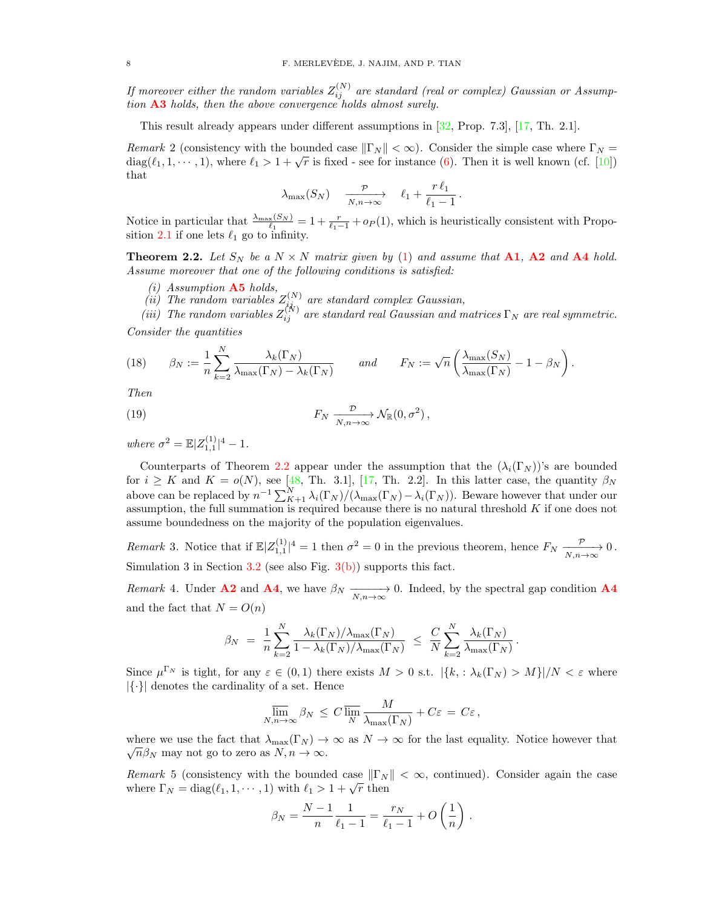*If moreover either the random variables $Z_{ij}^{(N)}$ are standard (real or complex) Gaussian or Assumption* **A3** *holds, then the above convergence holds almost surely.*

This result already appears under different assumptions in [32, Prop. 7.3], [17, Th. 2.1].

*Remark* 2 (consistency with the bounded case $\|\Gamma_N\| < \infty$). Consider the simple case where $\Gamma_N = \mathrm{diag}(\ell_1, 1, \cdots, 1)$, where $\ell_1 > 1 + \sqrt{r}$ is fixed - see for instance (6). Then it is well known (cf. [10]) that

$$\lambda_{\max}(S_N) \quad \xrightarrow[N,n\to\infty]{\mathcal{P}} \quad \ell_1 + \frac{r\,\ell_1}{\ell_1 - 1}\,.$$

Notice in particular that $\frac{\lambda_{\max}(S_N)}{\ell_1} = 1 + \frac{r}{\ell_1 - 1} + o_P(1)$, which is heuristically consistent with Proposition 2.1 if one lets $\ell_1$ go to infinity.

**Theorem 2.2.** *Let $S_N$ be a $N \times N$ matrix given by (1) and assume that* **A1**, **A2** *and* **A4** *hold. Assume moreover that one of the following conditions is satisfied:*

*(i) Assumption* **A5** *holds,*
*(ii) The random variables $Z_{ij}^{(N)}$ are standard complex Gaussian,*
*(iii) The random variables $Z_{ij}^{(N)}$ are standard real Gaussian and matrices $\Gamma_N$ are real symmetric.*

*Consider the quantities*

$$\beta_N := \frac{1}{n}\sum_{k=2}^{N} \frac{\lambda_k(\Gamma_N)}{\lambda_{\max}(\Gamma_N) - \lambda_k(\Gamma_N)} \qquad \textit{and} \qquad F_N := \sqrt{n}\left(\frac{\lambda_{\max}(S_N)}{\lambda_{\max}(\Gamma_N)} - 1 - \beta_N\right). \tag{18}$$

*Then*

$$F_N \xrightarrow[N,n\to\infty]{\mathcal{D}} \mathcal{N}_{\mathbb{R}}(0, \sigma^2)\,, \tag{19}$$

*where $\sigma^2 = \mathbb{E}|Z_{1,1}^{(1)}|^4 - 1$.*

Counterparts of Theorem 2.2 appear under the assumption that the $(\lambda_i(\Gamma_N))$'s are bounded for $i \geq K$ and $K = o(N)$, see [48, Th. 3.1], [17, Th. 2.2]. In this latter case, the quantity $\beta_N$ above can be replaced by $n^{-1}\sum_{K+1}^{N} \lambda_i(\Gamma_N)/(\lambda_{\max}(\Gamma_N) - \lambda_i(\Gamma_N))$. Beware however that under our assumption, the full summation is required because there is no natural threshold $K$ if one does not assume boundedness on the majority of the population eigenvalues.

*Remark* 3. Notice that if $\mathbb{E}|Z_{1,1}^{(1)}|^4 = 1$ then $\sigma^2 = 0$ in the previous theorem, hence $F_N \xrightarrow[N,n\to\infty]{\mathcal{P}} 0$. Simulation 3 in Section 3.2 (see also Fig. 3(b)) supports this fact.

*Remark* 4. Under **A2** and **A4**, we have $\beta_N \xrightarrow[N,n\to\infty]{} 0$. Indeed, by the spectral gap condition **A4** and the fact that $N = O(n)$

$$\beta_N \;=\; \frac{1}{n}\sum_{k=2}^{N} \frac{\lambda_k(\Gamma_N)/\lambda_{\max}(\Gamma_N)}{1 - \lambda_k(\Gamma_N)/\lambda_{\max}(\Gamma_N)} \;\leq\; \frac{C}{N}\sum_{k=2}^{N} \frac{\lambda_k(\Gamma_N)}{\lambda_{\max}(\Gamma_N)}\,.$$

Since $\mu^{\Gamma_N}$ is tight, for any $\varepsilon \in (0,1)$ there exists $M > 0$ s.t. $|\{k, : \lambda_k(\Gamma_N) > M\}|/N < \varepsilon$ where $|\{\cdot\}|$ denotes the cardinality of a set. Hence

$$\varlimsup_{N,n\to\infty} \beta_N \;\leq\; C \varlimsup_{N} \frac{M}{\lambda_{\max}(\Gamma_N)} + C\varepsilon \;=\; C\varepsilon\,,$$

where we use the fact that $\lambda_{\max}(\Gamma_N) \to \infty$ as $N \to \infty$ for the last equality. Notice however that $\sqrt{n}\beta_N$ may not go to zero as $N, n \to \infty$.

*Remark* 5 (consistency with the bounded case $\|\Gamma_N\| < \infty$, continued). Consider again the case where $\Gamma_N = \mathrm{diag}(\ell_1, 1, \cdots, 1)$ with $\ell_1 > 1 + \sqrt{r}$ then

$$\beta_N = \frac{N-1}{n}\frac{1}{\ell_1 - 1} = \frac{r_N}{\ell_1 - 1} + O\left(\frac{1}{n}\right).$$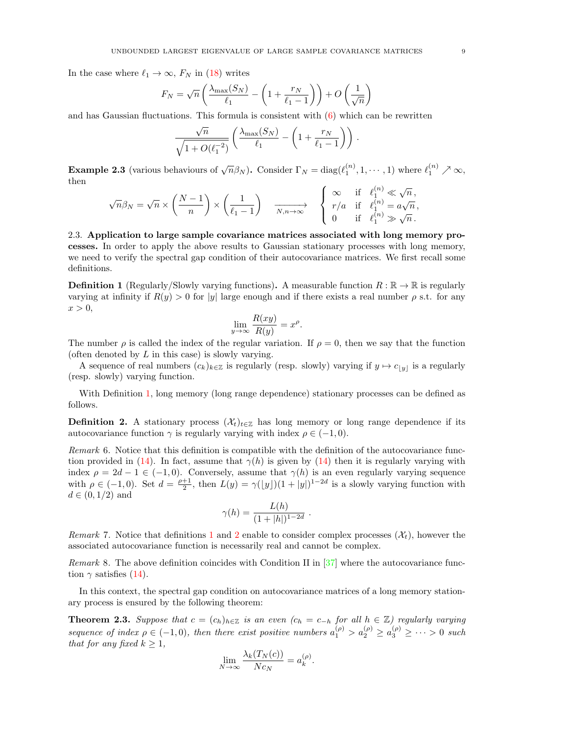In the case where $\ell_1 \to \infty$, $F_N$ in (18) writes

$$F_N = \sqrt{n}\left(\frac{\lambda_{\max}(S_N)}{\ell_1} - \left(1 + \frac{r_N}{\ell_1 - 1}\right)\right) + O\left(\frac{1}{\sqrt{n}}\right)$$

and has Gaussian fluctuations. This formula is consistent with (6) which can be rewritten

$$\frac{\sqrt{n}}{\sqrt{1 + O(\ell_1^{-2})}}\left(\frac{\lambda_{\max}(S_N)}{\ell_1} - \left(1 + \frac{r_N}{\ell_1 - 1}\right)\right).$$

**Example 2.3** (various behaviours of $\sqrt{n}\beta_N$)**.** Consider $\Gamma_N = \mathrm{diag}(\ell_1^{(n)}, 1, \cdots, 1)$ where $\ell_1^{(n)} \nearrow \infty$, then

$$\sqrt{n}\beta_N = \sqrt{n} \times \left(\frac{N-1}{n}\right) \times \left(\frac{1}{\ell_1 - 1}\right) \quad \xrightarrow[N,n\to\infty]{} \quad \begin{cases} \infty & \text{if} \quad \ell_1^{(n)} \ll \sqrt{n}\,, \\ r/a & \text{if} \quad \ell_1^{(n)} = a\sqrt{n}\,, \\ 0 & \text{if} \quad \ell_1^{(n)} \gg \sqrt{n}\,. \end{cases}$$

2.3. **Application to large sample covariance matrices associated with long memory processes.** In order to apply the above results to Gaussian stationary processes with long memory, we need to verify the spectral gap condition of their autocovariance matrices. We first recall some definitions.

**Definition 1** (Regularly/Slowly varying functions)**.** A measurable function $R : \mathbb{R} \to \mathbb{R}$ is regularly varying at infinity if $R(y) > 0$ for $|y|$ large enough and if there exists a real number $\rho$ s.t. for any $x > 0$,

$$\lim_{y\to\infty} \frac{R(xy)}{R(y)} = x^{\rho}.$$

The number $\rho$ is called the index of the regular variation. If $\rho = 0$, then we say that the function (often denoted by $L$ in this case) is slowly varying.

A sequence of real numbers $(c_k)_{k\in\mathbb{Z}}$ is regularly (resp. slowly) varying if $y \mapsto c_{\lfloor y \rfloor}$ is a regularly (resp. slowly) varying function.

With Definition 1, long memory (long range dependence) stationary processes can be defined as follows.

**Definition 2.** A stationary process $(\mathcal{X}_t)_{t\in\mathbb{Z}}$ has long memory or long range dependence if its autocovariance function $\gamma$ is regularly varying with index $\rho \in (-1, 0)$.

*Remark* 6. Notice that this definition is compatible with the definition of the autocovariance function provided in (14). In fact, assume that $\gamma(h)$ is given by (14) then it is regularly varying with index $\rho = 2d - 1 \in (-1, 0)$. Conversely, assume that $\gamma(h)$ is an even regularly varying sequence with $\rho \in (-1, 0)$. Set $d = \frac{\rho+1}{2}$, then $L(y) = \gamma(\lfloor y \rfloor)(1 + |y|)^{1-2d}$ is a slowly varying function with $d \in (0, 1/2)$ and

$$\gamma(h) = \frac{L(h)}{(1 + |h|)^{1-2d}}\,.$$

*Remark* 7. Notice that definitions 1 and 2 enable to consider complex processes $(\mathcal{X}_t)$, however the associated autocovariance function is necessarily real and cannot be complex.

*Remark* 8. The above definition coincides with Condition II in [37] where the autocovariance function $\gamma$ satisfies (14).

In this context, the spectral gap condition on autocovariance matrices of a long memory stationary process is ensured by the following theorem:

**Theorem 2.3.** *Suppose that $c = (c_h)_{h\in\mathbb{Z}}$ is an even ($c_h = c_{-h}$ for all $h \in \mathbb{Z}$) regularly varying sequence of index $\rho \in (-1, 0)$, then there exist positive numbers $a_1^{(\rho)} > a_2^{(\rho)} \geq a_3^{(\rho)} \geq \cdots > 0$ such that for any fixed $k \geq 1$,*

$$\lim_{N\to\infty} \frac{\lambda_k(T_N(c))}{Nc_N} = a_k^{(\rho)}.$$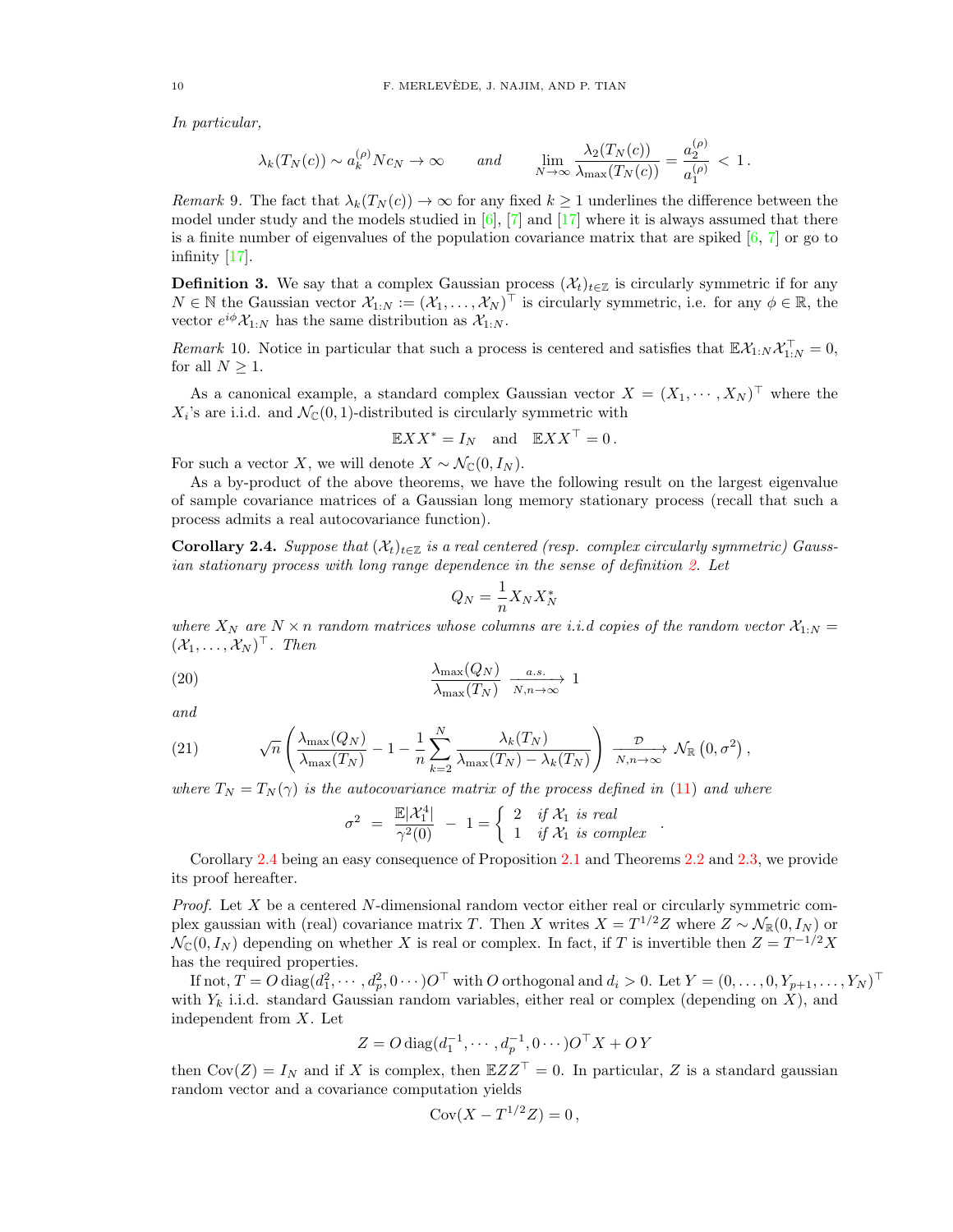*In particular,*

$$\lambda_k(T_N(c)) \sim a_k^{(\rho)} N c_N \to \infty \qquad \text{and} \qquad \lim_{N\to\infty} \frac{\lambda_2(T_N(c))}{\lambda_{\max}(T_N(c))} = \frac{a_2^{(\rho)}}{a_1^{(\rho)}} < 1\,.$$

*Remark* 9. The fact that $\lambda_k(T_N(c)) \to \infty$ for any fixed $k \geq 1$ underlines the difference between the model under study and the models studied in [6], [7] and [17] where it is always assumed that there is a finite number of eigenvalues of the population covariance matrix that are spiked [6, 7] or go to infinity [17].

**Definition 3.** We say that a complex Gaussian process $(\mathcal{X}_t)_{t\in\mathbb{Z}}$ is circularly symmetric if for any $N \in \mathbb{N}$ the Gaussian vector $\mathcal{X}_{1:N} := (\mathcal{X}_1, \dots, \mathcal{X}_N)^\top$ is circularly symmetric, i.e. for any $\phi \in \mathbb{R}$, the vector $e^{i\phi}\mathcal{X}_{1:N}$ has the same distribution as $\mathcal{X}_{1:N}$.

*Remark* 10. Notice in particular that such a process is centered and satisfies that $\mathbb{E}\mathcal{X}_{1:N}\mathcal{X}_{1:N}^\top = 0$, for all $N \geq 1$.

As a canonical example, a standard complex Gaussian vector $X = (X_1, \cdots, X_N)^\top$ where the $X_i$'s are i.i.d. and $\mathcal{N}_{\mathbb{C}}(0,1)$-distributed is circularly symmetric with

$$\mathbb{E}XX^* = I_N \quad \text{and} \quad \mathbb{E}XX^\top = 0\,.$$

For such a vector $X$, we will denote $X \sim \mathcal{N}_{\mathbb{C}}(0, I_N)$.

As a by-product of the above theorems, we have the following result on the largest eigenvalue of sample covariance matrices of a Gaussian long memory stationary process (recall that such a process admits a real autocovariance function).

**Corollary 2.4.** *Suppose that $(\mathcal{X}_t)_{t\in\mathbb{Z}}$ is a real centered (resp. complex circularly symmetric) Gaussian stationary process with long range dependence in the sense of definition 2. Let*

$$Q_N = \frac{1}{n} X_N X_N^*$$

*where $X_N$ are $N \times n$ random matrices whose columns are i.i.d copies of the random vector $\mathcal{X}_{1:N} = (\mathcal{X}_1, \dots, \mathcal{X}_N)^\top$. Then*

$$\frac{\lambda_{\max}(Q_N)}{\lambda_{\max}(T_N)} \xrightarrow[N,n\to\infty]{a.s.} 1 \tag{20}$$

*and*

$$\sqrt{n}\left( \frac{\lambda_{\max}(Q_N)}{\lambda_{\max}(T_N)} - 1 - \frac{1}{n}\sum_{k=2}^{N} \frac{\lambda_k(T_N)}{\lambda_{\max}(T_N) - \lambda_k(T_N)} \right) \xrightarrow[N,n\to\infty]{\mathcal{D}} \mathcal{N}_{\mathbb{R}}\left(0, \sigma^2\right), \tag{21}$$

*where $T_N = T_N(\gamma)$ is the autocovariance matrix of the process defined in (11) and where*

$$\sigma^2 \;=\; \frac{\mathbb{E}|\mathcal{X}_1^4|}{\gamma^2(0)} \;-\; 1 = \begin{cases} 2 & \text{if } \mathcal{X}_1 \text{ is real} \\ 1 & \text{if } \mathcal{X}_1 \text{ is complex} \end{cases}.$$

Corollary 2.4 being an easy consequence of Proposition 2.1 and Theorems 2.2 and 2.3, we provide its proof hereafter.

*Proof.* Let $X$ be a centered $N$-dimensional random vector either real or circularly symmetric complex gaussian with (real) covariance matrix $T$. Then $X$ writes $X = T^{1/2}Z$ where $Z \sim \mathcal{N}_{\mathbb{R}}(0, I_N)$ or $\mathcal{N}_{\mathbb{C}}(0, I_N)$ depending on whether $X$ is real or complex. In fact, if $T$ is invertible then $Z = T^{-1/2}X$ has the required properties.

If not, $T = O\,\mathrm{diag}(d_1^2, \cdots, d_p^2, 0\cdots)O^\top$ with $O$ orthogonal and $d_i > 0$. Let $Y = (0, \dots, 0, Y_{p+1}, \dots, Y_N)^\top$ with $Y_k$ i.i.d. standard Gaussian random variables, either real or complex (depending on $X$), and independent from $X$. Let

$$Z = O\,\mathrm{diag}(d_1^{-1}, \cdots, d_p^{-1}, 0\cdots)O^\top X + OY$$

then $\mathrm{Cov}(Z) = I_N$ and if $X$ is complex, then $\mathbb{E}ZZ^\top = 0$. In particular, $Z$ is a standard gaussian random vector and a covariance computation yields

$$\mathrm{Cov}(X - T^{1/2}Z) = 0\,,$$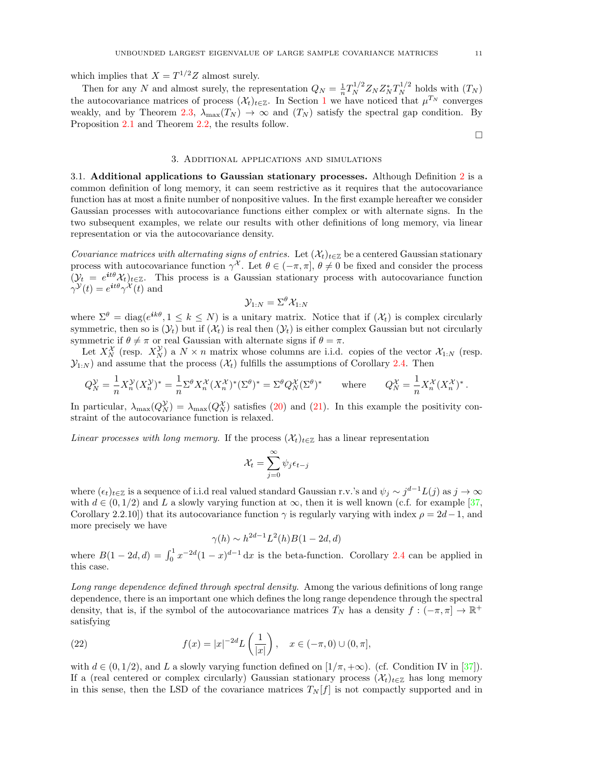which implies that $X = T^{1/2}Z$ almost surely.

Then for any $N$ and almost surely, the representation $Q_N = \frac{1}{n} T_N^{1/2} Z_N Z_N^* T_N^{1/2}$ holds with $(T_N)$ the autocovariance matrices of process $(\mathcal{X}_t)_{t\in\mathbb{Z}}$. In Section 1 we have noticed that $\mu^{T_N}$ converges weakly, and by Theorem 2.3, $\lambda_{\max}(T_N) \to \infty$ and $(T_N)$ satisfy the spectral gap condition. By Proposition 2.1 and Theorem 2.2, the results follow.

□

## 3. Additional applications and simulations

3.1. **Additional applications to Gaussian stationary processes.** Although Definition 2 is a common definition of long memory, it can seem restrictive as it requires that the autocovariance function has at most a finite number of nonpositive values. In the first example hereafter we consider Gaussian processes with autocovariance functions either complex or with alternate signs. In the two subsequent examples, we relate our results with other definitions of long memory, via linear representation or via the autocovariance density.

*Covariance matrices with alternating signs of entries.* Let $(\mathcal{X}_t)_{t\in\mathbb{Z}}$ be a centered Gaussian stationary process with autocovariance function $\gamma^{\mathcal{X}}$. Let $\theta \in (-\pi, \pi]$, $\theta \neq 0$ be fixed and consider the process $(\mathcal{Y}_t = e^{\boldsymbol{i}t\theta}\mathcal{X}_t)_{t\in\mathbb{Z}}$. This process is a Gaussian stationary process with autocovariance function $\gamma^{\mathcal{Y}}(t) = e^{\boldsymbol{i}t\theta}\gamma^{\mathcal{X}}(t)$ and

$$\mathcal{Y}_{1:N} = \Sigma^\theta \mathcal{X}_{1:N}$$

where $\Sigma^\theta = \operatorname{diag}(e^{\boldsymbol{i}k\theta}, 1 \le k \le N)$ is a unitary matrix. Notice that if $(\mathcal{X}_t)$ is complex circularly symmetric, then so is $(\mathcal{Y}_t)$ but if $(\mathcal{X}_t)$ is real then $(\mathcal{Y}_t)$ is either complex Gaussian but not circularly symmetric if $\theta \neq \pi$ or real Gaussian with alternate signs if $\theta = \pi$.

Let $X_N^{\mathcal{X}}$ (resp. $X_N^{\mathcal{Y}}$) a $N \times n$ matrix whose columns are i.i.d. copies of the vector $\mathcal{X}_{1:N}$ (resp. $\mathcal{Y}_{1:N}$) and assume that the process $(\mathcal{X}_t)$ fulfills the assumptions of Corollary 2.4. Then

$$Q_N^{\mathcal{Y}} = \frac{1}{n} X_n^{\mathcal{Y}} (X_n^{\mathcal{Y}})^* = \frac{1}{n} \Sigma^\theta X_n^{\mathcal{X}} (X_n^{\mathcal{X}})^* (\Sigma^\theta)^* = \Sigma^\theta Q_N^{\mathcal{X}} (\Sigma^\theta)^* \qquad \text{where} \qquad Q_N^{\mathcal{X}} = \frac{1}{n} X_n^{\mathcal{X}} (X_n^{\mathcal{X}})^*.$$

In particular, $\lambda_{\max}(Q_N^{\mathcal{Y}}) = \lambda_{\max}(Q_N^{\mathcal{X}})$ satisfies (20) and (21). In this example the positivity constraint of the autocovariance function is relaxed.

*Linear processes with long memory.* If the process $(\mathcal{X}_t)_{t\in\mathbb{Z}}$ has a linear representation

$$\mathcal{X}_t = \sum_{j=0}^{\infty} \psi_j \epsilon_{t-j}$$

where $(\epsilon_t)_{t\in\mathbb{Z}}$ is a sequence of i.i.d real valued standard Gaussian r.v.'s and $\psi_j \sim j^{d-1}L(j)$ as $j \to \infty$ with $d \in (0, 1/2)$ and $L$ a slowly varying function at $\infty$, then it is well known (c.f. for example [37, Corollary 2.2.10]) that its autocovariance function $\gamma$ is regularly varying with index $\rho = 2d-1$, and more precisely we have

$$\gamma(h) \sim h^{2d-1} L^2(h) B(1-2d, d)$$

where $B(1-2d, d) = \int_0^1 x^{-2d}(1-x)^{d-1}\,\mathrm{d}x$ is the beta-function. Corollary 2.4 can be applied in this case.

*Long range dependence defined through spectral density.* Among the various definitions of long range dependence, there is an important one which defines the long range dependence through the spectral density, that is, if the symbol of the autocovariance matrices $T_N$ has a density $f : (-\pi, \pi] \to \mathbb{R}^+$ satisfying

$$f(x) = |x|^{-2d} L\left(\frac{1}{|x|}\right), \quad x \in (-\pi, 0) \cup (0, \pi], \tag{22}$$

with $d \in (0, 1/2)$, and $L$ a slowly varying function defined on $[1/\pi, +\infty)$. (cf. Condition IV in [37]). If a (real centered or complex circularly) Gaussian stationary process $(\mathcal{X}_t)_{t\in\mathbb{Z}}$ has long memory in this sense, then the LSD of the covariance matrices $T_N[f]$ is not compactly supported and in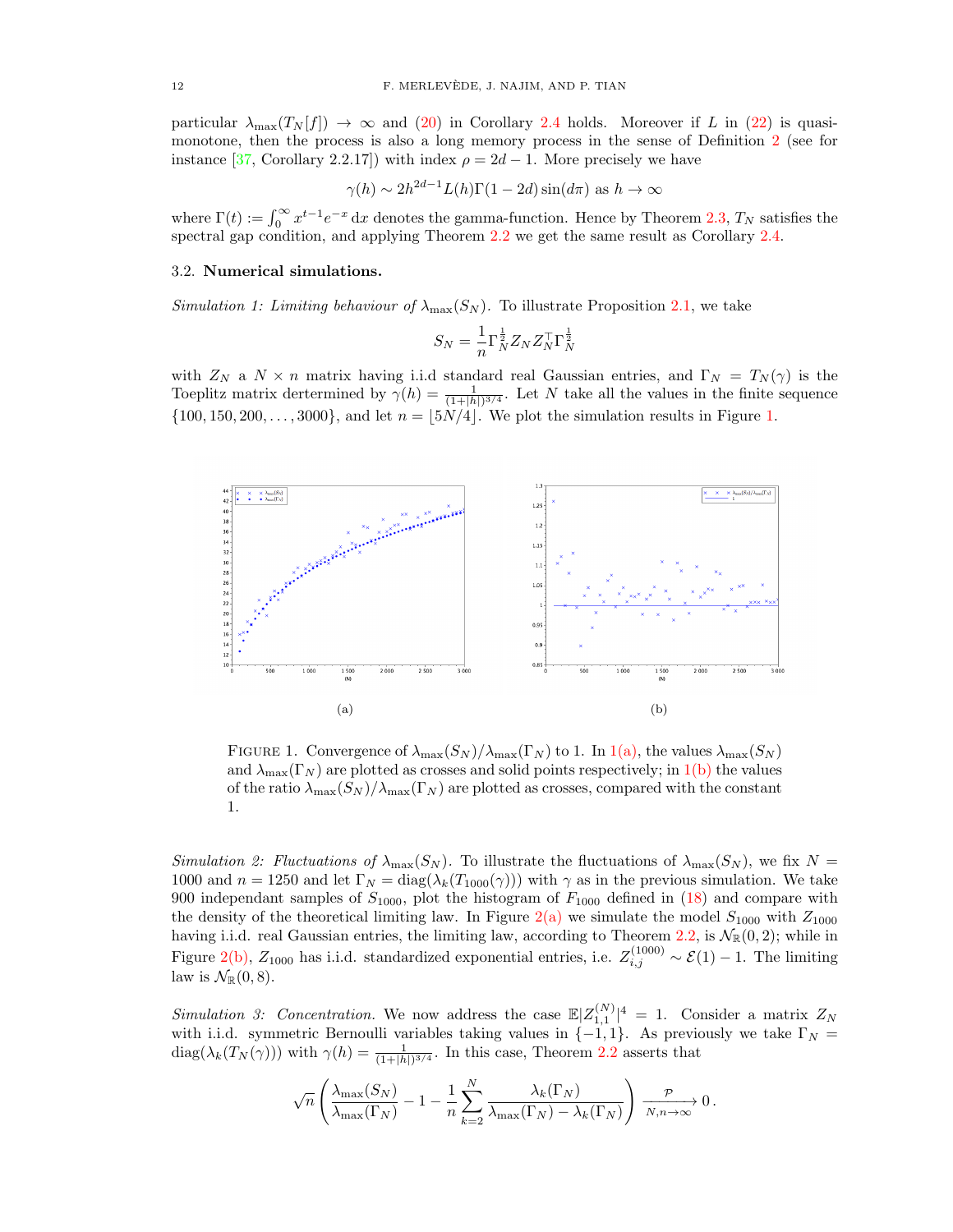particular $\lambda_{\max}(T_N[f]) \to \infty$ and (20) in Corollary 2.4 holds. Moreover if $L$ in (22) is quasi-monotone, then the process is also a long memory process in the sense of Definition 2 (see for instance [37, Corollary 2.2.17]) with index $\rho = 2d - 1$. More precisely we have

$$\gamma(h) \sim 2h^{2d-1} L(h) \Gamma(1-2d) \sin(d\pi) \text{ as } h \to \infty$$

where $\Gamma(t) := \int_0^\infty x^{t-1} e^{-x}\,\mathrm{d}x$ denotes the gamma-function. Hence by Theorem 2.3, $T_N$ satisfies the spectral gap condition, and applying Theorem 2.2 we get the same result as Corollary 2.4.

### 3.2. **Numerical simulations.**

*Simulation 1: Limiting behaviour of* $\lambda_{\max}(S_N)$*.* To illustrate Proposition 2.1, we take

$$S_N = \frac{1}{n} \Gamma_N^{\frac{1}{2}} Z_N Z_N^\top \Gamma_N^{\frac{1}{2}}$$

with $Z_N$ a $N \times n$ matrix having i.i.d standard real Gaussian entries, and $\Gamma_N = T_N(\gamma)$ is the Toeplitz matrix dertermined by $\gamma(h) = \frac{1}{(1+|h|)^{3/4}}$. Let $N$ take all the values in the finite sequence $\{100, 150, 200, \ldots, 3000\}$, and let $n = \lfloor 5N/4 \rfloor$. We plot the simulation results in Figure 1.

(a)

(b)

FIGURE 1. Convergence of $\lambda_{\max}(S_N)/\lambda_{\max}(\Gamma_N)$ to 1. In 1(a), the values $\lambda_{\max}(S_N)$ and $\lambda_{\max}(\Gamma_N)$ are plotted as crosses and solid points respectively; in 1(b) the values of the ratio $\lambda_{\max}(S_N)/\lambda_{\max}(\Gamma_N)$ are plotted as crosses, compared with the constant 1.

*Simulation 2: Fluctuations of* $\lambda_{\max}(S_N)$*.* To illustrate the fluctuations of $\lambda_{\max}(S_N)$, we fix $N = 1000$ and $n = 1250$ and let $\Gamma_N = \mathrm{diag}(\lambda_k(T_{1000}(\gamma)))$ with $\gamma$ as in the previous simulation. We take 900 independant samples of $S_{1000}$, plot the histogram of $F_{1000}$ defined in (18) and compare with the density of the theoretical limiting law. In Figure 2(a) we simulate the model $S_{1000}$ with $Z_{1000}$ having i.i.d. real Gaussian entries, the limiting law, according to Theorem 2.2, is $\mathcal{N}_{\mathbb{R}}(0, 2)$; while in Figure 2(b), $Z_{1000}$ has i.i.d. standardized exponential entries, i.e. $Z_{i,j}^{(1000)} \sim \mathcal{E}(1) - 1$. The limiting law is $\mathcal{N}_{\mathbb{R}}(0, 8)$.

*Simulation 3: Concentration.* We now address the case $\mathbb{E}|Z_{1,1}^{(N)}|^4 = 1$. Consider a matrix $Z_N$ with i.i.d. symmetric Bernoulli variables taking values in $\{-1, 1\}$. As previously we take $\Gamma_N = \mathrm{diag}(\lambda_k(T_N(\gamma)))$ with $\gamma(h) = \frac{1}{(1+|h|)^{3/4}}$. In this case, Theorem 2.2 asserts that

$$\sqrt{n} \left( \frac{\lambda_{\max}(S_N)}{\lambda_{\max}(\Gamma_N)} - 1 - \frac{1}{n} \sum_{k=2}^{N} \frac{\lambda_k(\Gamma_N)}{\lambda_{\max}(\Gamma_N) - \lambda_k(\Gamma_N)} \right) \xrightarrow[N,n \to \infty]{\mathcal{P}} 0\,.$$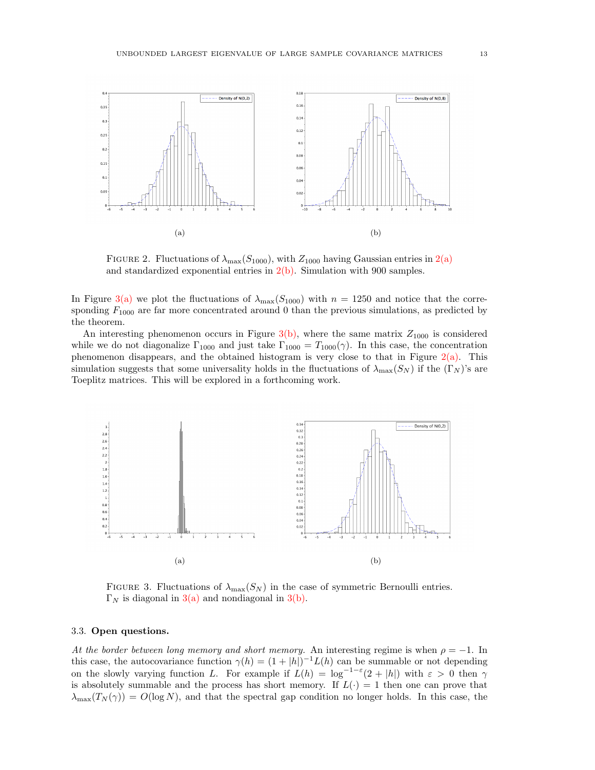(a)

(b)

FIGURE 2. Fluctuations of $\lambda_{\max}(S_{1000})$, with $Z_{1000}$ having Gaussian entries in 2(a) and standardized exponential entries in 2(b). Simulation with 900 samples.

In Figure 3(a) we plot the fluctuations of $\lambda_{\max}(S_{1000})$ with $n = 1250$ and notice that the corresponding $F_{1000}$ are far more concentrated around 0 than the previous simulations, as predicted by the theorem.

An interesting phenomenon occurs in Figure 3(b), where the same matrix $Z_{1000}$ is considered while we do not diagonalize $\Gamma_{1000}$ and just take $\Gamma_{1000} = T_{1000}(\gamma)$. In this case, the concentration phenomenon disappears, and the obtained histogram is very close to that in Figure 2(a). This simulation suggests that some universality holds in the fluctuations of $\lambda_{\max}(S_N)$ if the $(\Gamma_N)$'s are Toeplitz matrices. This will be explored in a forthcoming work.

(a)

(b)

FIGURE 3. Fluctuations of $\lambda_{\max}(S_N)$ in the case of symmetric Bernoulli entries. $\Gamma_N$ is diagonal in 3(a) and nondiagonal in 3(b).

### 3.3. **Open questions.**

*At the border between long memory and short memory.* An interesting regime is when $\rho = -1$. In this case, the autocovariance function $\gamma(h) = (1 + |h|)^{-1}L(h)$ can be summable or not depending on the slowly varying function $L$. For example if $L(h) = \log^{-1-\varepsilon}(2 + |h|)$ with $\varepsilon > 0$ then $\gamma$ is absolutely summable and the process has short memory. If $L(\cdot) = 1$ then one can prove that $\lambda_{\max}(T_N(\gamma)) = O(\log N)$, and that the spectral gap condition no longer holds. In this case, the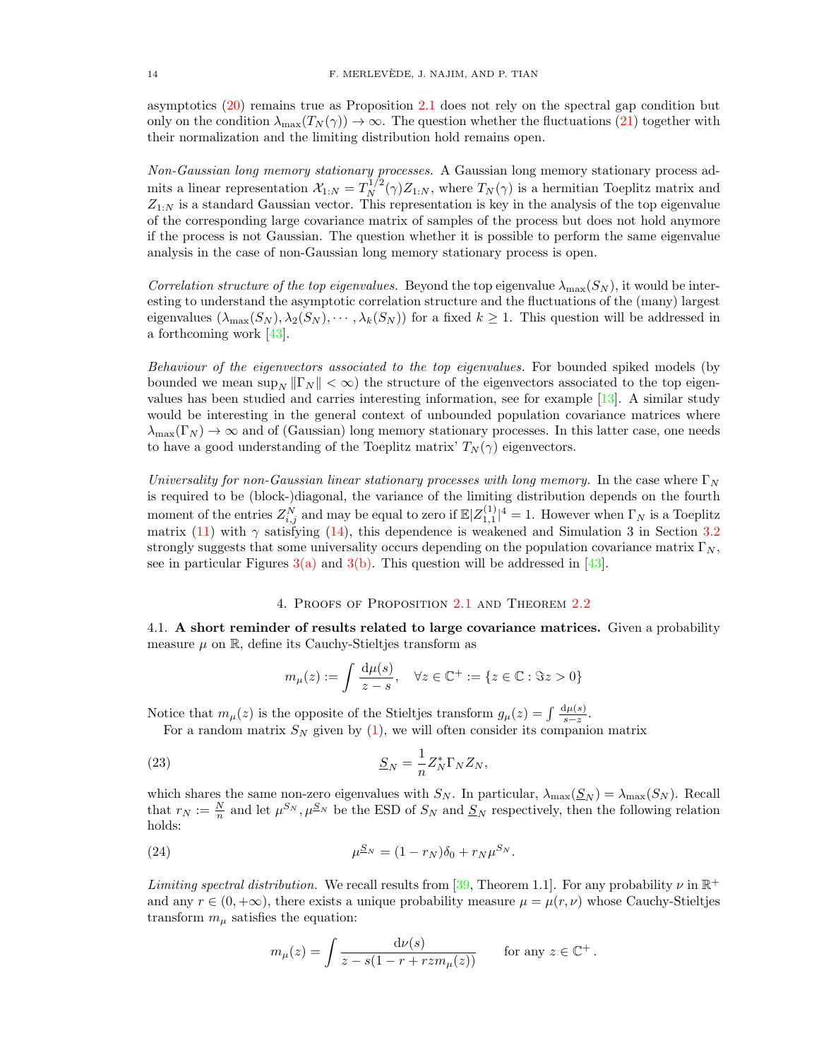asymptotics (20) remains true as Proposition 2.1 does not rely on the spectral gap condition but only on the condition $\lambda_{\max}(T_N(\gamma)) \to \infty$. The question whether the fluctuations (21) together with their normalization and the limiting distribution hold remains open.

*Non-Gaussian long memory stationary processes.* A Gaussian long memory stationary process admits a linear representation $\mathcal{X}_{1:N} = T_N^{1/2}(\gamma) Z_{1:N}$, where $T_N(\gamma)$ is a hermitian Toeplitz matrix and $Z_{1:N}$ is a standard Gaussian vector. This representation is key in the analysis of the top eigenvalue of the corresponding large covariance matrix of samples of the process but does not hold anymore if the process is not Gaussian. The question whether it is possible to perform the same eigenvalue analysis in the case of non-Gaussian long memory stationary process is open.

*Correlation structure of the top eigenvalues.* Beyond the top eigenvalue $\lambda_{\max}(S_N)$, it would be interesting to understand the asymptotic correlation structure and the fluctuations of the (many) largest eigenvalues $(\lambda_{\max}(S_N), \lambda_2(S_N), \cdots, \lambda_k(S_N))$ for a fixed $k \geq 1$. This question will be addressed in a forthcoming work [43].

*Behaviour of the eigenvectors associated to the top eigenvalues.* For bounded spiked models (by bounded we mean $\sup_N \|\Gamma_N\| < \infty$) the structure of the eigenvectors associated to the top eigenvalues has been studied and carries interesting information, see for example [13]. A similar study would be interesting in the general context of unbounded population covariance matrices where $\lambda_{\max}(\Gamma_N) \to \infty$ and of (Gaussian) long memory stationary processes. In this latter case, one needs to have a good understanding of the Toeplitz matrix' $T_N(\gamma)$ eigenvectors.

*Universality for non-Gaussian linear stationary processes with long memory.* In the case where $\Gamma_N$ is required to be (block-)diagonal, the variance of the limiting distribution depends on the fourth moment of the entries $Z_{i,j}^N$ and may be equal to zero if $\mathbb{E}|Z_{1,1}^{(1)}|^4 = 1$. However when $\Gamma_N$ is a Toeplitz matrix (11) with $\gamma$ satisfying (14), this dependence is weakened and Simulation 3 in Section 3.2 strongly suggests that some universality occurs depending on the population covariance matrix $\Gamma_N$, see in particular Figures 3(a) and 3(b). This question will be addressed in [43].

## 4. Proofs of Proposition 2.1 and Theorem 2.2

**4.1. A short reminder of results related to large covariance matrices.** Given a probability measure $\mu$ on $\mathbb{R}$, define its Cauchy-Stieltjes transform as

$$m_\mu(z) := \int \frac{\mathrm{d}\mu(s)}{z - s}, \quad \forall z \in \mathbb{C}^+ := \{z \in \mathbb{C} : \Im z > 0\}$$

Notice that $m_\mu(z)$ is the opposite of the Stieltjes transform $g_\mu(z) = \int \frac{\mathrm{d}\mu(s)}{s-z}$.

For a random matrix $S_N$ given by (1), we will often consider its companion matrix

$$\underline{S}_N = \frac{1}{n} Z_N^* \Gamma_N Z_N, \tag{23}$$

which shares the same non-zero eigenvalues with $S_N$. In particular, $\lambda_{\max}(\underline{S}_N) = \lambda_{\max}(S_N)$. Recall that $r_N := \frac{N}{n}$ and let $\mu^{S_N}, \mu^{\underline{S}_N}$ be the ESD of $S_N$ and $\underline{S}_N$ respectively, then the following relation holds:

$$\mu^{\underline{S}_N} = (1 - r_N)\delta_0 + r_N \mu^{S_N}. \tag{24}$$

*Limiting spectral distribution.* We recall results from [39, Theorem 1.1]. For any probability $\nu$ in $\mathbb{R}^+$ and any $r \in (0, +\infty)$, there exists a unique probability measure $\mu = \mu(r, \nu)$ whose Cauchy-Stieltjes transform $m_\mu$ satisfies the equation:

$$m_\mu(z) = \int \frac{\mathrm{d}\nu(s)}{z - s(1 - r + rzm_\mu(z))} \qquad \text{for any } z \in \mathbb{C}^+ .$$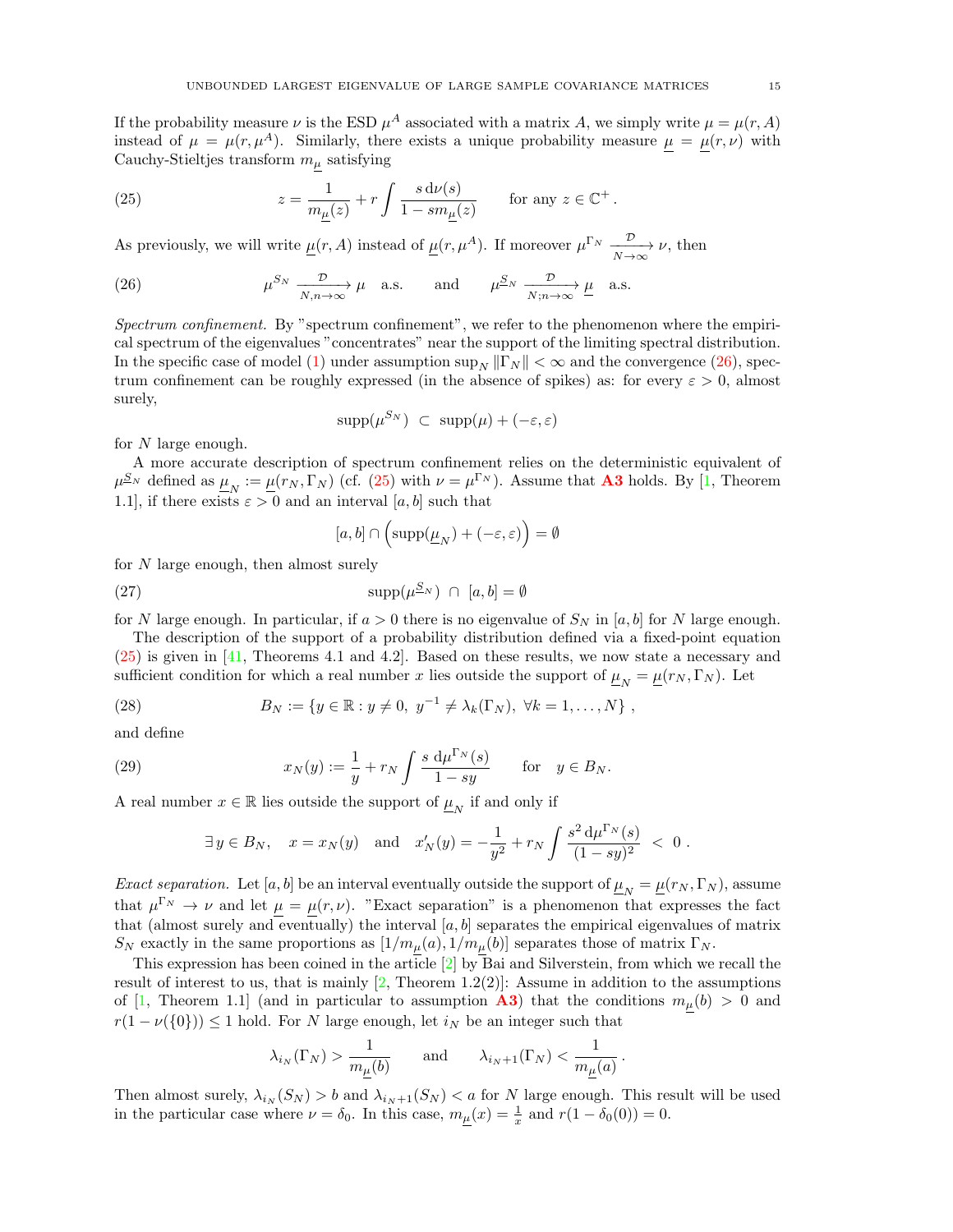If the probability measure $\nu$ is the ESD $\mu^A$ associated with a matrix $A$, we simply write $\mu = \mu(r, A)$ instead of $\mu = \mu(r, \mu^A)$. Similarly, there exists a unique probability measure $\underline{\mu} = \underline{\mu}(r, \nu)$ with Cauchy-Stieltjes transform $m_{\underline{\mu}}$ satisfying

$$z = \frac{1}{m_{\underline{\mu}}(z)} + r \int \frac{s \, \mathrm{d}\nu(s)}{1 - s m_{\underline{\mu}}(z)} \qquad \text{for any } z \in \mathbb{C}^+ . \tag{25}$$

As previously, we will write $\underline{\mu}(r, A)$ instead of $\underline{\mu}(r, \mu^A)$. If moreover $\mu^{\Gamma_N} \xrightarrow[N \to \infty]{\mathcal{D}} \nu$, then

$$\mu^{S_N} \xrightarrow[N,n \to \infty]{\mathcal{D}} \mu \quad \text{a.s.} \qquad \text{and} \qquad \mu^{\underline{S}_N} \xrightarrow[N;n \to \infty]{\mathcal{D}} \underline{\mu} \quad \text{a.s.} \tag{26}$$

*Spectrum confinement.* By "spectrum confinement", we refer to the phenomenon where the empirical spectrum of the eigenvalues "concentrates" near the support of the limiting spectral distribution. In the specific case of model (1) under assumption $\sup_N \|\Gamma_N\| < \infty$ and the convergence (26), spectrum confinement can be roughly expressed (in the absence of spikes) as: for every $\varepsilon > 0$, almost surely,

$$\operatorname{supp}(\mu^{S_N}) \ \subset \ \operatorname{supp}(\mu) + (-\varepsilon, \varepsilon)$$

for $N$ large enough.

A more accurate description of spectrum confinement relies on the deterministic equivalent of $\mu^{\underline{S}_N}$ defined as $\underline{\mu}_N := \underline{\mu}(r_N, \Gamma_N)$ (cf. (25) with $\nu = \mu^{\Gamma_N}$). Assume that **A3** holds. By [1, Theorem 1.1], if there exists $\varepsilon > 0$ and an interval $[a, b]$ such that

$$[a, b] \cap \Big( \operatorname{supp}(\underline{\mu}_N) + (-\varepsilon, \varepsilon) \Big) = \emptyset$$

for $N$ large enough, then almost surely

$$\operatorname{supp}(\mu^{\underline{S}_N}) \ \cap \ [a, b] = \emptyset \tag{27}$$

for $N$ large enough. In particular, if $a > 0$ there is no eigenvalue of $S_N$ in $[a, b]$ for $N$ large enough.

The description of the support of a probability distribution defined via a fixed-point equation (25) is given in [41, Theorems 4.1 and 4.2]. Based on these results, we now state a necessary and sufficient condition for which a real number $x$ lies outside the support of $\underline{\mu}_N = \underline{\mu}(r_N, \Gamma_N)$. Let

$$B_N := \{ y \in \mathbb{R} : y \neq 0, \ y^{-1} \neq \lambda_k(\Gamma_N), \ \forall k = 1, \ldots, N \} \ , \tag{28}$$

and define

$$x_N(y) := \frac{1}{y} + r_N \int \frac{s \ \mathrm{d}\mu^{\Gamma_N}(s)}{1 - sy} \qquad \text{for} \quad y \in B_N. \tag{29}$$

A real number $x \in \mathbb{R}$ lies outside the support of $\underline{\mu}_N$ if and only if

$$\exists \, y \in B_N, \quad x = x_N(y) \quad \text{and} \quad x_N'(y) = -\frac{1}{y^2} + r_N \int \frac{s^2 \, \mathrm{d}\mu^{\Gamma_N}(s)}{(1 - sy)^2} \ < \ 0 \ .$$

*Exact separation.* Let $[a, b]$ be an interval eventually outside the support of $\underline{\mu}_N = \underline{\mu}(r_N, \Gamma_N)$, assume that $\mu^{\Gamma_N} \to \nu$ and let $\underline{\mu} = \underline{\mu}(r, \nu)$. "Exact separation" is a phenomenon that expresses the fact that (almost surely and eventually) the interval $[a, b]$ separates the empirical eigenvalues of matrix $S_N$ exactly in the same proportions as $[1/m_{\underline{\mu}}(a), 1/m_{\underline{\mu}}(b)]$ separates those of matrix $\Gamma_N$.

This expression has been coined in the article [2] by Bai and Silverstein, from which we recall the result of interest to us, that is mainly [2, Theorem 1.2(2)]: Assume in addition to the assumptions of [1, Theorem 1.1] (and in particular to assumption **A3**) that the conditions $m_{\underline{\mu}}(b) > 0$ and $r(1 - \nu(\{0\})) \leq 1$ hold. For $N$ large enough, let $i_N$ be an integer such that

$$\lambda_{i_N}(\Gamma_N) > \frac{1}{m_{\underline{\mu}}(b)} \qquad \text{and} \qquad \lambda_{i_N+1}(\Gamma_N) < \frac{1}{m_{\underline{\mu}}(a)} \, .$$

Then almost surely, $\lambda_{i_N}(S_N) > b$ and $\lambda_{i_N+1}(S_N) < a$ for $N$ large enough. This result will be used in the particular case where $\nu = \delta_0$. In this case, $m_{\underline{\mu}}(x) = \frac{1}{x}$ and $r(1 - \delta_0(0)) = 0$.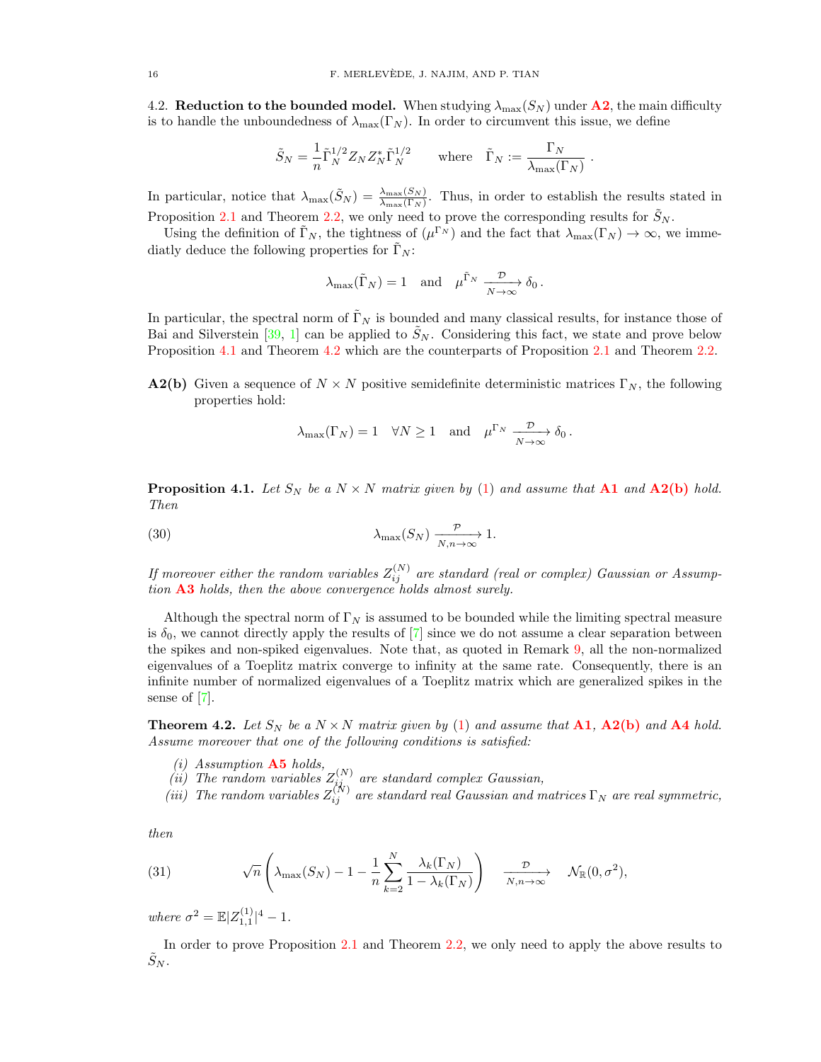### 4.2. Reduction to the bounded model.

When studying $\lambda_{\max}(S_N)$ under **A2**, the main difficulty is to handle the unboundedness of $\lambda_{\max}(\Gamma_N)$. In order to circumvent this issue, we define

$$\tilde{S}_N = \frac{1}{n}\tilde{\Gamma}_N^{1/2} Z_N Z_N^* \tilde{\Gamma}_N^{1/2} \qquad \text{where} \quad \tilde{\Gamma}_N := \frac{\Gamma_N}{\lambda_{\max}(\Gamma_N)}\ .$$

In particular, notice that $\lambda_{\max}(\tilde{S}_N) = \frac{\lambda_{\max}(S_N)}{\lambda_{\max}(\Gamma_N)}$. Thus, in order to establish the results stated in Proposition 2.1 and Theorem 2.2, we only need to prove the corresponding results for $\tilde{S}_N$.

Using the definition of $\tilde{\Gamma}_N$, the tightness of $(\mu^{\Gamma_N})$ and the fact that $\lambda_{\max}(\Gamma_N) \to \infty$, we immediatly deduce the following properties for $\tilde{\Gamma}_N$:

$$\lambda_{\max}(\tilde{\Gamma}_N) = 1 \quad \text{and} \quad \mu^{\tilde{\Gamma}_N} \xrightarrow[N\to\infty]{\mathcal{D}} \delta_0\,.$$

In particular, the spectral norm of $\tilde{\Gamma}_N$ is bounded and many classical results, for instance those of Bai and Silverstein [39, 1] can be applied to $\tilde{S}_N$. Considering this fact, we state and prove below Proposition 4.1 and Theorem 4.2 which are the counterparts of Proposition 2.1 and Theorem 2.2.

**A2(b)** Given a sequence of $N \times N$ positive semidefinite deterministic matrices $\Gamma_N$, the following properties hold:

$$\lambda_{\max}(\Gamma_N) = 1 \quad \forall N \geq 1 \quad \text{and} \quad \mu^{\Gamma_N} \xrightarrow[N\to\infty]{\mathcal{D}} \delta_0\,.$$

**Proposition 4.1.** *Let $S_N$ be a $N \times N$ matrix given by (1) and assume that* **A1** *and* **A2(b)** *hold. Then*

$$\lambda_{\max}(S_N) \xrightarrow[N,n\to\infty]{\mathcal{P}} 1. \tag{30}$$

*If moreover either the random variables $Z_{ij}^{(N)}$ are standard (real or complex) Gaussian or Assumption* **A3** *holds, then the above convergence holds almost surely.*

Although the spectral norm of $\Gamma_N$ is assumed to be bounded while the limiting spectral measure is $\delta_0$, we cannot directly apply the results of [7] since we do not assume a clear separation between the spikes and non-spiked eigenvalues. Note that, as quoted in Remark 9, all the non-normalized eigenvalues of a Toeplitz matrix converge to infinity at the same rate. Consequently, there is an infinite number of normalized eigenvalues of a Toeplitz matrix which are generalized spikes in the sense of [7].

**Theorem 4.2.** *Let $S_N$ be a $N \times N$ matrix given by (1) and assume that* **A1**, **A2(b)** *and* **A4** *hold. Assume moreover that one of the following conditions is satisfied:*

*(i) Assumption* **A5** *holds,*
*(ii) The random variables $Z_{ij}^{(N)}$ are standard complex Gaussian,*
*(iii) The random variables $Z_{ij}^{(N)}$ are standard real Gaussian and matrices $\Gamma_N$ are real symmetric,*

*then*

$$\sqrt{n}\left(\lambda_{\max}(S_N) - 1 - \frac{1}{n}\sum_{k=2}^{N}\frac{\lambda_k(\Gamma_N)}{1-\lambda_k(\Gamma_N)}\right) \quad \xrightarrow[N,n\to\infty]{\mathcal{D}} \quad \mathcal{N}_{\mathbb{R}}(0,\sigma^2), \tag{31}$$

*where $\sigma^2 = \mathbb{E}|Z_{1,1}^{(1)}|^4 - 1$.*

In order to prove Proposition 2.1 and Theorem 2.2, we only need to apply the above results to $\tilde{S}_N$.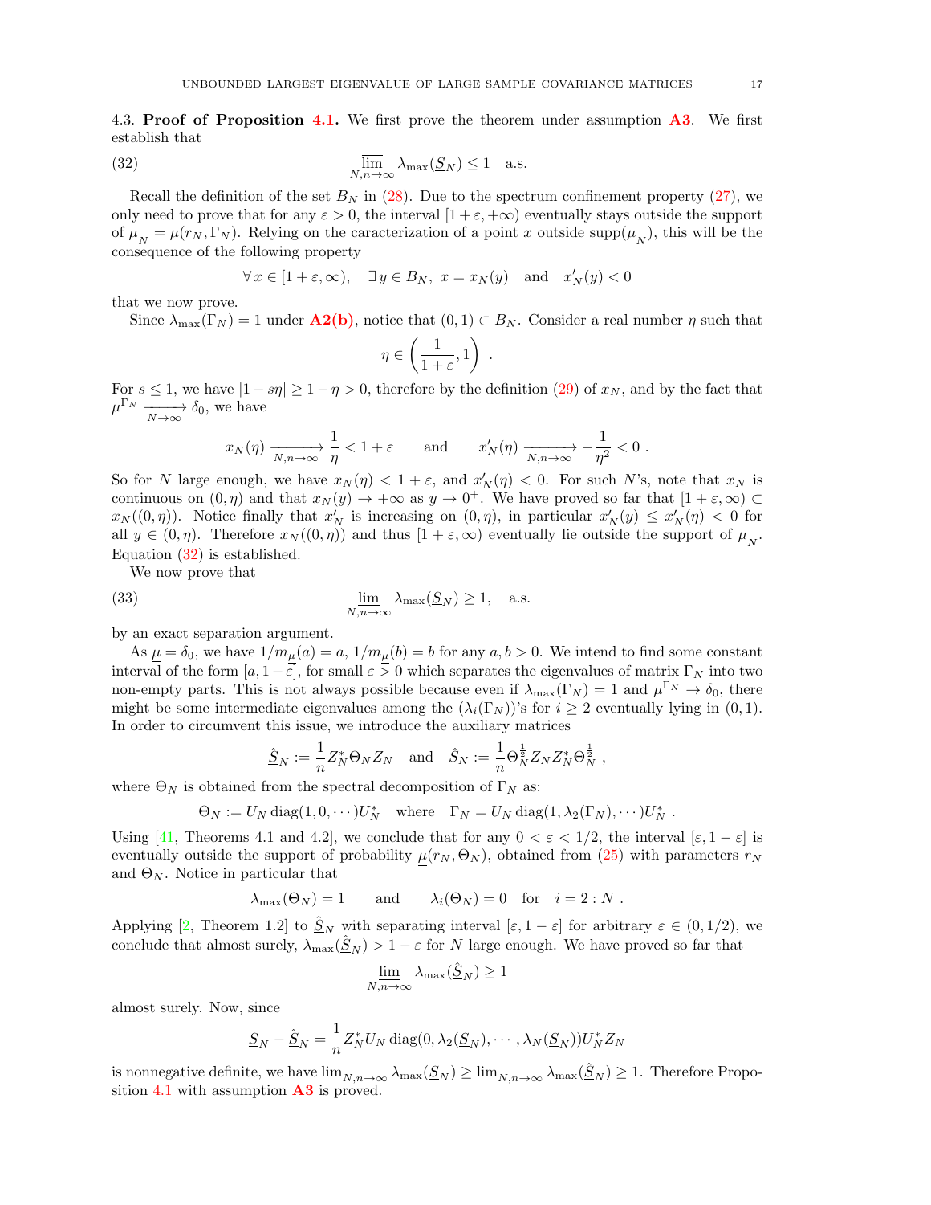4.3. **Proof of Proposition 4.1.** We first prove the theorem under assumption **A3**. We first establish that

$$\overline{\lim_{N,n\to\infty}} \lambda_{\max}(\underline{S}_N) \le 1 \quad \text{a.s.} \tag{32}$$

Recall the definition of the set $B_N$ in (28). Due to the spectrum confinement property (27), we only need to prove that for any $\varepsilon > 0$, the interval $[1+\varepsilon, +\infty)$ eventually stays outside the support of $\underline{\mu}_N = \underline{\mu}(r_N, \Gamma_N)$. Relying on the caracterization of a point $x$ outside $\mathrm{supp}(\underline{\mu}_N)$, this will be the consequence of the following property

$$\forall\, x \in [1+\varepsilon, \infty), \quad \exists\, y \in B_N,\ x = x_N(y) \quad \text{and} \quad x_N'(y) < 0$$

that we now prove.

Since $\lambda_{\max}(\Gamma_N) = 1$ under **A2(b)**, notice that $(0,1) \subset B_N$. Consider a real number $\eta$ such that

$$\eta \in \left(\frac{1}{1+\varepsilon}, 1\right) .$$

For $s \le 1$, we have $|1 - s\eta| \ge 1 - \eta > 0$, therefore by the definition (29) of $x_N$, and by the fact that $\mu^{\Gamma_N} \xrightarrow[N\to\infty]{} \delta_0$, we have

$$x_N(\eta) \xrightarrow[N,n\to\infty]{} \frac{1}{\eta} < 1+\varepsilon \qquad \text{and} \qquad x_N'(\eta) \xrightarrow[N,n\to\infty]{} -\frac{1}{\eta^2} < 0 .$$

So for $N$ large enough, we have $x_N(\eta) < 1+\varepsilon$, and $x_N'(\eta) < 0$. For such $N$'s, note that $x_N$ is continuous on $(0,\eta)$ and that $x_N(y) \to +\infty$ as $y \to 0^+$. We have proved so far that $[1+\varepsilon, \infty) \subset x_N((0,\eta))$. Notice finally that $x_N'$ is increasing on $(0,\eta)$, in particular $x_N'(y) \le x_N'(\eta) < 0$ for all $y \in (0,\eta)$. Therefore $x_N((0,\eta))$ and thus $[1+\varepsilon, \infty)$ eventually lie outside the support of $\underline{\mu}_N$. Equation (32) is established.

We now prove that

$$\underline{\lim_{N,n\to\infty}} \lambda_{\max}(\underline{S}_N) \ge 1, \quad \text{a.s.} \tag{33}$$

by an exact separation argument.

As $\underline{\mu} = \delta_0$, we have $1/m_{\underline{\mu}}(a) = a$, $1/m_{\underline{\mu}}(b) = b$ for any $a, b > 0$. We intend to find some constant interval of the form $[a, 1-\varepsilon]$, for small $\varepsilon > 0$ which separates the eigenvalues of matrix $\Gamma_N$ into two non-empty parts. This is not always possible because even if $\lambda_{\max}(\Gamma_N) = 1$ and $\mu^{\Gamma_N} \to \delta_0$, there might be some intermediate eigenvalues among the $(\lambda_i(\Gamma_N))$'s for $i \ge 2$ eventually lying in $(0,1)$. In order to circumvent this issue, we introduce the auxiliary matrices

$$\underline{\hat{S}}_N := \frac{1}{n} Z_N^* \Theta_N Z_N \quad \text{and} \quad \hat{S}_N := \frac{1}{n} \Theta_N^{\frac{1}{2}} Z_N Z_N^* \Theta_N^{\frac{1}{2}} ,$$

where $\Theta_N$ is obtained from the spectral decomposition of $\Gamma_N$ as:

$$\Theta_N := U_N \operatorname{diag}(1, 0, \cdots) U_N^* \quad \text{where} \quad \Gamma_N = U_N \operatorname{diag}(1, \lambda_2(\Gamma_N), \cdots) U_N^* .$$

Using [41, Theorems 4.1 and 4.2], we conclude that for any $0 < \varepsilon < 1/2$, the interval $[\varepsilon, 1-\varepsilon]$ is eventually outside the support of probability $\underline{\mu}(r_N, \Theta_N)$, obtained from (25) with parameters $r_N$ and $\Theta_N$. Notice in particular that

$$\lambda_{\max}(\Theta_N) = 1 \qquad \text{and} \qquad \lambda_i(\Theta_N) = 0 \quad \text{for} \quad i = 2 : N .$$

Applying [2, Theorem 1.2] to $\underline{\hat{S}}_N$ with separating interval $[\varepsilon, 1-\varepsilon]$ for arbitrary $\varepsilon \in (0, 1/2)$, we conclude that almost surely, $\lambda_{\max}(\underline{\hat{S}}_N) > 1 - \varepsilon$ for $N$ large enough. We have proved so far that

$$\underline{\lim_{N,n\to\infty}} \lambda_{\max}(\underline{\hat{S}}_N) \ge 1$$

almost surely. Now, since

$$\underline{S}_N - \underline{\hat{S}}_N = \frac{1}{n} Z_N^* U_N \operatorname{diag}(0, \lambda_2(\underline{S}_N), \cdots, \lambda_N(\underline{S}_N)) U_N^* Z_N$$

is nonnegative definite, we have $\underline{\lim}_{N,n\to\infty} \lambda_{\max}(\underline{S}_N) \ge \underline{\lim}_{N,n\to\infty} \lambda_{\max}(\underline{\hat{S}}_N) \ge 1$. Therefore Proposition 4.1 with assumption **A3** is proved.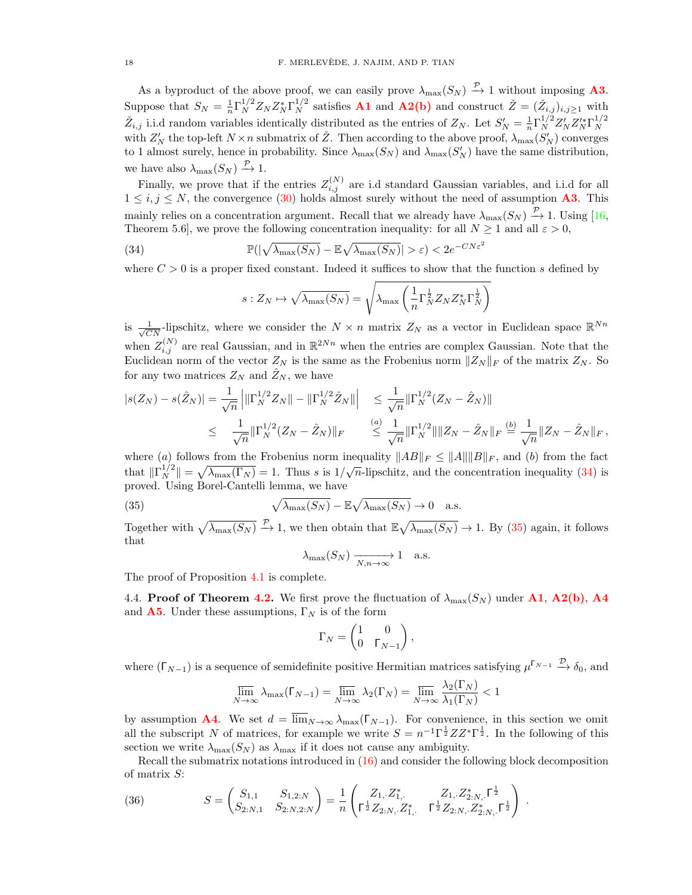As a byproduct of the above proof, we can easily prove $\lambda_{\max}(S_N) \xrightarrow{\mathcal{P}} 1$ without imposing **A3**. Suppose that $S_N = \frac{1}{n}\Gamma_N^{1/2} Z_N Z_N^* \Gamma_N^{1/2}$ satisfies **A1** and **A2(b)** and construct $\check{Z} = (\check{Z}_{i,j})_{i,j\geq 1}$ with $\check{Z}_{i,j}$ i.i.d random variables identically distributed as the entries of $Z_N$. Let $S_N' = \frac{1}{n}\Gamma_N^{1/2} Z_N' Z_N'^* \Gamma_N^{1/2}$ with $Z_N'$ the top-left $N \times n$ submatrix of $\check{Z}$. Then according to the above proof, $\lambda_{\max}(S_N')$ converges to 1 almost surely, hence in probability. Since $\lambda_{\max}(S_N)$ and $\lambda_{\max}(S_N')$ have the same distribution, we have also $\lambda_{\max}(S_N) \xrightarrow{\mathcal{P}} 1$.

Finally, we prove that if the entries $Z_{i,j}^{(N)}$ are i.d standard Gaussian variables, and i.i.d for all $1 \leq i, j \leq N$, the convergence (30) holds almost surely without the need of assumption **A3**. This mainly relies on a concentration argument. Recall that we already have $\lambda_{\max}(S_N) \xrightarrow{\mathcal{P}} 1$. Using [16, Theorem 5.6], we prove the following concentration inequality: for all $N \geq 1$ and all $\varepsilon > 0$,

$$\mathbb{P}(|\sqrt{\lambda_{\max}(S_N)} - \mathbb{E}\sqrt{\lambda_{\max}(S_N)}| > \varepsilon) < 2e^{-CN\varepsilon^2} \tag{34}$$

where $C > 0$ is a proper fixed constant. Indeed it suffices to show that the function $s$ defined by

$$s : Z_N \mapsto \sqrt{\lambda_{\max}(S_N)} = \sqrt{\lambda_{\max}\left(\frac{1}{n}\Gamma_N^{\frac{1}{2}} Z_N Z_N^* \Gamma_N^{\frac{1}{2}}\right)}$$

is $\frac{1}{\sqrt{CN}}$-lipschitz, where we consider the $N \times n$ matrix $Z_N$ as a vector in Euclidean space $\mathbb{R}^{Nn}$ when $Z_{i,j}^{(N)}$ are real Gaussian, and in $\mathbb{R}^{2Nn}$ when the entries are complex Gaussian. Note that the Euclidean norm of the vector $Z_N$ is the same as the Frobenius norm $\|Z_N\|_F$ of the matrix $Z_N$. So for any two matrices $Z_N$ and $\hat{Z}_N$, we have

$$\begin{aligned}
|s(Z_N) - s(\hat{Z}_N)| = \frac{1}{\sqrt{n}}\left|\|\Gamma_N^{1/2} Z_N\| - \|\Gamma_N^{1/2}\hat{Z}_N\|\right| &\leq \frac{1}{\sqrt{n}}\|\Gamma_N^{1/2}(Z_N - \hat{Z}_N)\| \\
\leq \frac{1}{\sqrt{n}}\|\Gamma_N^{1/2}(Z_N - \hat{Z}_N)\|_F &\overset{(a)}{\leq} \frac{1}{\sqrt{n}}\|\Gamma_N^{1/2}\|\|Z_N - \hat{Z}_N\|_F \overset{(b)}{=} \frac{1}{\sqrt{n}}\|Z_N - \hat{Z}_N\|_F\,,
\end{aligned}$$

where $(a)$ follows from the Frobenius norm inequality $\|AB\|_F \leq \|A\|\|B\|_F$, and $(b)$ from the fact that $\|\Gamma_N^{1/2}\| = \sqrt{\lambda_{\max}(\Gamma_N)} = 1$. Thus $s$ is $1/\sqrt{n}$-lipschitz, and the concentration inequality (34) is proved. Using Borel-Cantelli lemma, we have

$$\sqrt{\lambda_{\max}(S_N)} - \mathbb{E}\sqrt{\lambda_{\max}(S_N)} \to 0 \quad \text{a.s.} \tag{35}$$

Together with $\sqrt{\lambda_{\max}(S_N)} \xrightarrow{\mathcal{P}} 1$, we then obtain that $\mathbb{E}\sqrt{\lambda_{\max}(S_N)} \to 1$. By (35) again, it follows that

$$\lambda_{\max}(S_N) \xrightarrow[N,n\to\infty]{} 1 \quad \text{a.s.}$$

The proof of Proposition 4.1 is complete.

4.4. **Proof of Theorem 4.2.** We first prove the fluctuation of $\lambda_{\max}(S_N)$ under **A1**, **A2(b)**, **A4** and **A5**. Under these assumptions, $\Gamma_N$ is of the form

$$\Gamma_N = \begin{pmatrix} 1 & 0 \\ 0 & \mathsf{\Gamma}_{N-1} \end{pmatrix},$$

where $(\mathsf{\Gamma}_{N-1})$ is a sequence of semidefinite positive Hermitian matrices satisfying $\mu^{\mathsf{\Gamma}_{N-1}} \xrightarrow{\mathcal{D}} \delta_0$, and

$$\varlimsup_{N\to\infty} \lambda_{\max}(\mathsf{\Gamma}_{N-1}) = \varlimsup_{N\to\infty} \lambda_2(\Gamma_N) = \varlimsup_{N\to\infty} \frac{\lambda_2(\Gamma_N)}{\lambda_1(\Gamma_N)} < 1$$

by assumption **A4**. We set $d = \varlimsup_{N\to\infty} \lambda_{\max}(\mathsf{\Gamma}_{N-1})$. For convenience, in this section we omit all the subscript $N$ of matrices, for example we write $S = n^{-1}\Gamma^{\frac{1}{2}} Z Z^* \Gamma^{\frac{1}{2}}$. In the following of this section we write $\lambda_{\max}(S_N)$ as $\lambda_{\max}$ if it does not cause any ambiguity.

Recall the submatrix notations introduced in (16) and consider the following block decomposition of matrix $S$:

$$S = \begin{pmatrix} S_{1,1} & S_{1,2:N} \\ S_{2:N,1} & S_{2:N,2:N} \end{pmatrix} = \frac{1}{n}\begin{pmatrix} Z_{1,\cdot} Z_{1,\cdot}^* & Z_{1,\cdot} Z_{2:N,\cdot}^* \mathsf{\Gamma}^{\frac{1}{2}} \\ \mathsf{\Gamma}^{\frac{1}{2}} Z_{2:N,\cdot} Z_{1,\cdot}^* & \mathsf{\Gamma}^{\frac{1}{2}} Z_{2:N,\cdot} Z_{2:N,\cdot}^* \mathsf{\Gamma}^{\frac{1}{2}} \end{pmatrix}. \tag{36}$$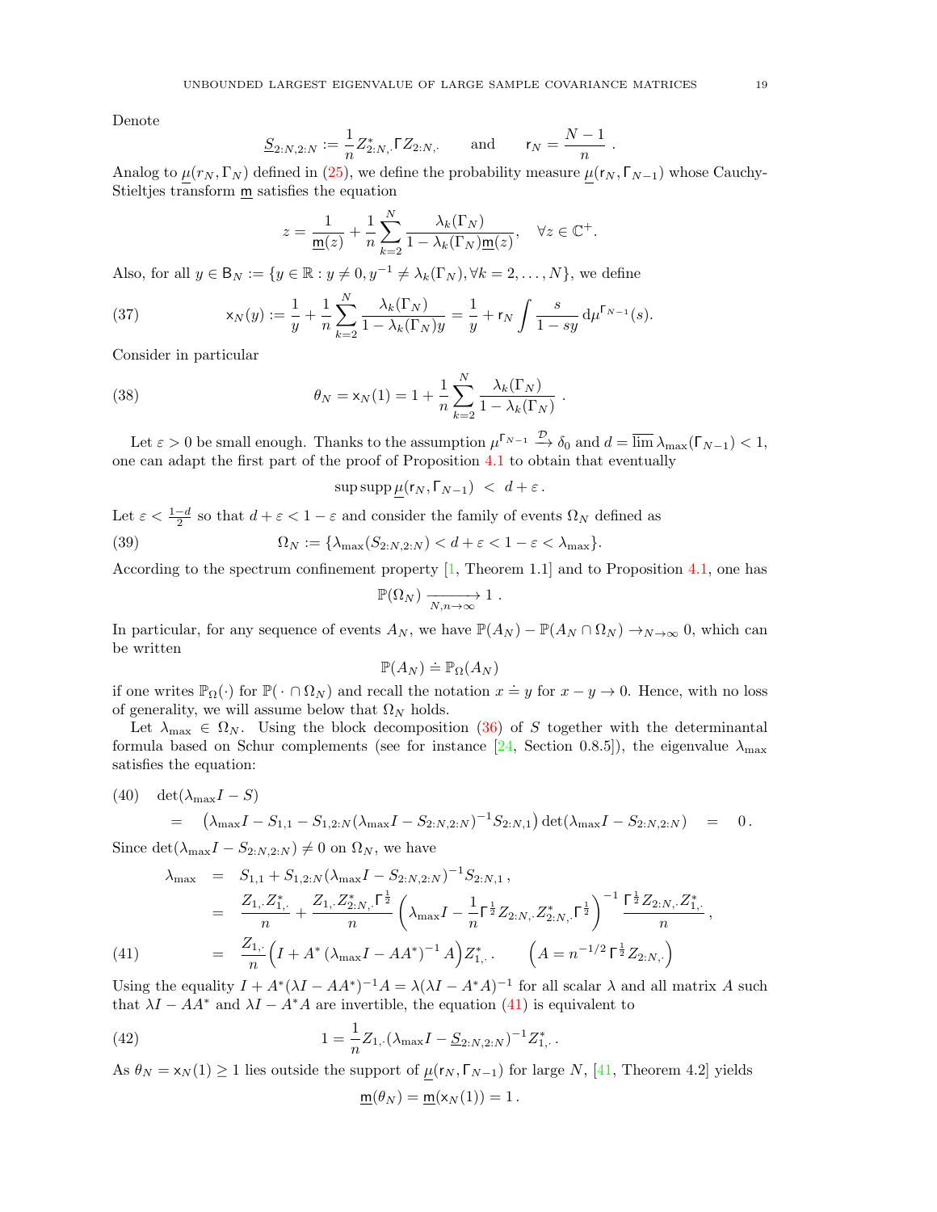Denote

$$\underline{S}_{2:N,2:N} := \frac{1}{n} Z^*_{2:N,\cdot} \Gamma Z_{2:N,\cdot} \qquad \text{and} \qquad \mathsf{r}_N = \frac{N-1}{n}\ .$$

Analog to $\underline{\mu}(r_N, \Gamma_N)$ defined in (25), we define the probability measure $\underline{\mu}(\mathsf{r}_N, \Gamma_{N-1})$ whose Cauchy-Stieltjes transform $\underline{\mathsf{m}}$ satisfies the equation

$$z = \frac{1}{\underline{\mathsf{m}}(z)} + \frac{1}{n}\sum_{k=2}^{N} \frac{\lambda_k(\Gamma_N)}{1-\lambda_k(\Gamma_N)\underline{\mathsf{m}}(z)}, \quad \forall z \in \mathbb{C}^+.$$

Also, for all $y \in \mathsf{B}_N := \{y \in \mathbb{R} : y \neq 0, y^{-1} \neq \lambda_k(\Gamma_N), \forall k = 2,\ldots,N\}$, we define

$$\mathsf{x}_N(y) := \frac{1}{y} + \frac{1}{n}\sum_{k=2}^{N} \frac{\lambda_k(\Gamma_N)}{1-\lambda_k(\Gamma_N)y} = \frac{1}{y} + \mathsf{r}_N \int \frac{s}{1-sy}\, \mathrm{d}\mu^{\Gamma_{N-1}}(s). \tag{37}$$

Consider in particular

$$\theta_N = \mathsf{x}_N(1) = 1 + \frac{1}{n}\sum_{k=2}^{N} \frac{\lambda_k(\Gamma_N)}{1-\lambda_k(\Gamma_N)}\ . \tag{38}$$

Let $\varepsilon > 0$ be small enough. Thanks to the assumption $\mu^{\Gamma_{N-1}} \xrightarrow{\mathcal{D}} \delta_0$ and $d = \overline{\lim}\, \lambda_{\max}(\Gamma_{N-1}) < 1$, one can adapt the first part of the proof of Proposition 4.1 to obtain that eventually

$$\sup \operatorname{supp} \underline{\mu}(\mathsf{r}_N, \Gamma_{N-1}) \ < \ d + \varepsilon\,.$$

Let $\varepsilon < \frac{1-d}{2}$ so that $d + \varepsilon < 1 - \varepsilon$ and consider the family of events $\Omega_N$ defined as

$$\Omega_N := \{\lambda_{\max}(S_{2:N,2:N}) < d + \varepsilon < 1 - \varepsilon < \lambda_{\max}\}. \tag{39}$$

According to the spectrum confinement property [1, Theorem 1.1] and to Proposition 4.1, one has

$$\mathbb{P}(\Omega_N) \xrightarrow[N,n\to\infty]{} 1\ .$$

In particular, for any sequence of events $A_N$, we have $\mathbb{P}(A_N) - \mathbb{P}(A_N \cap \Omega_N) \to_{N\to\infty} 0$, which can be written

$$\mathbb{P}(A_N) \doteq \mathbb{P}_\Omega(A_N)$$

if one writes $\mathbb{P}_\Omega(\cdot)$ for $\mathbb{P}(\,\cdot \cap \Omega_N)$ and recall the notation $x \doteq y$ for $x - y \to 0$. Hence, with no loss of generality, we will assume below that $\Omega_N$ holds.

Let $\lambda_{\max} \in \Omega_N$. Using the block decomposition (36) of $S$ together with the determinantal formula based on Schur complements (see for instance [24, Section 0.8.5]), the eigenvalue $\lambda_{\max}$ satisfies the equation:

$$\begin{aligned}(40)\quad & \det(\lambda_{\max} I - S) \\ &\quad = \ \big(\lambda_{\max} I - S_{1,1} - S_{1,2:N}(\lambda_{\max} I - S_{2:N,2:N})^{-1} S_{2:N,1}\big)\det(\lambda_{\max} I - S_{2:N,2:N}) \ = \ 0\,.\end{aligned}$$

Since $\det(\lambda_{\max} I - S_{2:N,2:N}) \neq 0$ on $\Omega_N$, we have

$$\begin{aligned}
\lambda_{\max} &= S_{1,1} + S_{1,2:N}(\lambda_{\max} I - S_{2:N,2:N})^{-1} S_{2:N,1}\,, \\
&= \frac{Z_{1,\cdot}Z^*_{1,\cdot}}{n} + \frac{Z_{1,\cdot}Z^*_{2:N,\cdot}\Gamma^{\frac12}}{n}\left(\lambda_{\max} I - \frac{1}{n}\Gamma^{\frac12} Z_{2:N,\cdot}Z^*_{2:N,\cdot}\Gamma^{\frac12}\right)^{-1}\frac{\Gamma^{\frac12} Z_{2:N,\cdot}Z^*_{1,\cdot}}{n}\,, \\
(41)\qquad &= \frac{Z_{1,\cdot}}{n}\Big(I + A^*\left(\lambda_{\max} I - AA^*\right)^{-1} A\Big) Z^*_{1,\cdot}\,. \qquad \Big(A = n^{-1/2}\,\Gamma^{\frac12} Z_{2:N,\cdot}\Big)
\end{aligned}$$

Using the equality $I + A^*(\lambda I - AA^*)^{-1}A = \lambda(\lambda I - A^*A)^{-1}$ for all scalar $\lambda$ and all matrix $A$ such that $\lambda I - AA^*$ and $\lambda I - A^*A$ are invertible, the equation (41) is equivalent to

$$1 = \frac{1}{n} Z_{1,\cdot}(\lambda_{\max} I - \underline{S}_{2:N,2:N})^{-1} Z^*_{1,\cdot}\,. \tag{42}$$

As $\theta_N = \mathsf{x}_N(1) \geq 1$ lies outside the support of $\underline{\mu}(\mathsf{r}_N, \Gamma_{N-1})$ for large $N$, [41, Theorem 4.2] yields

$$\underline{\mathsf{m}}(\theta_N) = \underline{\mathsf{m}}(\mathsf{x}_N(1)) = 1\,.$$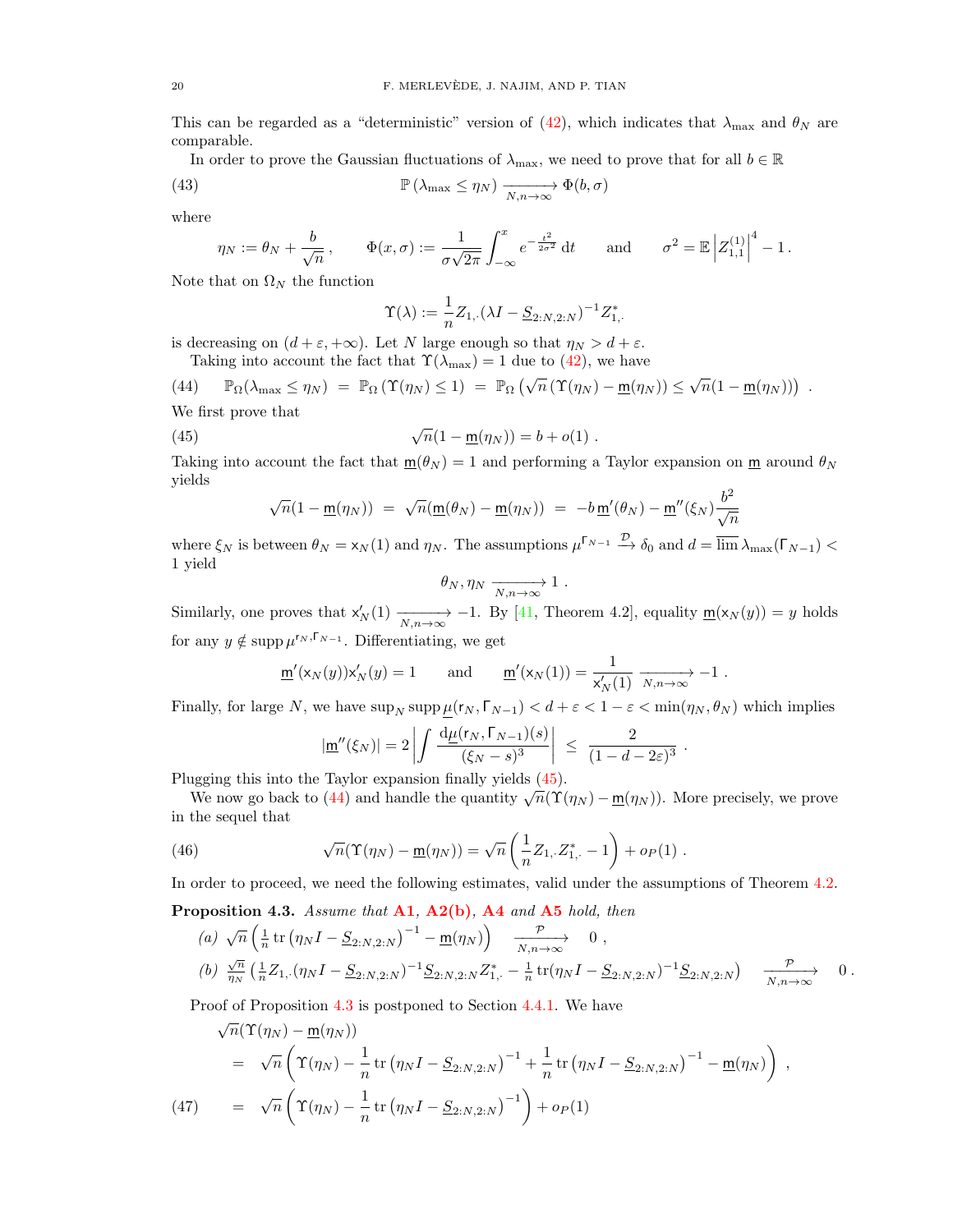This can be regarded as a "deterministic" version of (42), which indicates that $\lambda_{\max}$ and $\theta_N$ are comparable.

In order to prove the Gaussian fluctuations of $\lambda_{\max}$, we need to prove that for all $b \in \mathbb{R}$

$$\mathbb{P}\left(\lambda_{\max} \leq \eta_N\right) \xrightarrow[N,n\to\infty]{} \Phi(b,\sigma) \tag{43}$$

where

$$\eta_N := \theta_N + \frac{b}{\sqrt{n}}\,, \qquad \Phi(x,\sigma) := \frac{1}{\sigma\sqrt{2\pi}}\int_{-\infty}^{x} e^{-\frac{t^2}{2\sigma^2}}\,\mathrm{d}t \qquad \text{and} \qquad \sigma^2 = \mathbb{E}\left|Z_{1,1}^{(1)}\right|^4 - 1\,.$$

Note that on $\Omega_N$ the function

$$\Upsilon(\lambda) := \frac{1}{n} Z_{1,\cdot}(\lambda I - \underline{S}_{2:N,2:N})^{-1} Z_{1,\cdot}^*$$

is decreasing on $(d+\varepsilon, +\infty)$. Let $N$ large enough so that $\eta_N > d+\varepsilon$.

Taking into account the fact that $\Upsilon(\lambda_{\max}) = 1$ due to (42), we have

$$\mathbb{P}_\Omega(\lambda_{\max} \leq \eta_N) \;=\; \mathbb{P}_\Omega\left(\Upsilon(\eta_N) \leq 1\right) \;=\; \mathbb{P}_\Omega\left(\sqrt{n}\left(\Upsilon(\eta_N) - \underline{\mathsf{m}}(\eta_N)\right) \leq \sqrt{n}(1 - \underline{\mathsf{m}}(\eta_N))\right)\,. \tag{44}$$

We first prove that

$$\sqrt{n}(1 - \underline{\mathsf{m}}(\eta_N)) = b + o(1)\,. \tag{45}$$

Taking into account the fact that $\underline{\mathsf{m}}(\theta_N) = 1$ and performing a Taylor expansion on $\underline{\mathsf{m}}$ around $\theta_N$ yields

$$\sqrt{n}(1 - \underline{\mathsf{m}}(\eta_N)) \;=\; \sqrt{n}(\underline{\mathsf{m}}(\theta_N) - \underline{\mathsf{m}}(\eta_N)) \;=\; -b\,\underline{\mathsf{m}}'(\theta_N) - \underline{\mathsf{m}}''(\xi_N)\frac{b^2}{\sqrt{n}}$$

where $\xi_N$ is between $\theta_N = \mathsf{x}_N(1)$ and $\eta_N$. The assumptions $\mu^{\Gamma_{N-1}} \xrightarrow{\mathcal{D}} \delta_0$ and $d = \overline{\lim}\,\lambda_{\max}(\Gamma_{N-1}) < 1$ yield

$$\theta_N, \eta_N \xrightarrow[N,n\to\infty]{} 1\,.$$

Similarly, one proves that $\mathsf{x}_N'(1) \xrightarrow[N,n\to\infty]{} -1$. By [41, Theorem 4.2], equality $\underline{\mathsf{m}}(\mathsf{x}_N(y)) = y$ holds for any $y \notin \operatorname{supp}\mu^{\mathsf{r}_N,\Gamma_{N-1}}$. Differentiating, we get

$$\underline{\mathsf{m}}'(\mathsf{x}_N(y))\mathsf{x}_N'(y) = 1 \qquad \text{and} \qquad \underline{\mathsf{m}}'(\mathsf{x}_N(1)) = \frac{1}{\mathsf{x}_N'(1)} \xrightarrow[N,n\to\infty]{} -1\,.$$

Finally, for large $N$, we have $\sup_N \operatorname{supp}\underline{\mu}(\mathsf{r}_N, \Gamma_{N-1}) < d+\varepsilon < 1-\varepsilon < \min(\eta_N, \theta_N)$ which implies

$$|\underline{\mathsf{m}}''(\xi_N)| = 2\left|\int \frac{\mathrm{d}\underline{\mu}(\mathsf{r}_N,\Gamma_{N-1})(s)}{(\xi_N - s)^3}\right| \;\leq\; \frac{2}{(1-d-2\varepsilon)^3}\,.$$

Plugging this into the Taylor expansion finally yields (45).

We now go back to (44) and handle the quantity $\sqrt{n}(\Upsilon(\eta_N) - \underline{\mathsf{m}}(\eta_N))$. More precisely, we prove in the sequel that

$$\sqrt{n}(\Upsilon(\eta_N) - \underline{\mathsf{m}}(\eta_N)) = \sqrt{n}\left(\frac{1}{n}Z_{1,\cdot}Z_{1,\cdot}^* - 1\right) + o_P(1)\,. \tag{46}$$

In order to proceed, we need the following estimates, valid under the assumptions of Theorem 4.2.

**Proposition 4.3.** *Assume that* **A1**, **A2(b)**, **A4** *and* **A5** *hold, then*

*(a)* $\sqrt{n}\left(\frac{1}{n}\operatorname{tr}\left(\eta_N I - \underline{S}_{2:N,2:N}\right)^{-1} - \underline{\mathsf{m}}(\eta_N)\right) \quad \xrightarrow[N,n\to\infty]{\mathcal{P}} \quad 0\,,$

*(b)* $\frac{\sqrt{n}}{\eta_N}\left(\frac{1}{n}Z_{1,\cdot}(\eta_N I - \underline{S}_{2:N,2:N})^{-1}\underline{S}_{2:N,2:N}Z_{1,\cdot}^* - \frac{1}{n}\operatorname{tr}(\eta_N I - \underline{S}_{2:N,2:N})^{-1}\underline{S}_{2:N,2:N}\right) \quad \xrightarrow[N,n\to\infty]{\mathcal{P}} \quad 0\,.$

Proof of Proposition 4.3 is postponed to Section 4.4.1. We have

$$\begin{aligned}
&\sqrt{n}(\Upsilon(\eta_N) - \underline{\mathsf{m}}(\eta_N)) \\
&\quad= \sqrt{n}\left(\Upsilon(\eta_N) - \frac{1}{n}\operatorname{tr}\left(\eta_N I - \underline{S}_{2:N,2:N}\right)^{-1} + \frac{1}{n}\operatorname{tr}\left(\eta_N I - \underline{S}_{2:N,2:N}\right)^{-1} - \underline{\mathsf{m}}(\eta_N)\right)\,, \\
&\quad= \sqrt{n}\left(\Upsilon(\eta_N) - \frac{1}{n}\operatorname{tr}\left(\eta_N I - \underline{S}_{2:N,2:N}\right)^{-1}\right) + o_P(1)
\end{aligned} \tag{47}$$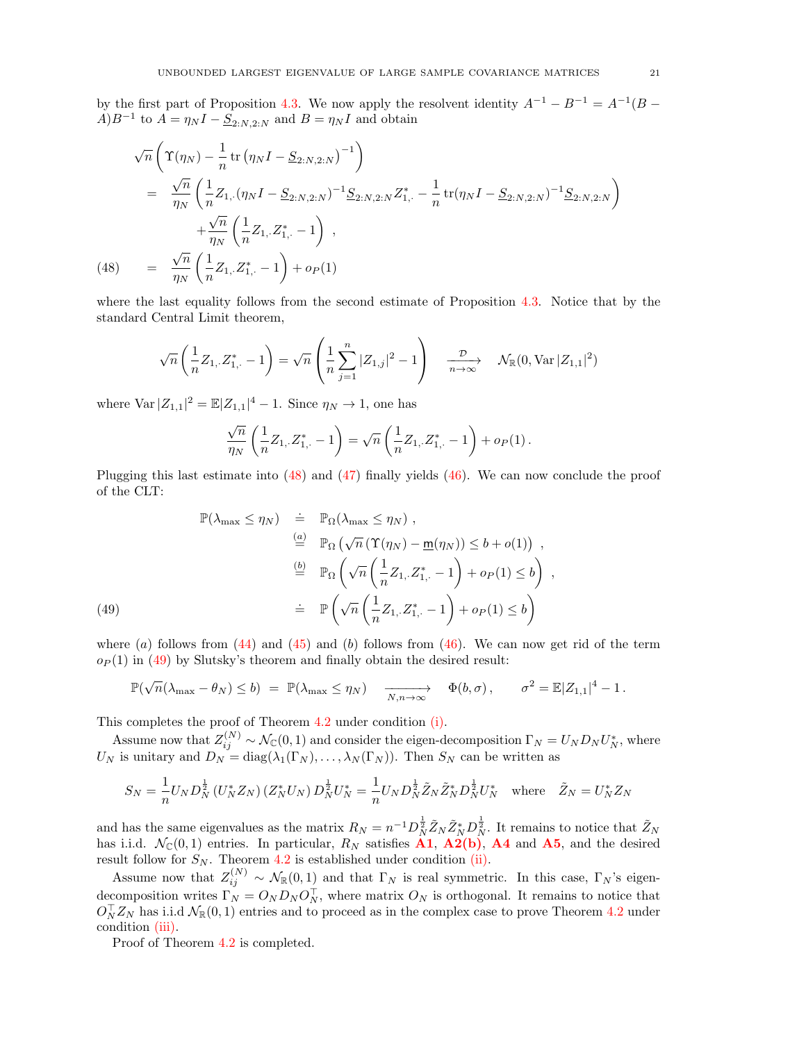by the first part of Proposition 4.3. We now apply the resolvent identity $A^{-1} - B^{-1} = A^{-1}(B - A)B^{-1}$ to $A = \eta_N I - \underline{S}_{2:N,2:N}$ and $B = \eta_N I$ and obtain

$$
\begin{aligned}
&\sqrt{n}\left(\Upsilon(\eta_N) - \frac{1}{n}\operatorname{tr}\left(\eta_N I - \underline{S}_{2:N,2:N}\right)^{-1}\right) \\
&= \frac{\sqrt{n}}{\eta_N}\left(\frac{1}{n}Z_{1,\cdot}(\eta_N I - \underline{S}_{2:N,2:N})^{-1}\underline{S}_{2:N,2:N}Z_{1,\cdot}^* - \frac{1}{n}\operatorname{tr}(\eta_N I - \underline{S}_{2:N,2:N})^{-1}\underline{S}_{2:N,2:N}\right) \\
&\qquad + \frac{\sqrt{n}}{\eta_N}\left(\frac{1}{n}Z_{1,\cdot}Z_{1,\cdot}^* - 1\right)\ , \\
&= \frac{\sqrt{n}}{\eta_N}\left(\frac{1}{n}Z_{1,\cdot}Z_{1,\cdot}^* - 1\right) + o_P(1) \qquad (48)
\end{aligned}
$$

where the last equality follows from the second estimate of Proposition 4.3. Notice that by the standard Central Limit theorem,

$$
\sqrt{n}\left(\frac{1}{n}Z_{1,\cdot}Z_{1,\cdot}^* - 1\right) = \sqrt{n}\left(\frac{1}{n}\sum_{j=1}^n |Z_{1,j}|^2 - 1\right) \quad \xrightarrow[n\to\infty]{\mathcal{D}} \quad \mathcal{N}_{\mathbb{R}}(0, \operatorname{Var}|Z_{1,1}|^2)
$$

where $\operatorname{Var}|Z_{1,1}|^2 = \mathbb{E}|Z_{1,1}|^4 - 1$. Since $\eta_N \to 1$, one has

$$
\frac{\sqrt{n}}{\eta_N}\left(\frac{1}{n}Z_{1,\cdot}Z_{1,\cdot}^* - 1\right) = \sqrt{n}\left(\frac{1}{n}Z_{1,\cdot}Z_{1,\cdot}^* - 1\right) + o_P(1)\,.
$$

Plugging this last estimate into (48) and (47) finally yields (46). We can now conclude the proof of the CLT:

$$
\begin{aligned}
\mathbb{P}(\lambda_{\max} \le \eta_N) &\doteq \mathbb{P}_\Omega(\lambda_{\max} \le \eta_N)\ , \\
&\overset{(a)}{=} \mathbb{P}_\Omega\left(\sqrt{n}\left(\Upsilon(\eta_N) - \underline{\mathrm{m}}(\eta_N)\right) \le b + o(1)\right)\ , \\
&\overset{(b)}{=} \mathbb{P}_\Omega\left(\sqrt{n}\left(\frac{1}{n}Z_{1,\cdot}Z_{1,\cdot}^* - 1\right) + o_P(1) \le b\right)\ , \\
&\doteq \mathbb{P}\left(\sqrt{n}\left(\frac{1}{n}Z_{1,\cdot}Z_{1,\cdot}^* - 1\right) + o_P(1) \le b\right) \qquad (49)
\end{aligned}
$$

where $(a)$ follows from (44) and (45) and $(b)$ follows from (46). We can now get rid of the term $o_P(1)$ in (49) by Slutsky's theorem and finally obtain the desired result:

$$
\mathbb{P}(\sqrt{n}(\lambda_{\max} - \theta_N) \le b) \ = \ \mathbb{P}(\lambda_{\max} \le \eta_N) \quad \xrightarrow[N,n\to\infty]{} \quad \Phi(b, \sigma)\,, \qquad \sigma^2 = \mathbb{E}|Z_{1,1}|^4 - 1\,.
$$

This completes the proof of Theorem 4.2 under condition (i).

Assume now that $Z_{ij}^{(N)} \sim \mathcal{N}_{\mathbb{C}}(0,1)$ and consider the eigen-decomposition $\Gamma_N = U_N D_N U_N^*$, where $U_N$ is unitary and $D_N = \operatorname{diag}(\lambda_1(\Gamma_N), \dots, \lambda_N(\Gamma_N))$. Then $S_N$ can be written as

$$
S_N = \frac{1}{n}U_N D_N^{\frac{1}{2}}\left(U_N^* Z_N\right)\left(Z_N^* U_N\right)D_N^{\frac{1}{2}}U_N^* = \frac{1}{n}U_N D_N^{\frac{1}{2}}\tilde{Z}_N\tilde{Z}_N^* D_N^{\frac{1}{2}}U_N^* \quad \text{where} \quad \tilde{Z}_N = U_N^* Z_N
$$

and has the same eigenvalues as the matrix $R_N = n^{-1}D_N^{\frac{1}{2}}\tilde{Z}_N\tilde{Z}_N^* D_N^{\frac{1}{2}}$. It remains to notice that $\tilde{Z}_N$ has i.i.d. $\mathcal{N}_{\mathbb{C}}(0,1)$ entries. In particular, $R_N$ satisfies **A1**, **A2(b)**, **A4** and **A5**, and the desired result follow for $S_N$. Theorem 4.2 is established under condition (ii).

Assume now that $Z_{ij}^{(N)} \sim \mathcal{N}_{\mathbb{R}}(0,1)$ and that $\Gamma_N$ is real symmetric. In this case, $\Gamma_N$'s eigen-decomposition writes $\Gamma_N = O_N D_N O_N^\top$, where matrix $O_N$ is orthogonal. It remains to notice that $O_N^\top Z_N$ has i.i.d $\mathcal{N}_{\mathbb{R}}(0,1)$ entries and to proceed as in the complex case to prove Theorem 4.2 under condition (iii).

Proof of Theorem 4.2 is completed.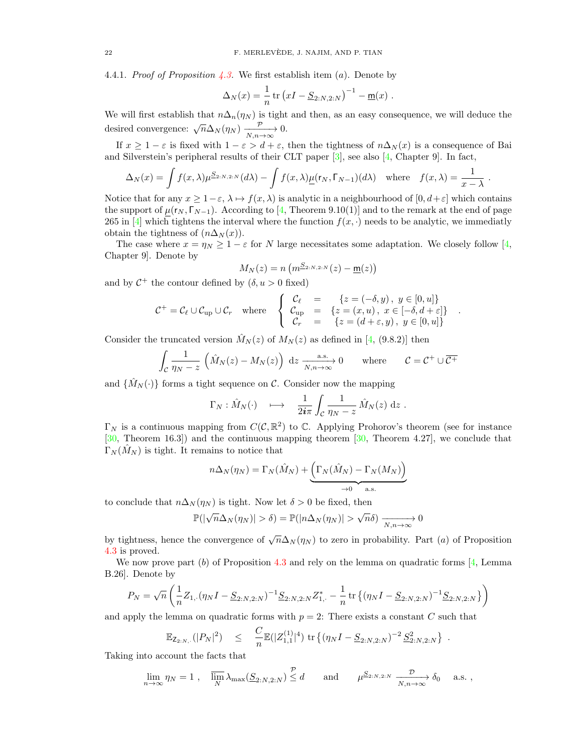4.4.1. *Proof of Proposition 4.3.* We first establish item $(a)$. Denote by

$$\Delta_N(x) = \frac{1}{n}\operatorname{tr}\left(xI - \underline{S}_{2:N,2:N}\right)^{-1} - \underline{\mathsf{m}}(x)\ .$$

We will first establish that $n\Delta_n(\eta_N)$ is tight and then, as an easy consequence, we will deduce the desired convergence: $\sqrt{n}\Delta_N(\eta_N) \xrightarrow[N,n\to\infty]{\mathcal{P}} 0$.

If $x \geq 1-\varepsilon$ is fixed with $1-\varepsilon > d+\varepsilon$, then the tightness of $n\Delta_N(x)$ is a consequence of Bai and Silverstein's peripheral results of their CLT paper [3], see also [4, Chapter 9]. In fact,

$$\Delta_N(x) = \int f(x,\lambda)\mu^{\underline{S}_{2:N,2:N}}(d\lambda) - \int f(x,\lambda)\underline{\mu}(\mathsf{r}_N,\Gamma_{N-1})(d\lambda) \quad \text{where} \quad f(x,\lambda) = \frac{1}{x-\lambda}\ .$$

Notice that for any $x \geq 1-\varepsilon$, $\lambda \mapsto f(x,\lambda)$ is analytic in a neighbourhood of $[0, d+\varepsilon]$ which contains the support of $\underline{\mu}(\mathsf{r}_N,\Gamma_{N-1})$. According to [4, Theorem 9.10(1)] and to the remark at the end of page 265 in [4] which tightens the interval where the function $f(x,\cdot)$ needs to be analytic, we immediatly obtain the tightness of $(n\Delta_N(x))$.

The case where $x = \eta_N \geq 1-\varepsilon$ for $N$ large necessitates some adaptation. We closely follow [4, Chapter 9]. Denote by

$$M_N(z) = n\left(m^{\underline{S}_{2:N,2:N}}(z) - \underline{\mathsf{m}}(z)\right)$$

and by $\mathcal{C}^+$ the contour defined by ($\delta, u > 0$ fixed)

$$\mathcal{C}^+ = \mathcal{C}_\ell \cup \mathcal{C}_{\rm up} \cup \mathcal{C}_r \quad \text{where} \quad \left\{ \begin{array}{lcl} \mathcal{C}_\ell &=& \{z = (-\delta, y)\,,\ y\in[0,u]\} \\ \mathcal{C}_{\rm up} &=& \{z = (x,u)\,,\ x\in[-\delta, d+\varepsilon]\} \\ \mathcal{C}_r &=& \{z = (d+\varepsilon, y)\,,\ y\in[0,u]\} \end{array} \right. .$$

Consider the truncated version $\hat{M}_N(z)$ of $M_N(z)$ as defined in [4, (9.8.2)] then

$$\int_{\mathcal{C}} \frac{1}{\eta_N - z}\left(\hat{M}_N(z) - M_N(z)\right)\,\mathrm{d}z \xrightarrow[N,n\to\infty]{\text{a.s.}} 0 \qquad \text{where} \qquad \mathcal{C} = \mathcal{C}^+ \cup \overline{\mathcal{C}^+}$$

and $\{\hat{M}_N(\cdot)\}$ forms a tight sequence on $\mathcal{C}$. Consider now the mapping

$$\Gamma_N : \hat{M}_N(\cdot) \quad \longmapsto \quad \frac{1}{2\boldsymbol{i}\pi}\int_{\mathcal{C}} \frac{1}{\eta_N - z}\,\hat{M}_N(z)\,\mathrm{d}z\ .$$

$\Gamma_N$ is a continuous mapping from $C(\mathcal{C},\mathbb{R}^2)$ to $\mathbb{C}$. Applying Prohorov's theorem (see for instance [30, Theorem 16.3]) and the continuous mapping theorem [30, Theorem 4.27], we conclude that $\Gamma_N(\hat{M}_N)$ is tight. It remains to notice that

$$n\Delta_N(\eta_N) = \Gamma_N(\hat{M}_N) + \underbrace{\left(\Gamma_N(\hat{M}_N) - \Gamma_N(M_N)\right)}_{\to 0 \quad \text{a.s.}}$$

to conclude that $n\Delta_N(\eta_N)$ is tight. Now let $\delta > 0$ be fixed, then

$$\mathbb{P}(|\sqrt{n}\Delta_N(\eta_N)| > \delta) = \mathbb{P}(|n\Delta_N(\eta_N)| > \sqrt{n}\delta) \xrightarrow[N,n\to\infty]{} 0$$

by tightness, hence the convergence of $\sqrt{n}\Delta_N(\eta_N)$ to zero in probability. Part $(a)$ of Proposition 4.3 is proved.

We now prove part $(b)$ of Proposition 4.3 and rely on the lemma on quadratic forms [4, Lemma B.26]. Denote by

$$P_N = \sqrt{n}\left(\frac{1}{n}Z_{1,\cdot}(\eta_N I - \underline{S}_{2:N,2:N})^{-1}\underline{S}_{2:N,2:N}Z_{1,\cdot}^* - \frac{1}{n}\operatorname{tr}\left\{(\eta_N I - \underline{S}_{2:N,2:N})^{-1}\underline{S}_{2:N,2:N}\right\}\right)$$

and apply the lemma on quadratic forms with $p = 2$: There exists a constant $C$ such that

$$\mathbb{E}_{\mathsf{Z}_{2:N,\cdot}}(|P_N|^2) \quad \leq \quad \frac{C}{n}\mathbb{E}(|Z_{1,1}^{(1)}|^4)\ \operatorname{tr}\left\{(\eta_N I - \underline{S}_{2:N,2:N})^{-2}\,\underline{S}_{2:N,2:N}^2\right\}\ .$$

Taking into account the facts that

$$\lim_{n\to\infty}\eta_N = 1\ , \quad \varlimsup_N \lambda_{\max}(\underline{S}_{2:N,2:N}) \overset{\mathcal{P}}{\leq} d \qquad \text{and} \qquad \mu^{\underline{S}_{2:N,2:N}} \xrightarrow[N,n\to\infty]{\mathcal{D}} \delta_0 \quad \text{a.s.}\ ,$$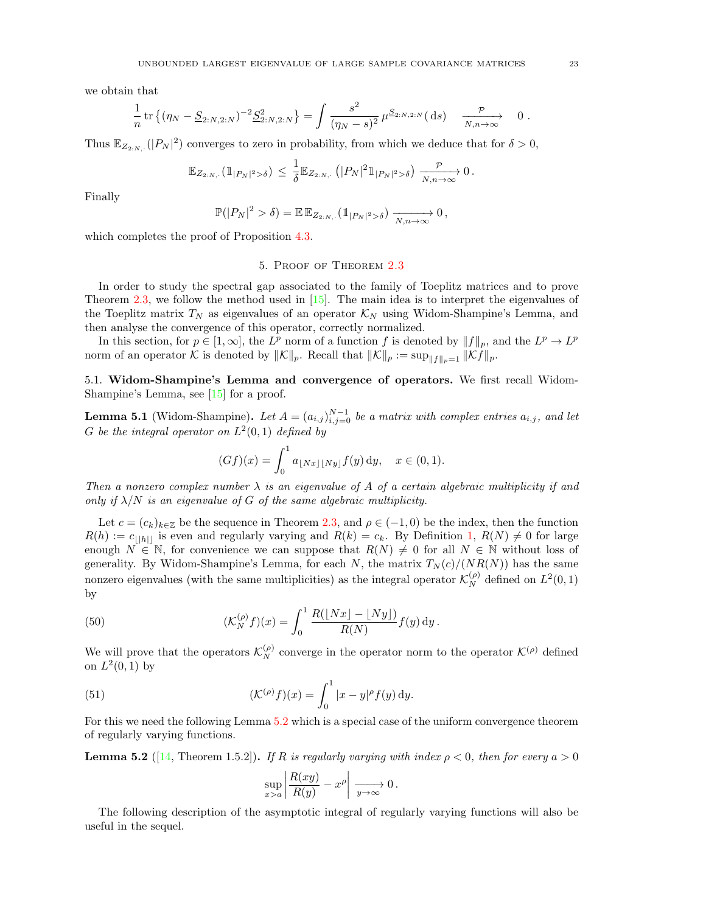we obtain that

$$\frac{1}{n}\operatorname{tr}\left\{(\eta_N - \underline{S}_{2:N,2:N})^{-2}\underline{S}_{2:N,2:N}^2\right\} = \int \frac{s^2}{(\eta_N - s)^2}\,\mu^{\underline{S}_{2:N,2:N}}(\,\mathrm{d}s) \quad \xrightarrow[N,n\to\infty]{\mathcal{P}} \quad 0\,.$$

Thus $\mathbb{E}_{Z_{2:N,\cdot}}(|P_N|^2)$ converges to zero in probability, from which we deduce that for $\delta > 0$,

$$\mathbb{E}_{Z_{2:N,\cdot}}(\mathbb{1}_{|P_N|^2>\delta}) \,\leq\, \frac{1}{\delta}\mathbb{E}_{Z_{2:N,\cdot}}\left(|P_N|^2\mathbb{1}_{|P_N|^2>\delta}\right) \xrightarrow[N,n\to\infty]{\mathcal{P}} 0\,.$$

Finally

$$\mathbb{P}(|P_N|^2 > \delta) = \mathbb{E}\,\mathbb{E}_{Z_{2:N,\cdot}}(\mathbb{1}_{|P_N|^2>\delta}) \xrightarrow[N,n\to\infty]{} 0\,,$$

which completes the proof of Proposition 4.3.

## 5. Proof of Theorem 2.3

In order to study the spectral gap associated to the family of Toeplitz matrices and to prove Theorem 2.3, we follow the method used in [15]. The main idea is to interpret the eigenvalues of the Toeplitz matrix $T_N$ as eigenvalues of an operator $\mathcal{K}_N$ using Widom-Shampine's Lemma, and then analyse the convergence of this operator, correctly normalized.

In this section, for $p \in [1,\infty]$, the $L^p$ norm of a function $f$ is denoted by $\|f\|_p$, and the $L^p \to L^p$ norm of an operator $\mathcal{K}$ is denoted by $\|\mathcal{K}\|_p$. Recall that $\|\mathcal{K}\|_p := \sup_{\|f\|_p=1}\|\mathcal{K}f\|_p$.

### 5.1. Widom-Shampine's Lemma and convergence of operators.

We first recall Widom-Shampine's Lemma, see [15] for a proof.

**Lemma 5.1** (Widom-Shampine). *Let $A = (a_{i,j})_{i,j=0}^{N-1}$ be a matrix with complex entries $a_{i,j}$, and let $G$ be the integral operator on $L^2(0,1)$ defined by*

$$(Gf)(x) = \int_0^1 a_{\lfloor Nx\rfloor\lfloor Ny\rfloor} f(y)\,\mathrm{d}y, \quad x \in (0,1).$$

*Then a nonzero complex number $\lambda$ is an eigenvalue of $A$ of a certain algebraic multiplicity if and only if $\lambda/N$ is an eigenvalue of $G$ of the same algebraic multiplicity.*

Let $c = (c_k)_{k\in\mathbb{Z}}$ be the sequence in Theorem 2.3, and $\rho \in (-1,0)$ be the index, then the function $R(h) := c_{\lfloor |h|\rfloor}$ is even and regularly varying and $R(k) = c_k$. By Definition 1, $R(N) \neq 0$ for large enough $N \in \mathbb{N}$, for convenience we can suppose that $R(N) \neq 0$ for all $N \in \mathbb{N}$ without loss of generality. By Widom-Shampine's Lemma, for each $N$, the matrix $T_N(c)/(NR(N))$ has the same nonzero eigenvalues (with the same multiplicities) as the integral operator $\mathcal{K}_N^{(\rho)}$ defined on $L^2(0,1)$ by

$$(\mathcal{K}_N^{(\rho)} f)(x) = \int_0^1 \frac{R(\lfloor Nx\rfloor - \lfloor Ny\rfloor)}{R(N)} f(y)\,\mathrm{d}y\,. \tag{50}$$

We will prove that the operators $\mathcal{K}_N^{(\rho)}$ converge in the operator norm to the operator $\mathcal{K}^{(\rho)}$ defined on $L^2(0,1)$ by

$$(\mathcal{K}^{(\rho)} f)(x) = \int_0^1 |x-y|^\rho f(y)\,\mathrm{d}y. \tag{51}$$

For this we need the following Lemma 5.2 which is a special case of the uniform convergence theorem of regularly varying functions.

**Lemma 5.2** ([14, Theorem 1.5.2]). *If $R$ is regularly varying with index $\rho < 0$, then for every $a > 0$*

$$\sup_{x>a}\left|\frac{R(xy)}{R(y)} - x^\rho\right| \xrightarrow[y\to\infty]{} 0\,.$$

The following description of the asymptotic integral of regularly varying functions will also be useful in the sequel.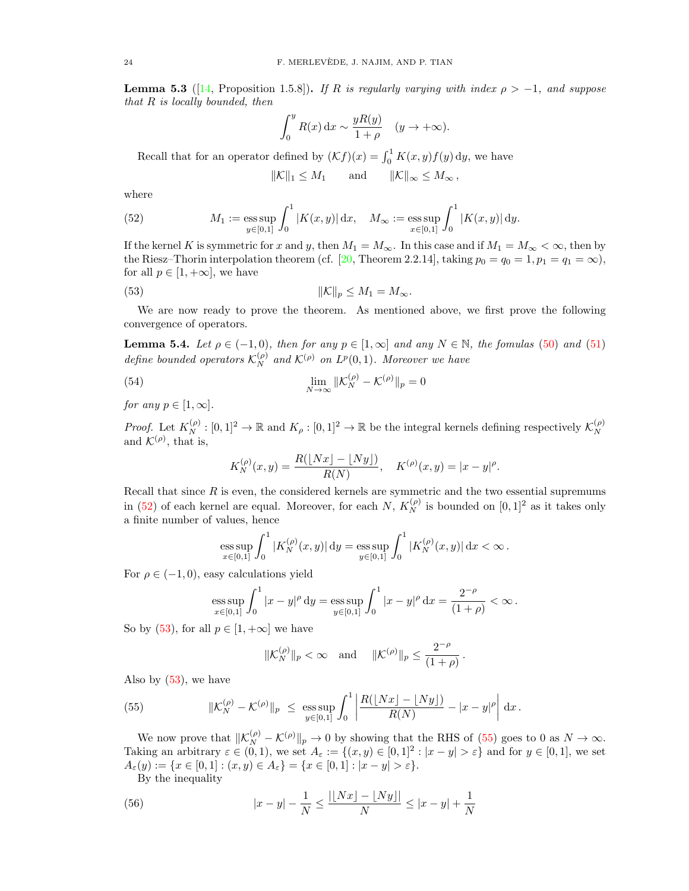**Lemma 5.3** ([14, Proposition 1.5.8])**.** *If $R$ is regularly varying with index $\rho > -1$, and suppose that $R$ is locally bounded, then*

$$\int_0^y R(x)\,\mathrm{d}x \sim \frac{yR(y)}{1+\rho} \quad (y \to +\infty).$$

Recall that for an operator defined by $(\mathcal{K}f)(x) = \int_0^1 K(x,y)f(y)\,\mathrm{d}y$, we have

$$\|\mathcal{K}\|_1 \le M_1 \qquad \text{and} \qquad \|\mathcal{K}\|_\infty \le M_\infty\,,$$

where

$$M_1 := \operatorname*{ess\,sup}_{y\in[0,1]} \int_0^1 |K(x,y)|\,\mathrm{d}x, \quad M_\infty := \operatorname*{ess\,sup}_{x\in[0,1]} \int_0^1 |K(x,y)|\,\mathrm{d}y. \tag{52}$$

If the kernel $K$ is symmetric for $x$ and $y$, then $M_1 = M_\infty$. In this case and if $M_1 = M_\infty < \infty$, then by the Riesz–Thorin interpolation theorem (cf. [20, Theorem 2.2.14], taking $p_0 = q_0 = 1, p_1 = q_1 = \infty$), for all $p \in [1, +\infty]$, we have

$$\|\mathcal{K}\|_p \le M_1 = M_\infty. \tag{53}$$

We are now ready to prove the theorem. As mentioned above, we first prove the following convergence of operators.

**Lemma 5.4.** *Let $\rho \in (-1, 0)$, then for any $p \in [1, \infty]$ and any $N \in \mathbb{N}$, the fomulas (50) and (51) define bounded operators $\mathcal{K}_N^{(\rho)}$ and $\mathcal{K}^{(\rho)}$ on $L^p(0,1)$. Moreover we have*

$$\lim_{N\to\infty} \|\mathcal{K}_N^{(\rho)} - \mathcal{K}^{(\rho)}\|_p = 0 \tag{54}$$

*for any $p \in [1, \infty]$.*

*Proof.* Let $K_N^{(\rho)} : [0,1]^2 \to \mathbb{R}$ and $K_\rho : [0,1]^2 \to \mathbb{R}$ be the integral kernels defining respectively $\mathcal{K}_N^{(\rho)}$ and $\mathcal{K}^{(\rho)}$, that is,

$$K_N^{(\rho)}(x,y) = \frac{R(\lfloor Nx \rfloor - \lfloor Ny \rfloor)}{R(N)}, \quad K^{(\rho)}(x,y) = |x-y|^\rho.$$

Recall that since $R$ is even, the considered kernels are symmetric and the two essential supremums in (52) of each kernel are equal. Moreover, for each $N$, $K_N^{(\rho)}$ is bounded on $[0,1]^2$ as it takes only a finite number of values, hence

$$\operatorname*{ess\,sup}_{x\in[0,1]} \int_0^1 |K_N^{(\rho)}(x,y)|\,\mathrm{d}y = \operatorname*{ess\,sup}_{y\in[0,1]} \int_0^1 |K_N^{(\rho)}(x,y)|\,\mathrm{d}x < \infty\,.$$

For $\rho \in (-1, 0)$, easy calculations yield

$$\operatorname*{ess\,sup}_{x\in[0,1]} \int_0^1 |x-y|^\rho\,\mathrm{d}y = \operatorname*{ess\,sup}_{y\in[0,1]} \int_0^1 |x-y|^\rho\,\mathrm{d}x = \frac{2^{-\rho}}{(1+\rho)} < \infty\,.$$

So by (53), for all $p \in [1, +\infty]$ we have

$$\|\mathcal{K}_N^{(\rho)}\|_p < \infty \quad \text{and} \quad \|\mathcal{K}^{(\rho)}\|_p \le \frac{2^{-\rho}}{(1+\rho)}\,.$$

Also by (53), we have

$$\|\mathcal{K}_N^{(\rho)} - \mathcal{K}^{(\rho)}\|_p \;\le\; \operatorname*{ess\,sup}_{y\in[0,1]} \int_0^1 \left| \frac{R(\lfloor Nx \rfloor - \lfloor Ny \rfloor)}{R(N)} - |x-y|^\rho \right| \mathrm{d}x\,. \tag{55}$$

We now prove that $\|\mathcal{K}_N^{(\rho)} - \mathcal{K}^{(\rho)}\|_p \to 0$ by showing that the RHS of (55) goes to 0 as $N \to \infty$. Taking an arbitrary $\varepsilon \in (0,1)$, we set $A_\varepsilon := \{(x,y) \in [0,1]^2 : |x-y| > \varepsilon\}$ and for $y \in [0,1]$, we set $A_\varepsilon(y) := \{x \in [0,1] : (x,y) \in A_\varepsilon\} = \{x \in [0,1] : |x-y| > \varepsilon\}$.

By the inequality

$$|x-y| - \frac{1}{N} \le \frac{|\lfloor Nx \rfloor - \lfloor Ny \rfloor|}{N} \le |x-y| + \frac{1}{N} \tag{56}$$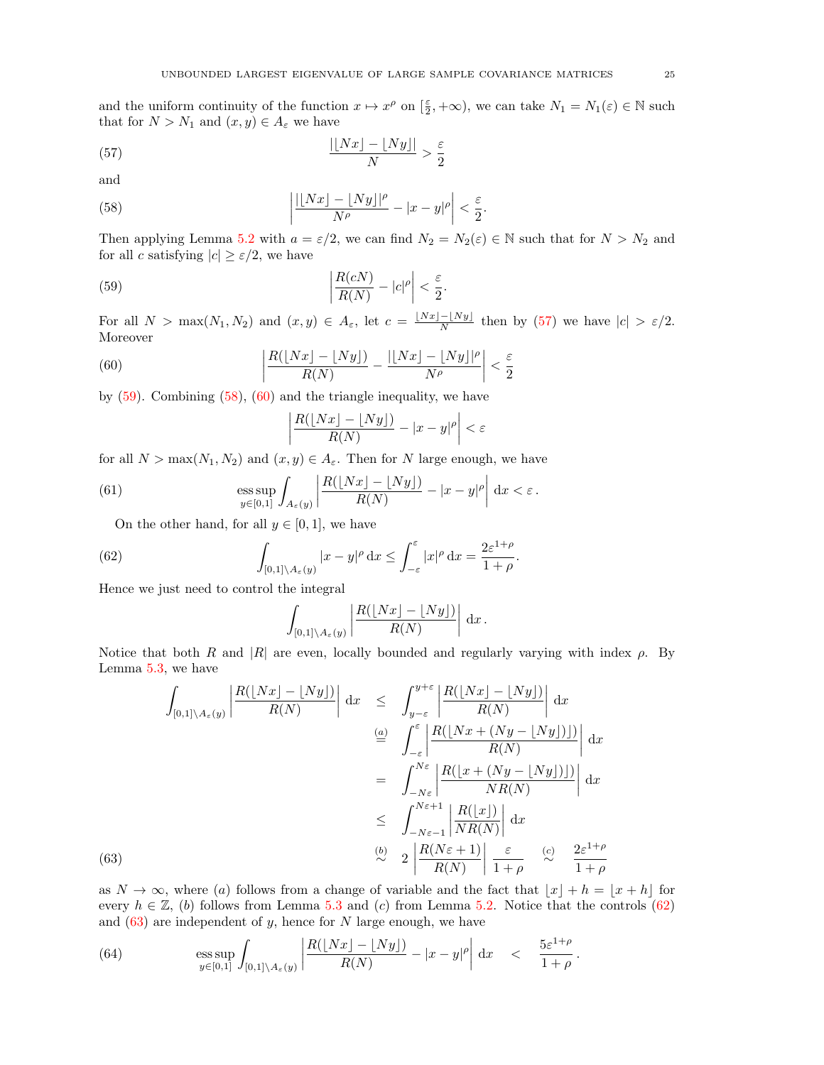and the uniform continuity of the function $x \mapsto x^\rho$ on $[\frac{\varepsilon}{2}, +\infty)$, we can take $N_1 = N_1(\varepsilon) \in \mathbb{N}$ such that for $N > N_1$ and $(x, y) \in A_\varepsilon$ we have

$$\frac{|\lfloor Nx \rfloor - \lfloor Ny \rfloor|}{N} > \frac{\varepsilon}{2} \tag{57}$$

and

$$\left| \frac{|\lfloor Nx \rfloor - \lfloor Ny \rfloor|^\rho}{N^\rho} - |x-y|^\rho \right| < \frac{\varepsilon}{2}. \tag{58}$$

Then applying Lemma 5.2 with $a = \varepsilon/2$, we can find $N_2 = N_2(\varepsilon) \in \mathbb{N}$ such that for $N > N_2$ and for all $c$ satisfying $|c| \geq \varepsilon/2$, we have

$$\left| \frac{R(cN)}{R(N)} - |c|^\rho \right| < \frac{\varepsilon}{2}. \tag{59}$$

For all $N > \max(N_1, N_2)$ and $(x, y) \in A_\varepsilon$, let $c = \frac{\lfloor Nx \rfloor - \lfloor Ny \rfloor}{N}$ then by (57) we have $|c| > \varepsilon/2$. Moreover

$$\left| \frac{R(\lfloor Nx \rfloor - \lfloor Ny \rfloor)}{R(N)} - \frac{|\lfloor Nx \rfloor - \lfloor Ny \rfloor|^\rho}{N^\rho} \right| < \frac{\varepsilon}{2} \tag{60}$$

by (59). Combining (58), (60) and the triangle inequality, we have

$$\left| \frac{R(\lfloor Nx \rfloor - \lfloor Ny \rfloor)}{R(N)} - |x-y|^\rho \right| < \varepsilon$$

for all $N > \max(N_1, N_2)$ and $(x, y) \in A_\varepsilon$. Then for $N$ large enough, we have

$$\operatorname*{ess\,sup}_{y \in [0,1]} \int_{A_\varepsilon(y)} \left| \frac{R(\lfloor Nx \rfloor - \lfloor Ny \rfloor)}{R(N)} - |x-y|^\rho \right| \mathrm{d}x < \varepsilon\,. \tag{61}$$

On the other hand, for all $y \in [0, 1]$, we have

$$\int_{[0,1] \setminus A_\varepsilon(y)} |x-y|^\rho \,\mathrm{d}x \leq \int_{-\varepsilon}^{\varepsilon} |x|^\rho \,\mathrm{d}x = \frac{2\varepsilon^{1+\rho}}{1+\rho}. \tag{62}$$

Hence we just need to control the integral

$$\int_{[0,1] \setminus A_\varepsilon(y)} \left| \frac{R(\lfloor Nx \rfloor - \lfloor Ny \rfloor)}{R(N)} \right| \mathrm{d}x\,.$$

Notice that both $R$ and $|R|$ are even, locally bounded and regularly varying with index $\rho$. By Lemma 5.3, we have

$$\begin{aligned}
\int_{[0,1] \setminus A_\varepsilon(y)} \left| \frac{R(\lfloor Nx \rfloor - \lfloor Ny \rfloor)}{R(N)} \right| \mathrm{d}x &\leq \int_{y-\varepsilon}^{y+\varepsilon} \left| \frac{R(\lfloor Nx \rfloor - \lfloor Ny \rfloor)}{R(N)} \right| \mathrm{d}x \\
&\overset{(a)}{=} \int_{-\varepsilon}^{\varepsilon} \left| \frac{R(\lfloor Nx + (Ny - \lfloor Ny \rfloor) \rfloor)}{R(N)} \right| \mathrm{d}x \\
&= \int_{-N\varepsilon}^{N\varepsilon} \left| \frac{R(\lfloor x + (Ny - \lfloor Ny \rfloor) \rfloor)}{NR(N)} \right| \mathrm{d}x \\
&\leq \int_{-N\varepsilon-1}^{N\varepsilon+1} \left| \frac{R(\lfloor x \rfloor)}{NR(N)} \right| \mathrm{d}x \\
&\overset{(b)}{\sim} 2 \left| \frac{R(N\varepsilon+1)}{R(N)} \right| \frac{\varepsilon}{1+\rho} \quad \overset{(c)}{\sim} \quad \frac{2\varepsilon^{1+\rho}}{1+\rho}
\end{aligned} \tag{63}$$

as $N \to \infty$, where $(a)$ follows from a change of variable and the fact that $\lfloor x \rfloor + h = \lfloor x + h \rfloor$ for every $h \in \mathbb{Z}$, $(b)$ follows from Lemma 5.3 and $(c)$ from Lemma 5.2. Notice that the controls (62) and (63) are independent of $y$, hence for $N$ large enough, we have

$$\operatorname*{ess\,sup}_{y \in [0,1]} \int_{[0,1] \setminus A_\varepsilon(y)} \left| \frac{R(\lfloor Nx \rfloor - \lfloor Ny \rfloor)}{R(N)} - |x-y|^\rho \right| \mathrm{d}x \quad < \quad \frac{5\varepsilon^{1+\rho}}{1+\rho}\,. \tag{64}$$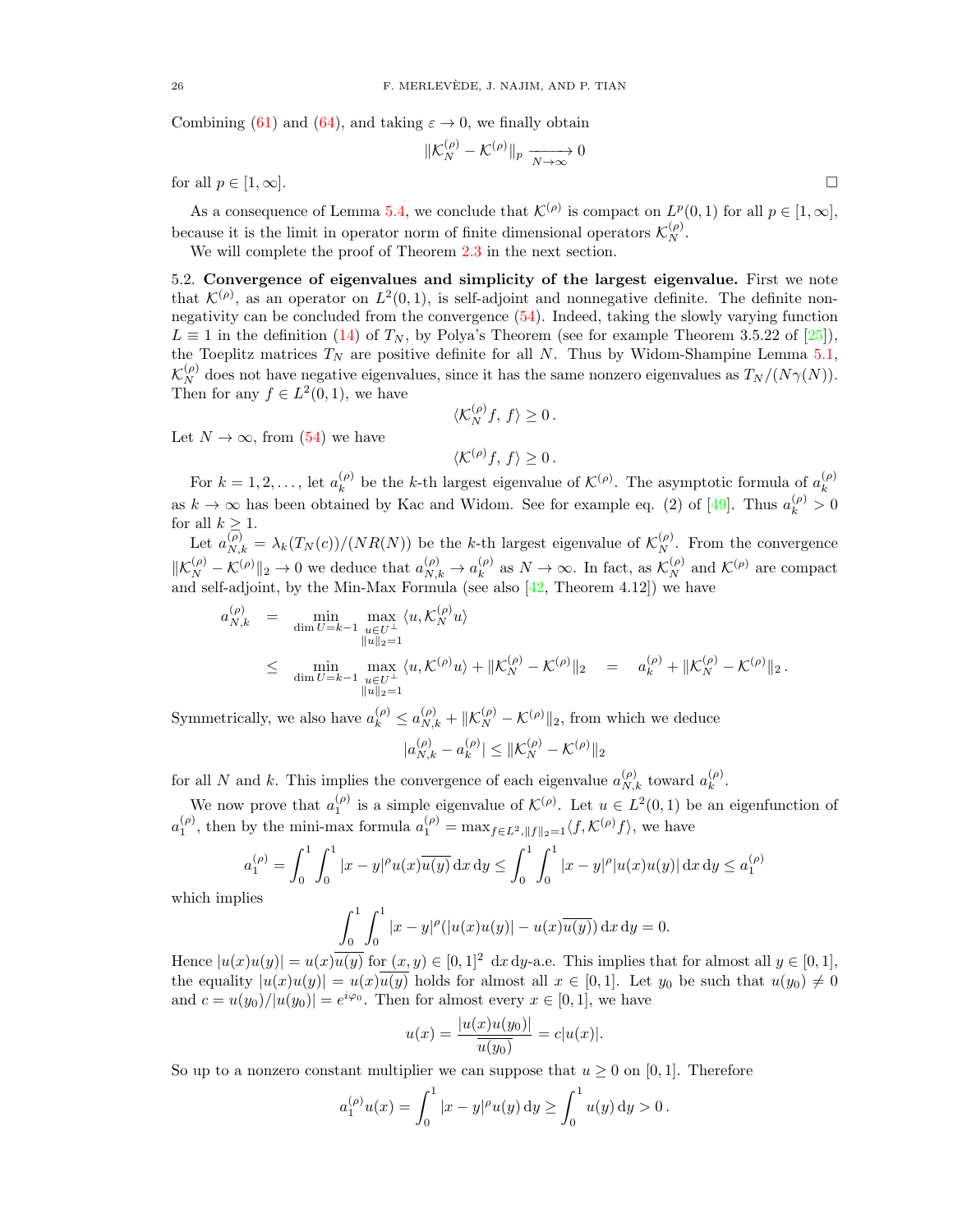Combining (61) and (64), and taking $\varepsilon \to 0$, we finally obtain

$$\|\mathcal{K}_N^{(\rho)} - \mathcal{K}^{(\rho)}\|_p \xrightarrow[N\to\infty]{} 0$$

for all $p \in [1, \infty]$. □

As a consequence of Lemma 5.4, we conclude that $\mathcal{K}^{(\rho)}$ is compact on $L^p(0,1)$ for all $p \in [1,\infty]$, because it is the limit in operator norm of finite dimensional operators $\mathcal{K}_N^{(\rho)}$.

We will complete the proof of Theorem 2.3 in the next section.

5.2. **Convergence of eigenvalues and simplicity of the largest eigenvalue.** First we note that $\mathcal{K}^{(\rho)}$, as an operator on $L^2(0,1)$, is self-adjoint and nonnegative definite. The definite nonnegativity can be concluded from the convergence (54). Indeed, taking the slowly varying function $L \equiv 1$ in the definition (14) of $T_N$, by Polya's Theorem (see for example Theorem 3.5.22 of [25]), the Toeplitz matrices $T_N$ are positive definite for all $N$. Thus by Widom-Shampine Lemma 5.1, $\mathcal{K}_N^{(\rho)}$ does not have negative eigenvalues, since it has the same nonzero eigenvalues as $T_N/(N\gamma(N))$. Then for any $f \in L^2(0,1)$, we have

$$\langle \mathcal{K}_N^{(\rho)} f,\, f\rangle \geq 0\,.$$

Let $N \to \infty$, from (54) we have

$$\langle \mathcal{K}^{(\rho)} f,\, f\rangle \geq 0\,.$$

For $k = 1, 2, \dots$, let $a_k^{(\rho)}$ be the $k$-th largest eigenvalue of $\mathcal{K}^{(\rho)}$. The asymptotic formula of $a_k^{(\rho)}$ as $k \to \infty$ has been obtained by Kac and Widom. See for example eq. (2) of [49]. Thus $a_k^{(\rho)} > 0$ for all $k \geq 1$.

Let $a_{N,k}^{(\rho)} = \lambda_k(T_N(c))/(NR(N))$ be the $k$-th largest eigenvalue of $\mathcal{K}_N^{(\rho)}$. From the convergence $\|\mathcal{K}_N^{(\rho)} - \mathcal{K}^{(\rho)}\|_2 \to 0$ we deduce that $a_{N,k}^{(\rho)} \to a_k^{(\rho)}$ as $N \to \infty$. In fact, as $\mathcal{K}_N^{(\rho)}$ and $\mathcal{K}^{(\rho)}$ are compact and self-adjoint, by the Min-Max Formula (see also [42, Theorem 4.12]) we have

$$\begin{aligned}
a_{N,k}^{(\rho)} &= \min_{\dim U = k-1} \max_{\substack{u \in U^\perp \\ \|u\|_2 = 1}} \langle u, \mathcal{K}_N^{(\rho)} u\rangle \\
&\leq \min_{\dim U = k-1} \max_{\substack{u \in U^\perp \\ \|u\|_2 = 1}} \langle u, \mathcal{K}^{(\rho)} u\rangle + \|\mathcal{K}_N^{(\rho)} - \mathcal{K}^{(\rho)}\|_2 \quad = \quad a_k^{(\rho)} + \|\mathcal{K}_N^{(\rho)} - \mathcal{K}^{(\rho)}\|_2\,.
\end{aligned}$$

Symmetrically, we also have $a_k^{(\rho)} \leq a_{N,k}^{(\rho)} + \|\mathcal{K}_N^{(\rho)} - \mathcal{K}^{(\rho)}\|_2$, from which we deduce

$$|a_{N,k}^{(\rho)} - a_k^{(\rho)}| \leq \|\mathcal{K}_N^{(\rho)} - \mathcal{K}^{(\rho)}\|_2$$

for all $N$ and $k$. This implies the convergence of each eigenvalue $a_{N,k}^{(\rho)}$ toward $a_k^{(\rho)}$.

We now prove that $a_1^{(\rho)}$ is a simple eigenvalue of $\mathcal{K}^{(\rho)}$. Let $u \in L^2(0,1)$ be an eigenfunction of $a_1^{(\rho)}$, then by the mini-max formula $a_1^{(\rho)} = \max_{f \in L^2, \|f\|_2 = 1} \langle f, \mathcal{K}^{(\rho)} f\rangle$, we have

$$a_1^{(\rho)} = \int_0^1\!\!\int_0^1 |x-y|^\rho u(x)\overline{u(y)}\,\mathrm{d}x\,\mathrm{d}y \leq \int_0^1\!\!\int_0^1 |x-y|^\rho |u(x)u(y)|\,\mathrm{d}x\,\mathrm{d}y \leq a_1^{(\rho)}$$

which implies

$$\int_0^1\!\!\int_0^1 |x-y|^\rho \big(|u(x)u(y)| - u(x)\overline{u(y)}\big)\,\mathrm{d}x\,\mathrm{d}y = 0.$$

Hence $|u(x)u(y)| = u(x)\overline{u(y)}$ for $(x,y) \in [0,1]^2$ $\mathrm{d}x\,\mathrm{d}y$-a.e. This implies that for almost all $y \in [0,1]$, the equality $|u(x)u(y)| = u(x)\overline{u(y)}$ holds for almost all $x \in [0,1]$. Let $y_0$ be such that $u(y_0) \neq 0$ and $c = u(y_0)/|u(y_0)| = e^{i\varphi_0}$. Then for almost every $x \in [0,1]$, we have

$$u(x) = \frac{|u(x)u(y_0)|}{\overline{u(y_0)}} = c|u(x)|.$$

So up to a nonzero constant multiplier we can suppose that $u \geq 0$ on $[0,1]$. Therefore

$$a_1^{(\rho)} u(x) = \int_0^1 |x-y|^\rho u(y)\,\mathrm{d}y \geq \int_0^1 u(y)\,\mathrm{d}y > 0\,.$$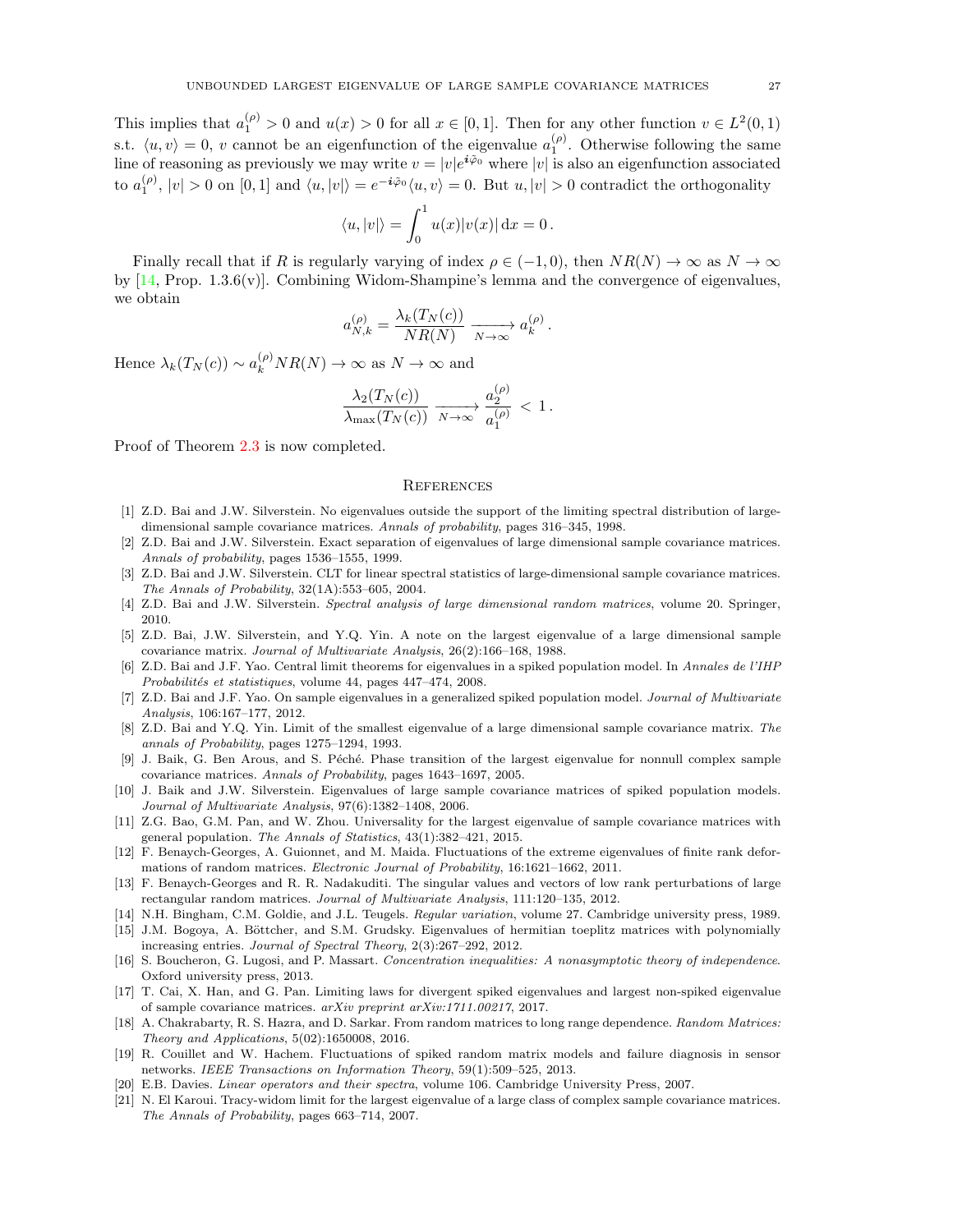This implies that $a_1^{(\rho)} > 0$ and $u(x) > 0$ for all $x \in [0,1]$. Then for any other function $v \in L^2(0,1)$ s.t. $\langle u, v\rangle = 0$, $v$ cannot be an eigenfunction of the eigenvalue $a_1^{(\rho)}$. Otherwise following the same line of reasoning as previously we may write $v = |v| e^{\boldsymbol{i}\tilde{\varphi}_0}$ where $|v|$ is also an eigenfunction associated to $a_1^{(\rho)}$, $|v| > 0$ on $[0,1]$ and $\langle u, |v|\rangle = e^{-\boldsymbol{i}\tilde{\varphi}_0}\langle u, v\rangle = 0$. But $u, |v| > 0$ contradict the orthogonality

$$\langle u, |v|\rangle = \int_0^1 u(x)|v(x)|\,\mathrm{d}x = 0\,.$$

Finally recall that if $R$ is regularly varying of index $\rho \in (-1, 0)$, then $NR(N) \to \infty$ as $N \to \infty$ by [14, Prop. 1.3.6(v)]. Combining Widom-Shampine's lemma and the convergence of eigenvalues, we obtain

$$a_{N,k}^{(\rho)} = \frac{\lambda_k(T_N(c))}{NR(N)} \xrightarrow[N\to\infty]{} a_k^{(\rho)}\,.$$

Hence $\lambda_k(T_N(c)) \sim a_k^{(\rho)} NR(N) \to \infty$ as $N \to \infty$ and

$$\frac{\lambda_2(T_N(c))}{\lambda_{\max}(T_N(c))} \xrightarrow[N\to\infty]{} \frac{a_2^{(\rho)}}{a_1^{(\rho)}} < 1\,.$$

Proof of Theorem 2.3 is now completed.

## References

[1] Z.D. Bai and J.W. Silverstein. No eigenvalues outside the support of the limiting spectral distribution of large-dimensional sample covariance matrices. *Annals of probability*, pages 316–345, 1998.

[2] Z.D. Bai and J.W. Silverstein. Exact separation of eigenvalues of large dimensional sample covariance matrices. *Annals of probability*, pages 1536–1555, 1999.

[3] Z.D. Bai and J.W. Silverstein. CLT for linear spectral statistics of large-dimensional sample covariance matrices. *The Annals of Probability*, 32(1A):553–605, 2004.

[4] Z.D. Bai and J.W. Silverstein. *Spectral analysis of large dimensional random matrices*, volume 20. Springer, 2010.

[5] Z.D. Bai, J.W. Silverstein, and Y.Q. Yin. A note on the largest eigenvalue of a large dimensional sample covariance matrix. *Journal of Multivariate Analysis*, 26(2):166–168, 1988.

[6] Z.D. Bai and J.F. Yao. Central limit theorems for eigenvalues in a spiked population model. In *Annales de l'IHP Probabilités et statistiques*, volume 44, pages 447–474, 2008.

[7] Z.D. Bai and J.F. Yao. On sample eigenvalues in a generalized spiked population model. *Journal of Multivariate Analysis*, 106:167–177, 2012.

[8] Z.D. Bai and Y.Q. Yin. Limit of the smallest eigenvalue of a large dimensional sample covariance matrix. *The annals of Probability*, pages 1275–1294, 1993.

[9] J. Baik, G. Ben Arous, and S. Péché. Phase transition of the largest eigenvalue for nonnull complex sample covariance matrices. *Annals of Probability*, pages 1643–1697, 2005.

[10] J. Baik and J.W. Silverstein. Eigenvalues of large sample covariance matrices of spiked population models. *Journal of Multivariate Analysis*, 97(6):1382–1408, 2006.

[11] Z.G. Bao, G.M. Pan, and W. Zhou. Universality for the largest eigenvalue of sample covariance matrices with general population. *The Annals of Statistics*, 43(1):382–421, 2015.

[12] F. Benaych-Georges, A. Guionnet, and M. Maida. Fluctuations of the extreme eigenvalues of finite rank deformations of random matrices. *Electronic Journal of Probability*, 16:1621–1662, 2011.

[13] F. Benaych-Georges and R. R. Nadakuditi. The singular values and vectors of low rank perturbations of large rectangular random matrices. *Journal of Multivariate Analysis*, 111:120–135, 2012.

[14] N.H. Bingham, C.M. Goldie, and J.L. Teugels. *Regular variation*, volume 27. Cambridge university press, 1989.

[15] J.M. Bogoya, A. Böttcher, and S.M. Grudsky. Eigenvalues of hermitian toeplitz matrices with polynomially increasing entries. *Journal of Spectral Theory*, 2(3):267–292, 2012.

[16] S. Boucheron, G. Lugosi, and P. Massart. *Concentration inequalities: A nonasymptotic theory of independence.* Oxford university press, 2013.

[17] T. Cai, X. Han, and G. Pan. Limiting laws for divergent spiked eigenvalues and largest non-spiked eigenvalue of sample covariance matrices. *arXiv preprint arXiv:1711.00217*, 2017.

[18] A. Chakrabarty, R. S. Hazra, and D. Sarkar. From random matrices to long range dependence. *Random Matrices: Theory and Applications*, 5(02):1650008, 2016.

[19] R. Couillet and W. Hachem. Fluctuations of spiked random matrix models and failure diagnosis in sensor networks. *IEEE Transactions on Information Theory*, 59(1):509–525, 2013.

[20] E.B. Davies. *Linear operators and their spectra*, volume 106. Cambridge University Press, 2007.

[21] N. El Karoui. Tracy-widom limit for the largest eigenvalue of a large class of complex sample covariance matrices. *The Annals of Probability*, pages 663–714, 2007.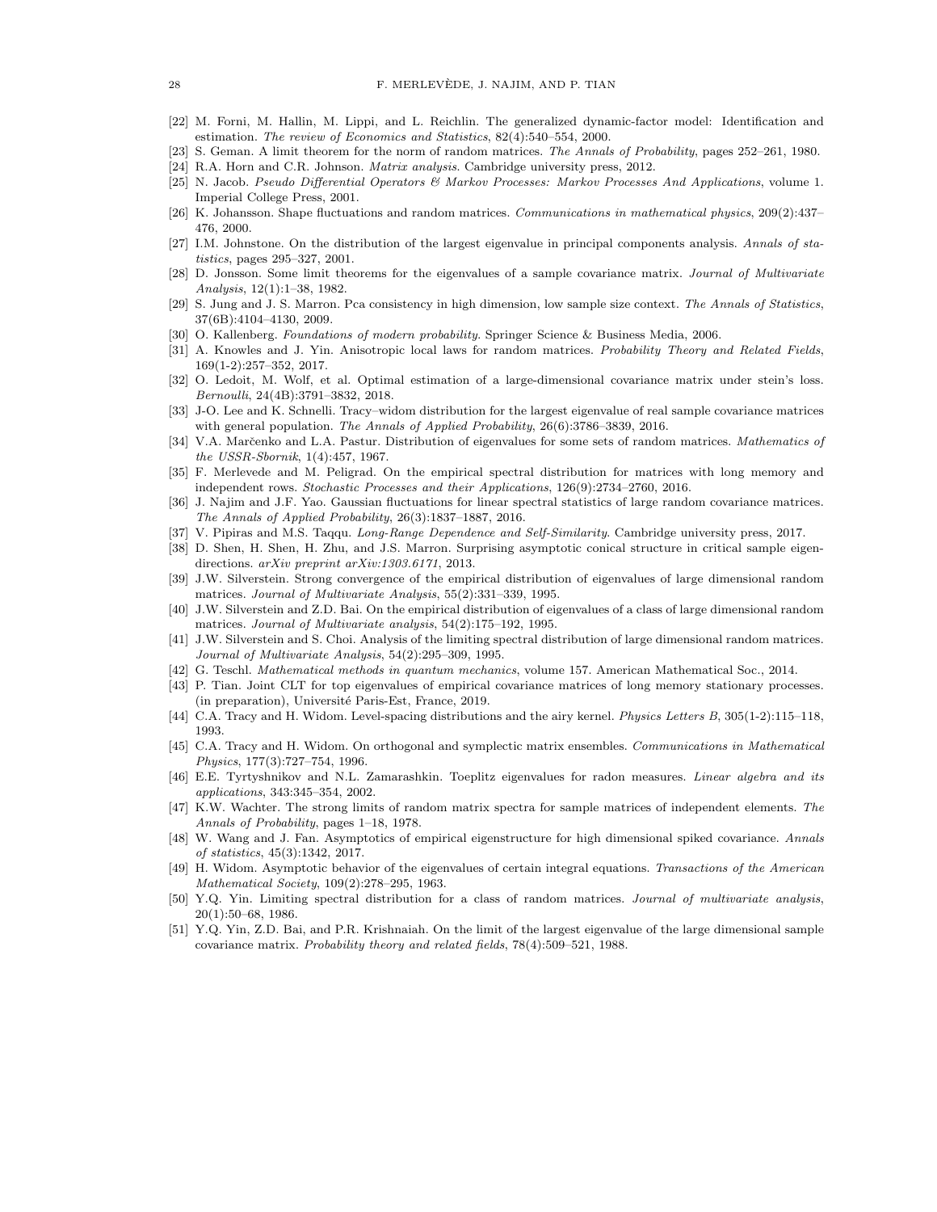[22] M. Forni, M. Hallin, M. Lippi, and L. Reichlin. The generalized dynamic-factor model: Identification and estimation. *The review of Economics and Statistics*, 82(4):540–554, 2000.

[23] S. Geman. A limit theorem for the norm of random matrices. *The Annals of Probability*, pages 252–261, 1980.

[24] R.A. Horn and C.R. Johnson. *Matrix analysis*. Cambridge university press, 2012.

[25] N. Jacob. *Pseudo Differential Operators & Markov Processes: Markov Processes And Applications*, volume 1. Imperial College Press, 2001.

[26] K. Johansson. Shape fluctuations and random matrices. *Communications in mathematical physics*, 209(2):437–476, 2000.

[27] I.M. Johnstone. On the distribution of the largest eigenvalue in principal components analysis. *Annals of statistics*, pages 295–327, 2001.

[28] D. Jonsson. Some limit theorems for the eigenvalues of a sample covariance matrix. *Journal of Multivariate Analysis*, 12(1):1–38, 1982.

[29] S. Jung and J. S. Marron. Pca consistency in high dimension, low sample size context. *The Annals of Statistics*, 37(6B):4104–4130, 2009.

[30] O. Kallenberg. *Foundations of modern probability*. Springer Science & Business Media, 2006.

[31] A. Knowles and J. Yin. Anisotropic local laws for random matrices. *Probability Theory and Related Fields*, 169(1-2):257–352, 2017.

[32] O. Ledoit, M. Wolf, et al. Optimal estimation of a large-dimensional covariance matrix under stein's loss. *Bernoulli*, 24(4B):3791–3832, 2018.

[33] J-O. Lee and K. Schnelli. Tracy–widom distribution for the largest eigenvalue of real sample covariance matrices with general population. *The Annals of Applied Probability*, 26(6):3786–3839, 2016.

[34] V.A. Marčenko and L.A. Pastur. Distribution of eigenvalues for some sets of random matrices. *Mathematics of the USSR-Sbornik*, 1(4):457, 1967.

[35] F. Merlevede and M. Peligrad. On the empirical spectral distribution for matrices with long memory and independent rows. *Stochastic Processes and their Applications*, 126(9):2734–2760, 2016.

[36] J. Najim and J.F. Yao. Gaussian fluctuations for linear spectral statistics of large random covariance matrices. *The Annals of Applied Probability*, 26(3):1837–1887, 2016.

[37] V. Pipiras and M.S. Taqqu. *Long-Range Dependence and Self-Similarity*. Cambridge university press, 2017.

[38] D. Shen, H. Shen, H. Zhu, and J.S. Marron. Surprising asymptotic conical structure in critical sample eigen-directions. *arXiv preprint arXiv:1303.6171*, 2013.

[39] J.W. Silverstein. Strong convergence of the empirical distribution of eigenvalues of large dimensional random matrices. *Journal of Multivariate Analysis*, 55(2):331–339, 1995.

[40] J.W. Silverstein and Z.D. Bai. On the empirical distribution of eigenvalues of a class of large dimensional random matrices. *Journal of Multivariate analysis*, 54(2):175–192, 1995.

[41] J.W. Silverstein and S. Choi. Analysis of the limiting spectral distribution of large dimensional random matrices. *Journal of Multivariate Analysis*, 54(2):295–309, 1995.

[42] G. Teschl. *Mathematical methods in quantum mechanics*, volume 157. American Mathematical Soc., 2014.

[43] P. Tian. Joint CLT for top eigenvalues of empirical covariance matrices of long memory stationary processes. (in preparation), Université Paris-Est, France, 2019.

[44] C.A. Tracy and H. Widom. Level-spacing distributions and the airy kernel. *Physics Letters B*, 305(1-2):115–118, 1993.

[45] C.A. Tracy and H. Widom. On orthogonal and symplectic matrix ensembles. *Communications in Mathematical Physics*, 177(3):727–754, 1996.

[46] E.E. Tyrtyshnikov and N.L. Zamarashkin. Toeplitz eigenvalues for radon measures. *Linear algebra and its applications*, 343:345–354, 2002.

[47] K.W. Wachter. The strong limits of random matrix spectra for sample matrices of independent elements. *The Annals of Probability*, pages 1–18, 1978.

[48] W. Wang and J. Fan. Asymptotics of empirical eigenstructure for high dimensional spiked covariance. *Annals of statistics*, 45(3):1342, 2017.

[49] H. Widom. Asymptotic behavior of the eigenvalues of certain integral equations. *Transactions of the American Mathematical Society*, 109(2):278–295, 1963.

[50] Y.Q. Yin. Limiting spectral distribution for a class of random matrices. *Journal of multivariate analysis*, 20(1):50–68, 1986.

[51] Y.Q. Yin, Z.D. Bai, and P.R. Krishnaiah. On the limit of the largest eigenvalue of the large dimensional sample covariance matrix. *Probability theory and related fields*, 78(4):509–521, 1988.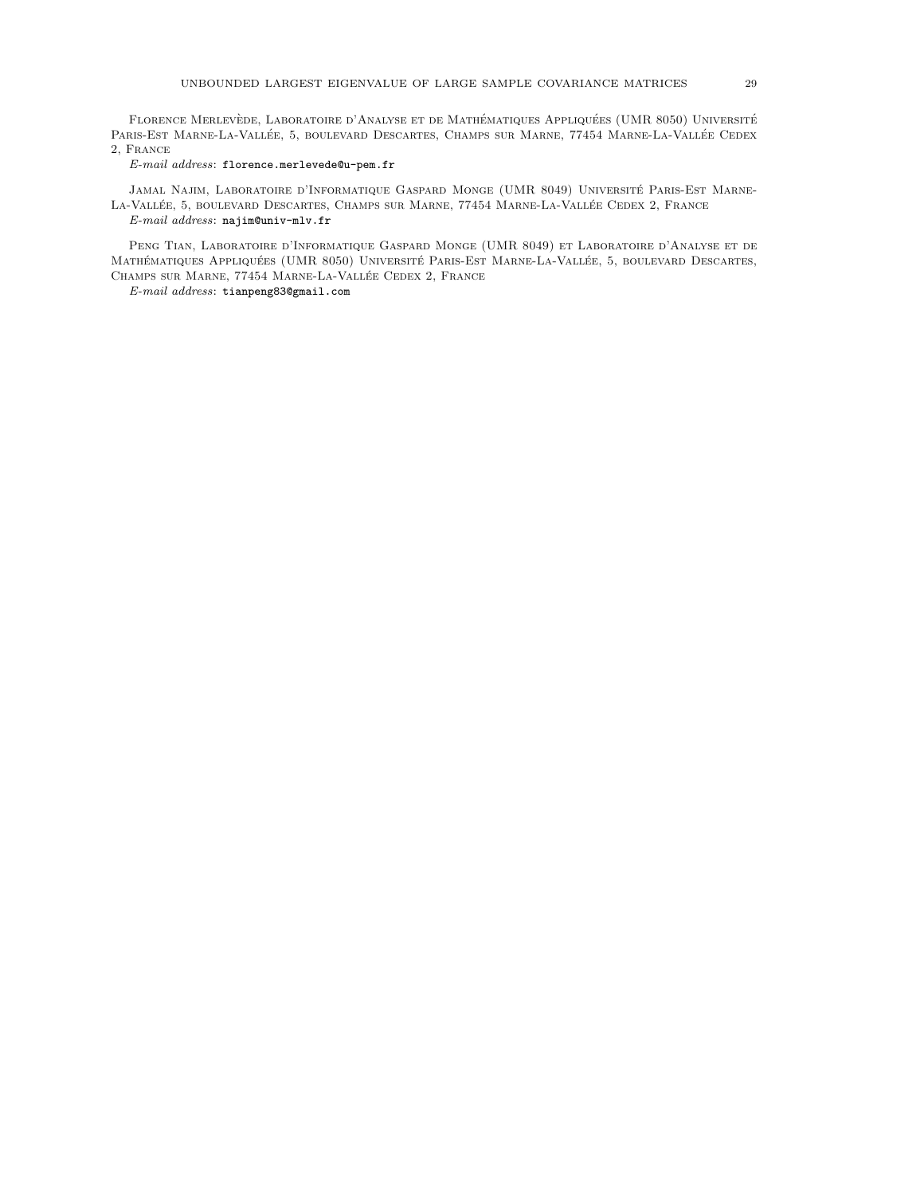Florence Merlevède, Laboratoire d'Analyse et de Mathématiques Appliquées (UMR 8050) Université Paris-Est Marne-La-Vallée, 5, boulevard Descartes, Champs sur Marne, 77454 Marne-La-Vallée Cedex 2, France

*E-mail address*: florence.merlevede@u-pem.fr

Jamal Najim, Laboratoire d'Informatique Gaspard Monge (UMR 8049) Université Paris-Est Marne-La-Vallée, 5, boulevard Descartes, Champs sur Marne, 77454 Marne-La-Vallée Cedex 2, France

*E-mail address*: najim@univ-mlv.fr

Peng Tian, Laboratoire d'Informatique Gaspard Monge (UMR 8049) et Laboratoire d'Analyse et de Mathématiques Appliquées (UMR 8050) Université Paris-Est Marne-La-Vallée, 5, boulevard Descartes, Champs sur Marne, 77454 Marne-La-Vallée Cedex 2, France

*E-mail address*: tianpeng83@gmail.com